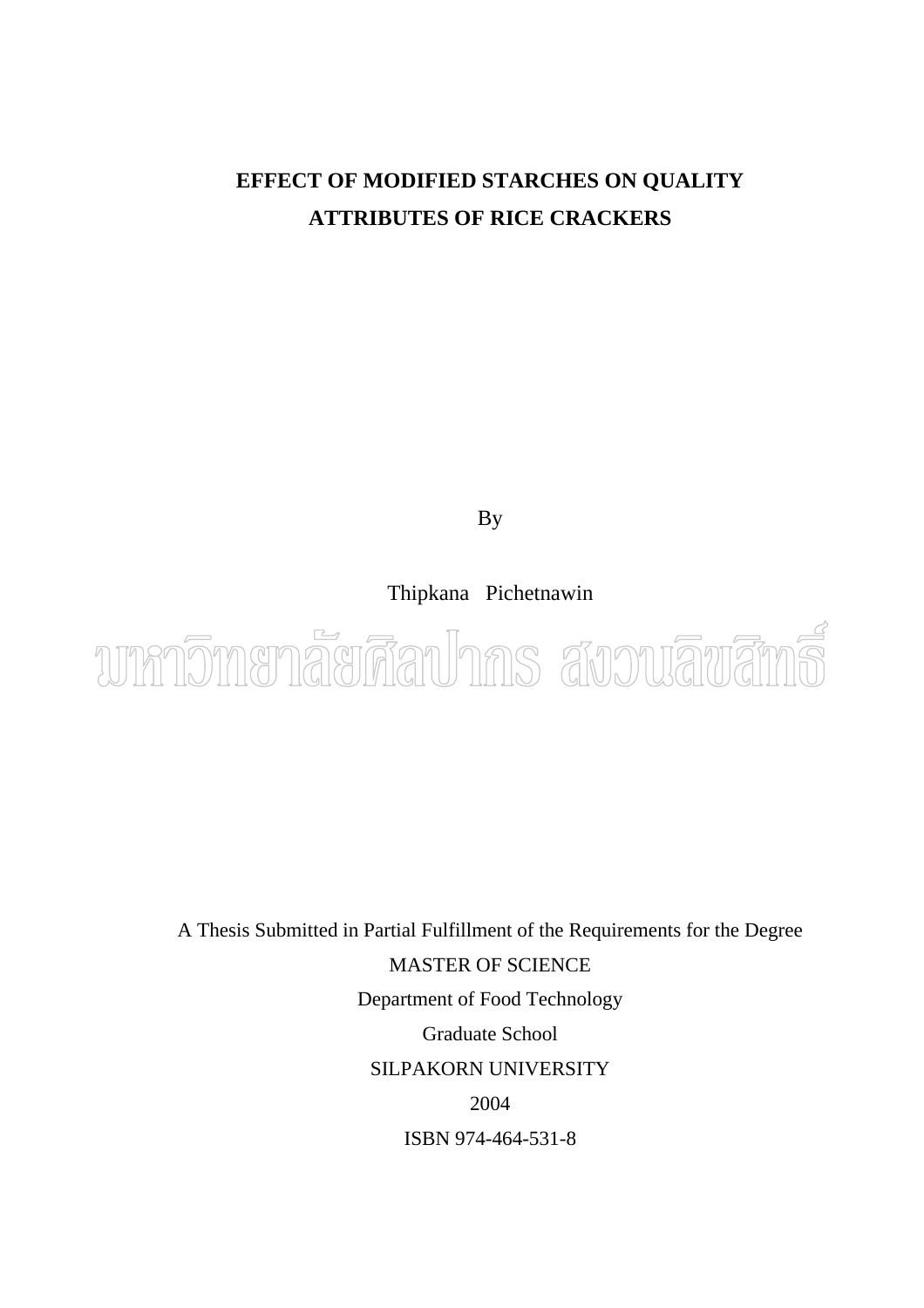# EFFECT OF MODIFIED STARCHES ON QUALITY ATTRIBUTES OF RICE CRACKERS

By

Thipkana Pichetnawin

มหาวิทยาลัยศิลปากร สงวนลิขสิทธิ์

A Thesis Submitted in Partial Fulfillment of the Requirements for the Degree

MASTER OF SCIENCE

Department of Food Technology

Graduate School

SILPAKORN UNIVERSITY

2004

ISBN 974-464-531-8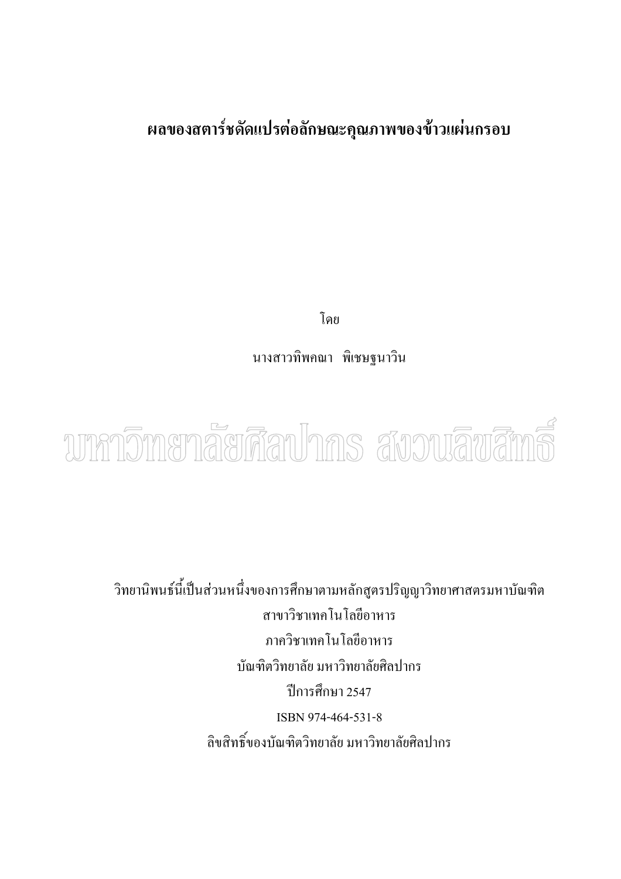# ผลของสตาร์ชดัดแปรต่อลักษณะคุณภาพของข้าวแผ่นกรอบ

โดย

นางสาวทิพคณา พิเชษฐนาวิน

วิทยานิพนธ์นี้เป็นส่วนหนึ่งของการศึกษาตามหลักสูตรปริญญาวิทยาศาสตรมหาบัณฑิต

สาขาวิชาเทคโนโลยีอาหาร

ภาควิชาเทคโนโลยีอาหาร

บัณฑิตวิทยาลัย มหาวิทยาลัยศิลปากร

ปีการศึกษา 2547

ISBN 974-464-531-8

ลิขสิทธิ์ของบัณฑิตวิทยาลัย มหาวิทยาลัยศิลปากร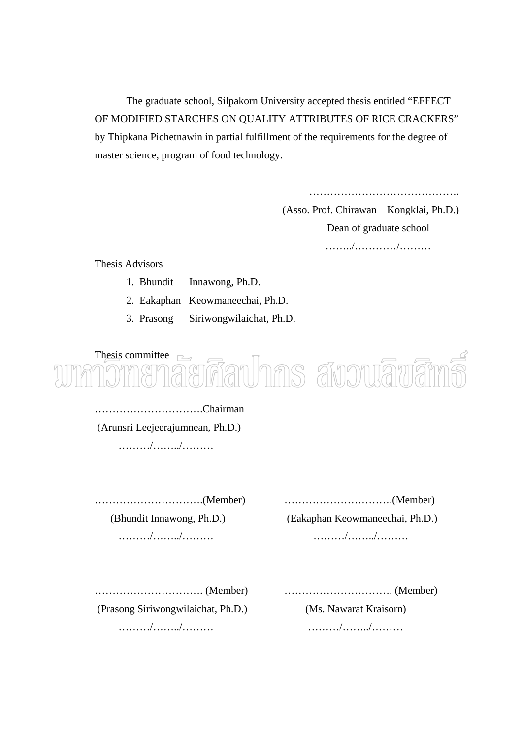The graduate school, Silpakorn University accepted thesis entitled "EFFECT OF MODIFIED STARCHES ON QUALITY ATTRIBUTES OF RICE CRACKERS" by Thipkana Pichetnawin in partial fulfillment of the requirements for the degree of master science, program of food technology.

…………………………………….
(Asso. Prof. Chirawan Kongklai, Ph.D.)
Dean of graduate school
……../…………/………

Thesis Advisors

1. Bhundit Innawong, Ph.D.
2. Eakaphan Keowmaneechai, Ph.D.
3. Prasong Siriwongwilaichat, Ph.D.

Thesis committee

………………………….Chairman
(Arunsri Leejeerajumnean, Ph.D.)
………/……../………

………………………….(Member)
(Bhundit Innawong, Ph.D.)
………/……../………

………………………….(Member)
(Eakaphan Keowmaneechai, Ph.D.)
………/……../………

…………………………. (Member)
(Prasong Siriwongwilaichat, Ph.D.)
………/……../………

…………………………. (Member)
(Ms. Nawarat Kraisorn)
………/……../………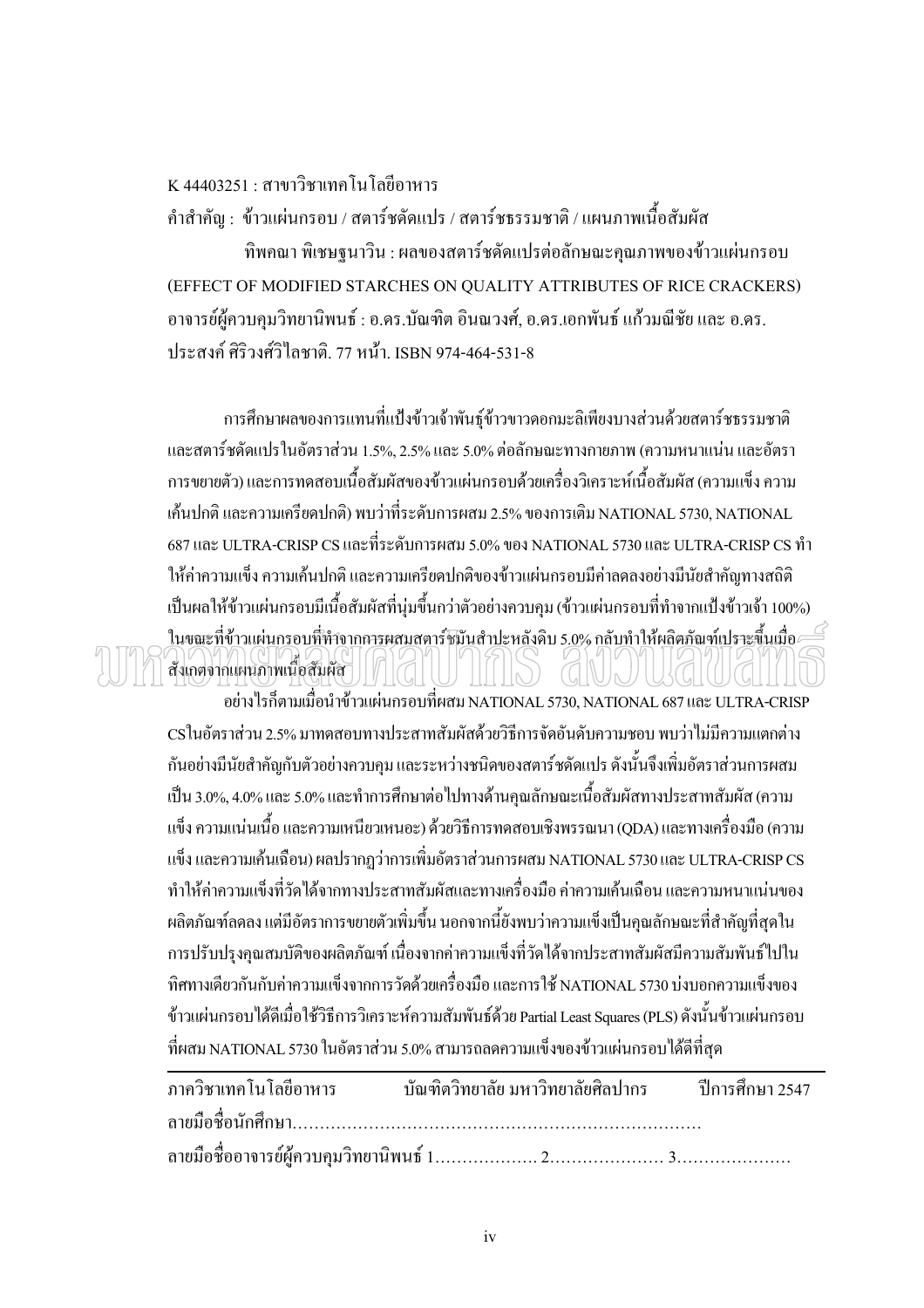K 44403251 : สาขาวิชาเทคโนโลยีอาหาร

คำสำคัญ : ข้าวแผ่นกรอบ / สตาร์ชดัดแปร / สตาร์ชธรรมชาติ / แผนภาพเนื้อสัมผัส

ทิพคณา พิเชษฐนาวิน : ผลของสตาร์ชดัดแปรต่อลักษณะคุณภาพของข้าวแผ่นกรอบ (EFFECT OF MODIFIED STARCHES ON QUALITY ATTRIBUTES OF RICE CRACKERS) อาจารย์ผู้ควบคุมวิทยานิพนธ์ : อ.ดร.บัณฑิต อินณวงศ์, อ.ดร.เอกพันธ์ แก้วมณีชัย และ อ.ดร. ประสงค์ ศิริวงศ์วิไลชาติ. 77 หน้า. ISBN 974-464-531-8

การศึกษาผลของการแทนที่แป้งข้าวเจ้าพันธุ์ข้าวขาวดอกมะลิเพียงบางส่วนด้วยสตาร์ชธรรมชาติและสตาร์ชดัดแปรในอัตราส่วน 1.5%, 2.5% และ 5.0% ต่อลักษณะทางกายภาพ (ความหนาแน่น และอัตราการขยายตัว) และการทดสอบเนื้อสัมผัสของข้าวแผ่นกรอบด้วยเครื่องวิเคราะห์เนื้อสัมผัส (ความแข็ง ความเค้นปกติ และความเครียดปกติ) พบว่าที่ระดับการผสม 2.5% ของการเติม NATIONAL 5730, NATIONAL 687 และ ULTRA-CRISP CS และที่ระดับการผสม 5.0% ของ NATIONAL 5730 และ ULTRA-CRISP CS ทำให้ค่าความแข็ง ความเค้นปกติ และความเครียดปกติของข้าวแผ่นกรอบมีค่าลดลงอย่างมีนัยสำคัญทางสถิติ เป็นผลให้ข้าวแผ่นกรอบมีเนื้อสัมผัสที่นุ่มขึ้นกว่าตัวอย่างควบคุม (ข้าวแผ่นกรอบที่ทำจากแป้งข้าวเจ้า 100%) ในขณะที่ข้าวแผ่นกรอบที่ทำจากการผสมสตาร์ชมันสำปะหลังดิบ 5.0% กลับทำให้ผลิตภัณฑ์เปราะขึ้นเมื่อสังเกตจากแผนภาพเนื้อสัมผัส

อย่างไรก็ตามเมื่อนำข้าวแผ่นกรอบที่ผสม NATIONAL 5730, NATIONAL 687 และ ULTRA-CRISP CSในอัตราส่วน 2.5% มาทดสอบทางประสาทสัมผัสด้วยวิธีการจัดอันดับความชอบ พบว่าไม่มีความแตกต่างกันอย่างมีนัยสำคัญกับตัวอย่างควบคุม และระหว่างชนิดของสตาร์ชดัดแปร ดังนั้นจึงเพิ่มอัตราส่วนการผสมเป็น 3.0%, 4.0% และ 5.0% และทำการศึกษาต่อไปทางด้านคุณลักษณะเนื้อสัมผัสทางประสาทสัมผัส (ความแข็ง ความแน่นเนื้อ และความเหนียวเหนอะ) ด้วยวิธีการทดสอบเชิงพรรณนา (QDA) และทางเครื่องมือ (ความแข็ง และความเค้นเฉือน) ผลปรากฏว่าการเพิ่มอัตราส่วนการผสม NATIONAL 5730 และ ULTRA-CRISP CS ทำให้ค่าความแข็งที่วัดได้จากทางประสาทสัมผัสและทางเครื่องมือ ค่าความเค้นเฉือน และความหนาแน่นของผลิตภัณฑ์ลดลง แต่มีอัตราการขยายตัวเพิ่มขึ้น นอกจากนี้ยังพบว่าความแข็งเป็นคุณลักษณะที่สำคัญที่สุดในการปรับปรุงคุณสมบัติของผลิตภัณฑ์ เนื่องจากค่าความแข็งที่วัดได้จากประสาทสัมผัสมีความสัมพันธ์ไปในทิศทางเดียวกันกับค่าความแข็งจากการวัดด้วยเครื่องมือ และการใช้ NATIONAL 5730 บ่งบอกความแข็งของข้าวแผ่นกรอบได้ดีเมื่อใช้วิธีการวิเคราะห์ความสัมพันธ์ด้วย Partial Least Squares (PLS) ดังนั้นข้าวแผ่นกรอบที่ผสม NATIONAL 5730 ในอัตราส่วน 5.0% สามารถลดความแข็งของข้าวแผ่นกรอบได้ดีที่สุด

---

ภาควิชาเทคโนโลยีอาหาร　　บัณฑิตวิทยาลัย มหาวิทยาลัยศิลปากร　　ปีการศึกษา 2547

ลายมือชื่อนักศึกษา........................................................................

ลายมือชื่ออาจารย์ผู้ควบคุมวิทยานิพนธ์ 1.................. 2..................... 3.....................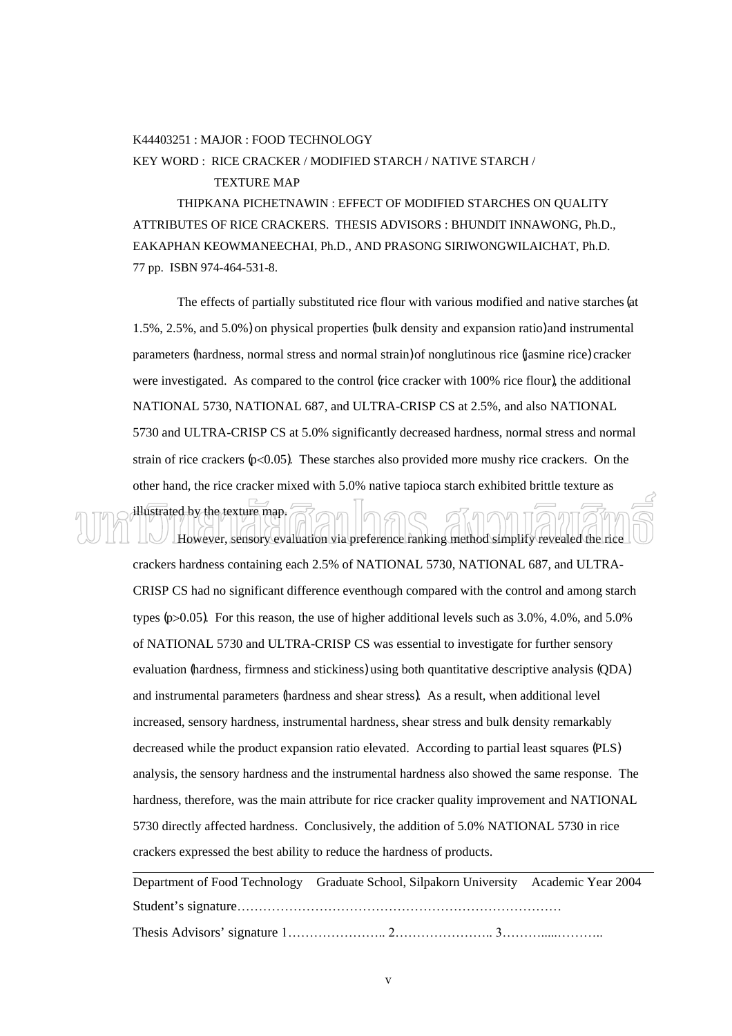K44403251 : MAJOR : FOOD TECHNOLOGY

KEY WORD : RICE CRACKER / MODIFIED STARCH / NATIVE STARCH / TEXTURE MAP

THIPKANA PICHETNAWIN : EFFECT OF MODIFIED STARCHES ON QUALITY ATTRIBUTES OF RICE CRACKERS. THESIS ADVISORS : BHUNDIT INNAWONG, Ph.D., EAKAPHAN KEOWMANEECHAI, Ph.D., AND PRASONG SIRIWONGWILAICHAT, Ph.D. 77 pp. ISBN 974-464-531-8.

The effects of partially substituted rice flour with various modified and native starches (at 1.5%, 2.5%, and 5.0%) on physical properties (bulk density and expansion ratio) and instrumental parameters (hardness, normal stress and normal strain) of nonglutinous rice (jasmine rice) cracker were investigated. As compared to the control (rice cracker with 100% rice flour), the additional NATIONAL 5730, NATIONAL 687, and ULTRA-CRISP CS at 2.5%, and also NATIONAL 5730 and ULTRA-CRISP CS at 5.0% significantly decreased hardness, normal stress and normal strain of rice crackers ($p<0.05$). These starches also provided more mushy rice crackers. On the other hand, the rice cracker mixed with 5.0% native tapioca starch exhibited brittle texture as illustrated by the texture map.

However, sensory evaluation via preference ranking method simplify revealed the rice crackers hardness containing each 2.5% of NATIONAL 5730, NATIONAL 687, and ULTRA-CRISP CS had no significant difference eventhough compared with the control and among starch types ($p>0.05$). For this reason, the use of higher additional levels such as 3.0%, 4.0%, and 5.0% of NATIONAL 5730 and ULTRA-CRISP CS was essential to investigate for further sensory evaluation (hardness, firmness and stickiness) using both quantitative descriptive analysis (QDA) and instrumental parameters (hardness and shear stress). As a result, when additional level increased, sensory hardness, instrumental hardness, shear stress and bulk density remarkably decreased while the product expansion ratio elevated. According to partial least squares (PLS) analysis, the sensory hardness and the instrumental hardness also showed the same response. The hardness, therefore, was the main attribute for rice cracker quality improvement and NATIONAL 5730 directly affected hardness. Conclusively, the addition of 5.0% NATIONAL 5730 in rice crackers expressed the best ability to reduce the hardness of products.

---

Department of Food Technology    Graduate School, Silpakorn University    Academic Year 2004

Student's signature……………………………………………………………………

Thesis Advisors' signature 1………………….. 2………………….. 3……….....………..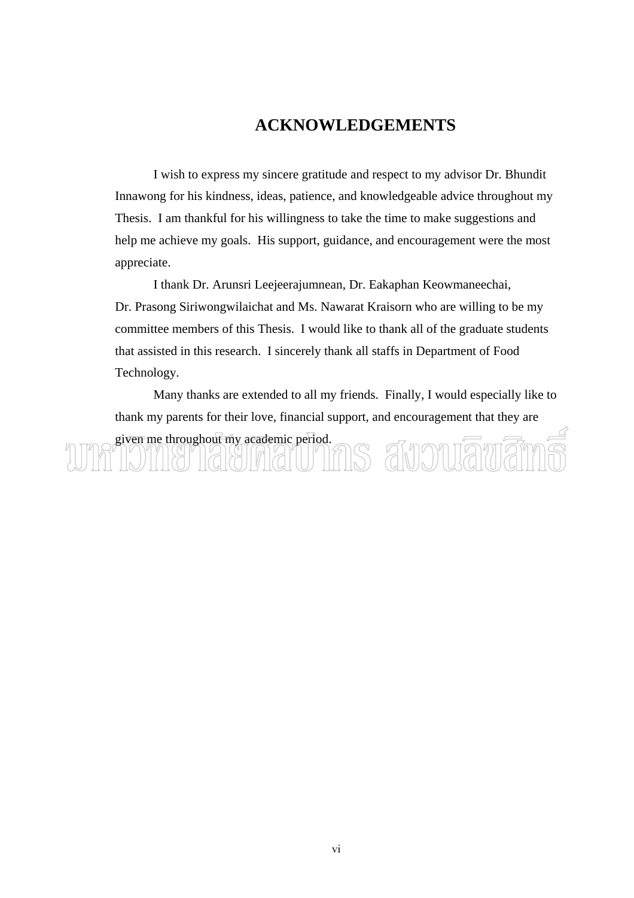# ACKNOWLEDGEMENTS

I wish to express my sincere gratitude and respect to my advisor Dr. Bhundit Innawong for his kindness, ideas, patience, and knowledgeable advice throughout my Thesis. I am thankful for his willingness to take the time to make suggestions and help me achieve my goals. His support, guidance, and encouragement were the most appreciate.

I thank Dr. Arunsri Leejeerajumnean, Dr. Eakaphan Keowmaneechai, Dr. Prasong Siriwongwilaichat and Ms. Nawarat Kraisorn who are willing to be my committee members of this Thesis. I would like to thank all of the graduate students that assisted in this research. I sincerely thank all staffs in Department of Food Technology.

Many thanks are extended to all my friends. Finally, I would especially like to thank my parents for their love, financial support, and encouragement that they are given me throughout my academic period.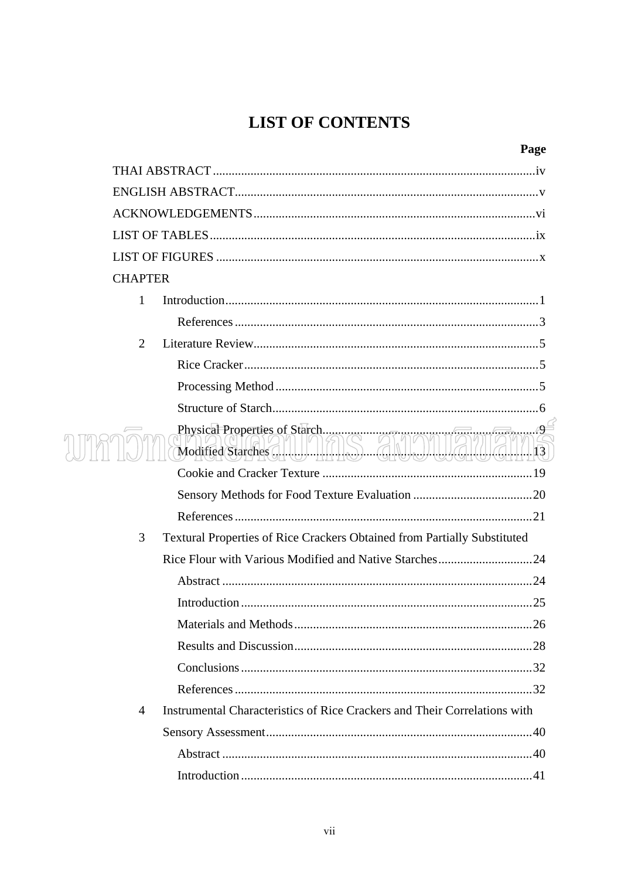# LIST OF CONTENTS

| | Page |
|---|---|
| THAI ABSTRACT | iv |
| ENGLISH ABSTRACT | v |
| ACKNOWLEDGEMENTS | vi |
| LIST OF TABLES | ix |
| LIST OF FIGURES | x |
| CHAPTER | |
| 1 Introduction | 1 |
| References | 3 |
| 2 Literature Review | 5 |
| Rice Cracker | 5 |
| Processing Method | 5 |
| Structure of Starch | 6 |
| Physical Properties of Starch | 9 |
| Modified Starches | 13 |
| Cookie and Cracker Texture | 19 |
| Sensory Methods for Food Texture Evaluation | 20 |
| References | 21 |
| 3 Textural Properties of Rice Crackers Obtained from Partially Substituted Rice Flour with Various Modified and Native Starches | 24 |
| Abstract | 24 |
| Introduction | 25 |
| Materials and Methods | 26 |
| Results and Discussion | 28 |
| Conclusions | 32 |
| References | 32 |
| 4 Instrumental Characteristics of Rice Crackers and Their Correlations with Sensory Assessment | 40 |
| Abstract | 40 |
| Introduction | 41 |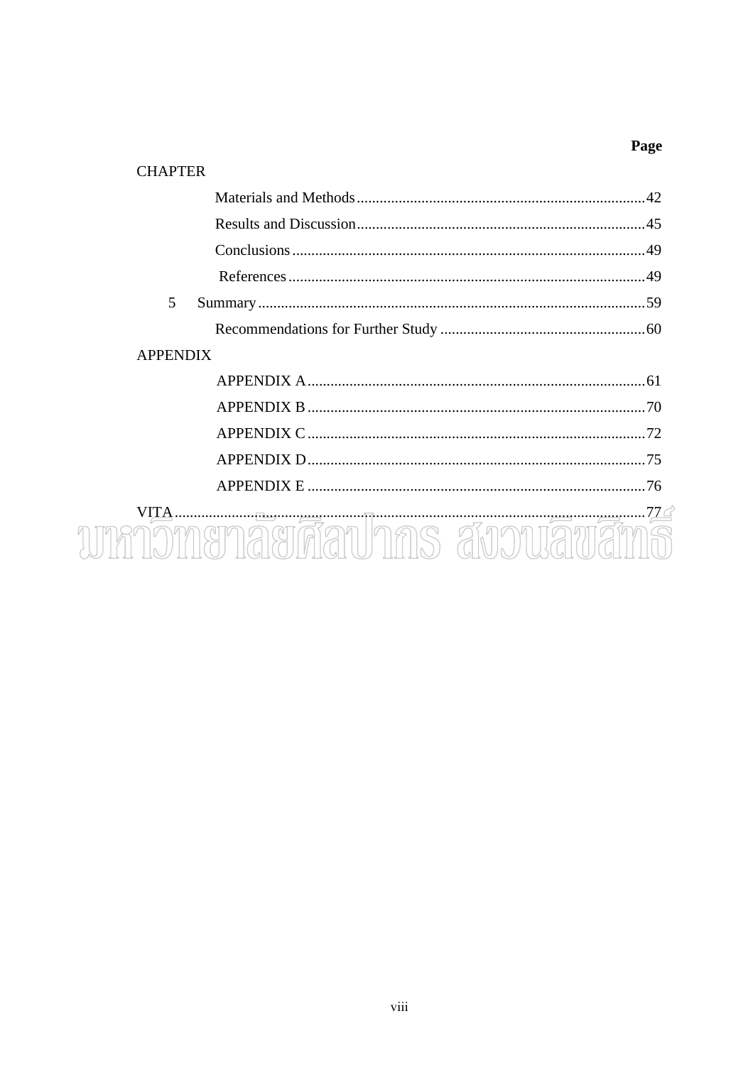Page

CHAPTER

Materials and Methods ........................................................................... 42

Results and Discussion ........................................................................... 45

Conclusions ............................................................................................ 49

References ............................................................................................. 49

5 Summary ..................................................................................................... 59

Recommendations for Further Study ...................................................... 60

APPENDIX

APPENDIX A ........................................................................................ 61

APPENDIX B ........................................................................................ 70

APPENDIX C ........................................................................................ 72

APPENDIX D ........................................................................................ 75

APPENDIX E ........................................................................................ 76

VITA ................................................................................................................... 77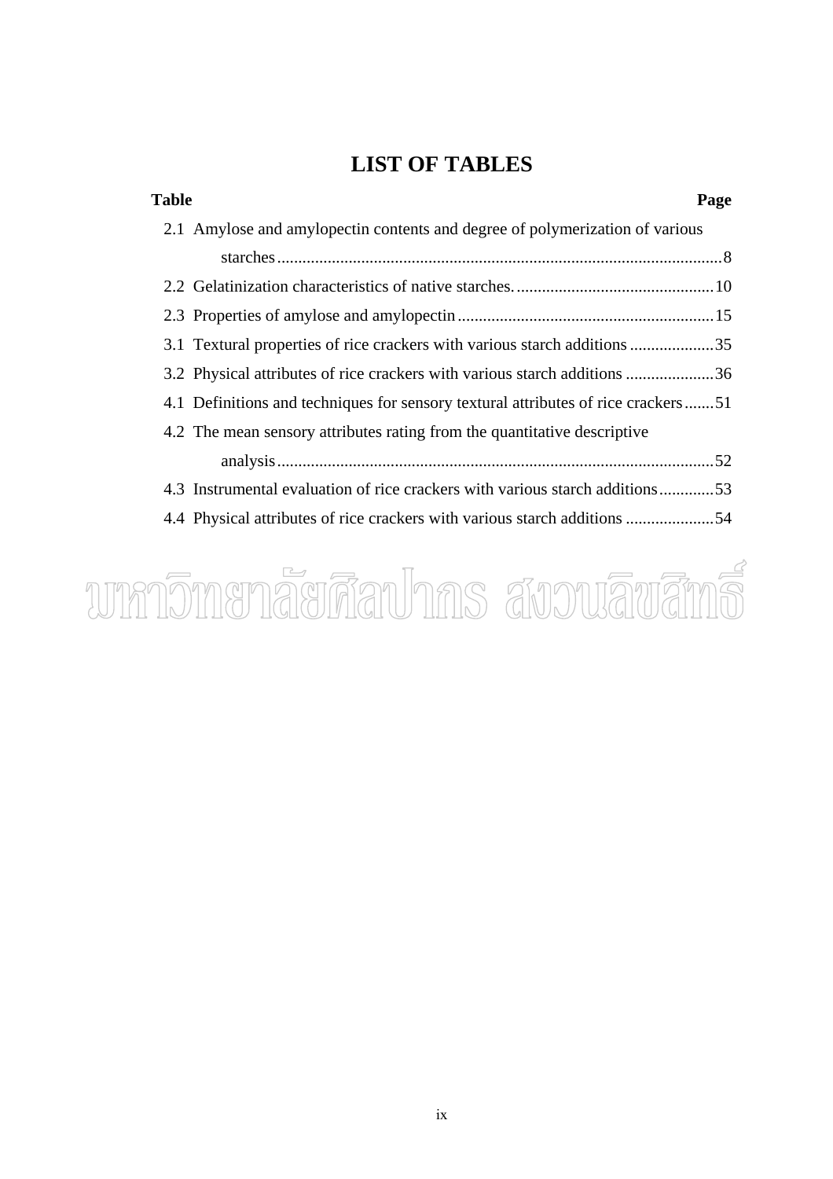# LIST OF TABLES

| Table | Page |
|---|---|
| 2.1 Amylose and amylopectin contents and degree of polymerization of various starches | 8 |
| 2.2 Gelatinization characteristics of native starches. | 10 |
| 2.3 Properties of amylose and amylopectin | 15 |
| 3.1 Textural properties of rice crackers with various starch additions | 35 |
| 3.2 Physical attributes of rice crackers with various starch additions | 36 |
| 4.1 Definitions and techniques for sensory textural attributes of rice crackers | 51 |
| 4.2 The mean sensory attributes rating from the quantitative descriptive analysis | 52 |
| 4.3 Instrumental evaluation of rice crackers with various starch additions | 53 |
| 4.4 Physical attributes of rice crackers with various starch additions | 54 |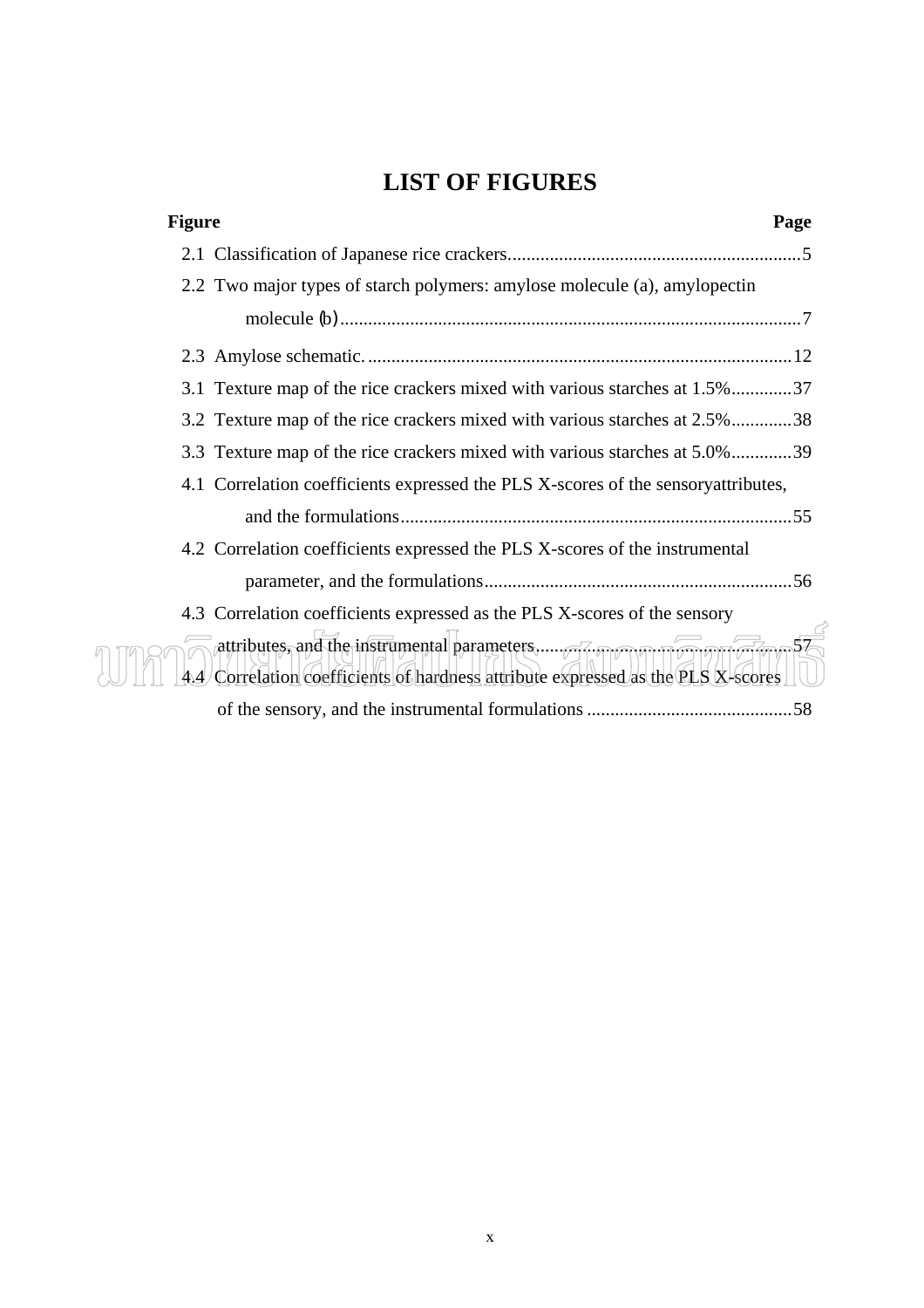# LIST OF FIGURES

| Figure | Page |
|---|---|
| 2.1 Classification of Japanese rice crackers | 5 |
| 2.2 Two major types of starch polymers: amylose molecule (a), amylopectin molecule (b) | 7 |
| 2.3 Amylose schematic. | 12 |
| 3.1 Texture map of the rice crackers mixed with various starches at 1.5% | 37 |
| 3.2 Texture map of the rice crackers mixed with various starches at 2.5% | 38 |
| 3.3 Texture map of the rice crackers mixed with various starches at 5.0% | 39 |
| 4.1 Correlation coefficients expressed the PLS X-scores of the sensoryattributes, and the formulations | 55 |
| 4.2 Correlation coefficients expressed the PLS X-scores of the instrumental parameter, and the formulations | 56 |
| 4.3 Correlation coefficients expressed as the PLS X-scores of the sensory attributes, and the instrumental parameters | 57 |
| 4.4 Correlation coefficients of hardness attribute expressed as the PLS X-scores of the sensory, and the instrumental formulations | 58 |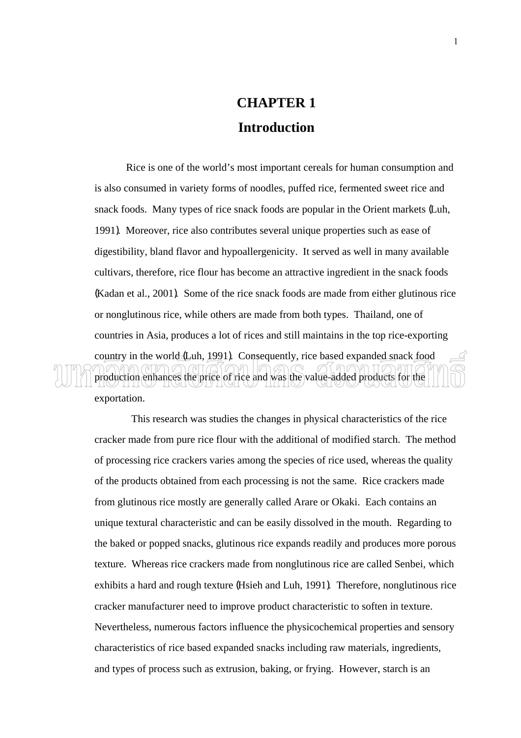# CHAPTER 1

# Introduction

Rice is one of the world's most important cereals for human consumption and is also consumed in variety forms of noodles, puffed rice, fermented sweet rice and snack foods. Many types of rice snack foods are popular in the Orient markets (Luh, 1991). Moreover, rice also contributes several unique properties such as ease of digestibility, bland flavor and hypoallergenicity. It served as well in many available cultivars, therefore, rice flour has become an attractive ingredient in the snack foods (Kadan et al., 2001). Some of the rice snack foods are made from either glutinous rice or nonglutinous rice, while others are made from both types. Thailand, one of countries in Asia, produces a lot of rices and still maintains in the top rice-exporting country in the world (Luh, 1991). Consequently, rice based expanded snack food production enhances the price of rice and was the value-added products for the exportation.

This research was studies the changes in physical characteristics of the rice cracker made from pure rice flour with the additional of modified starch. The method of processing rice crackers varies among the species of rice used, whereas the quality of the products obtained from each processing is not the same. Rice crackers made from glutinous rice mostly are generally called Arare or Okaki. Each contains an unique textural characteristic and can be easily dissolved in the mouth. Regarding to the baked or popped snacks, glutinous rice expands readily and produces more porous texture. Whereas rice crackers made from nonglutinous rice are called Senbei, which exhibits a hard and rough texture (Hsieh and Luh, 1991). Therefore, nonglutinous rice cracker manufacturer need to improve product characteristic to soften in texture. Nevertheless, numerous factors influence the physicochemical properties and sensory characteristics of rice based expanded snacks including raw materials, ingredients, and types of process such as extrusion, baking, or frying. However, starch is an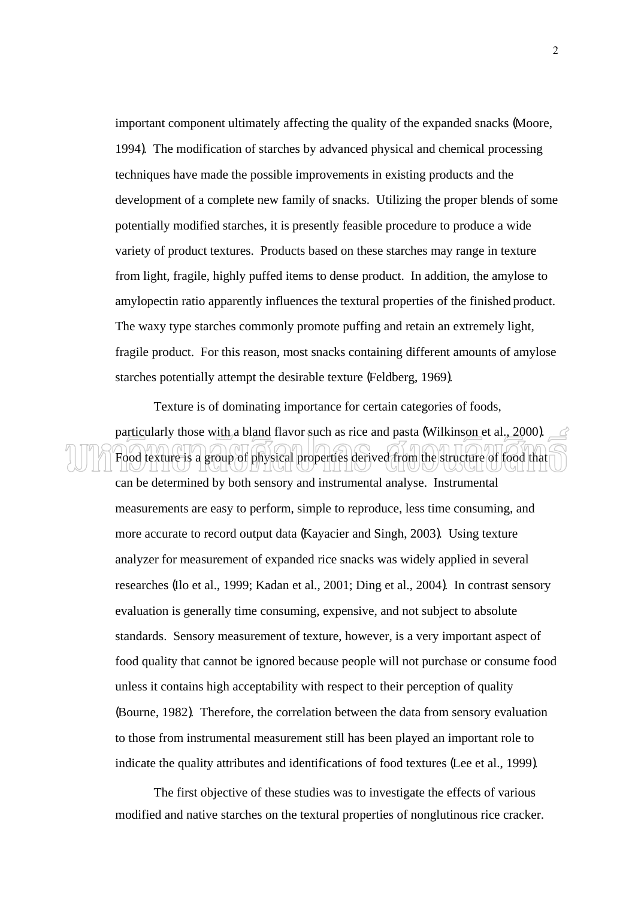important component ultimately affecting the quality of the expanded snacks (Moore, 1994). The modification of starches by advanced physical and chemical processing techniques have made the possible improvements in existing products and the development of a complete new family of snacks. Utilizing the proper blends of some potentially modified starches, it is presently feasible procedure to produce a wide variety of product textures. Products based on these starches may range in texture from light, fragile, highly puffed items to dense product. In addition, the amylose to amylopectin ratio apparently influences the textural properties of the finished product. The waxy type starches commonly promote puffing and retain an extremely light, fragile product. For this reason, most snacks containing different amounts of amylose starches potentially attempt the desirable texture (Feldberg, 1969).

Texture is of dominating importance for certain categories of foods, particularly those with a bland flavor such as rice and pasta (Wilkinson et al., 2000). Food texture is a group of physical properties derived from the structure of food that can be determined by both sensory and instrumental analyse. Instrumental measurements are easy to perform, simple to reproduce, less time consuming, and more accurate to record output data (Kayacier and Singh, 2003). Using texture analyzer for measurement of expanded rice snacks was widely applied in several researches (Ilo et al., 1999; Kadan et al., 2001; Ding et al., 2004). In contrast sensory evaluation is generally time consuming, expensive, and not subject to absolute standards. Sensory measurement of texture, however, is a very important aspect of food quality that cannot be ignored because people will not purchase or consume food unless it contains high acceptability with respect to their perception of quality (Bourne, 1982). Therefore, the correlation between the data from sensory evaluation to those from instrumental measurement still has been played an important role to indicate the quality attributes and identifications of food textures (Lee et al., 1999).

The first objective of these studies was to investigate the effects of various modified and native starches on the textural properties of nonglutinous rice cracker.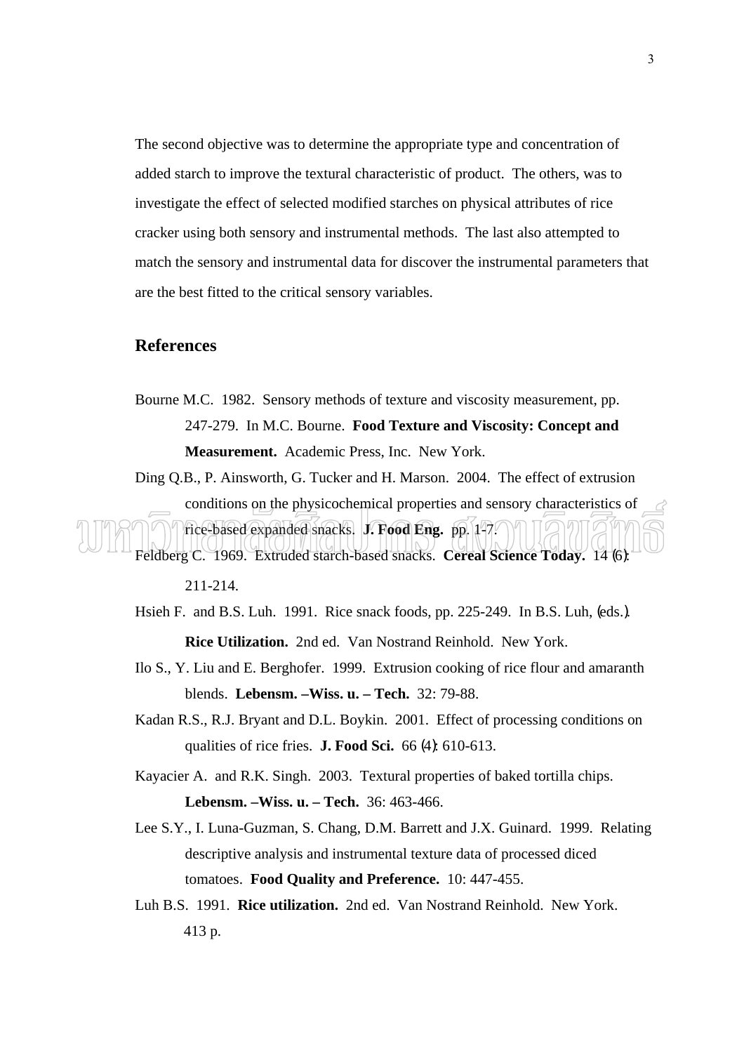The second objective was to determine the appropriate type and concentration of added starch to improve the textural characteristic of product. The others, was to investigate the effect of selected modified starches on physical attributes of rice cracker using both sensory and instrumental methods. The last also attempted to match the sensory and instrumental data for discover the instrumental parameters that are the best fitted to the critical sensory variables.

## References

Bourne M.C. 1982. Sensory methods of texture and viscosity measurement, pp. 247-279. In M.C. Bourne. **Food Texture and Viscosity: Concept and Measurement.** Academic Press, Inc. New York.

Ding Q.B., P. Ainsworth, G. Tucker and H. Marson. 2004. The effect of extrusion conditions on the physicochemical properties and sensory characteristics of rice-based expanded snacks. **J. Food Eng.** pp. 1-7.

Feldberg C. 1969. Extruded starch-based snacks. **Cereal Science Today.** 14 (6): 211-214.

Hsieh F. and B.S. Luh. 1991. Rice snack foods, pp. 225-249. In B.S. Luh, (eds.). **Rice Utilization.** 2nd ed. Van Nostrand Reinhold. New York.

Ilo S., Y. Liu and E. Berghofer. 1999. Extrusion cooking of rice flour and amaranth blends. **Lebensm. –Wiss. u. – Tech.** 32: 79-88.

Kadan R.S., R.J. Bryant and D.L. Boykin. 2001. Effect of processing conditions on qualities of rice fries. **J. Food Sci.** 66 (4): 610-613.

Kayacier A. and R.K. Singh. 2003. Textural properties of baked tortilla chips. **Lebensm. –Wiss. u. – Tech.** 36: 463-466.

Lee S.Y., I. Luna-Guzman, S. Chang, D.M. Barrett and J.X. Guinard. 1999. Relating descriptive analysis and instrumental texture data of processed diced tomatoes. **Food Quality and Preference.** 10: 447-455.

Luh B.S. 1991. **Rice utilization.** 2nd ed. Van Nostrand Reinhold. New York. 413 p.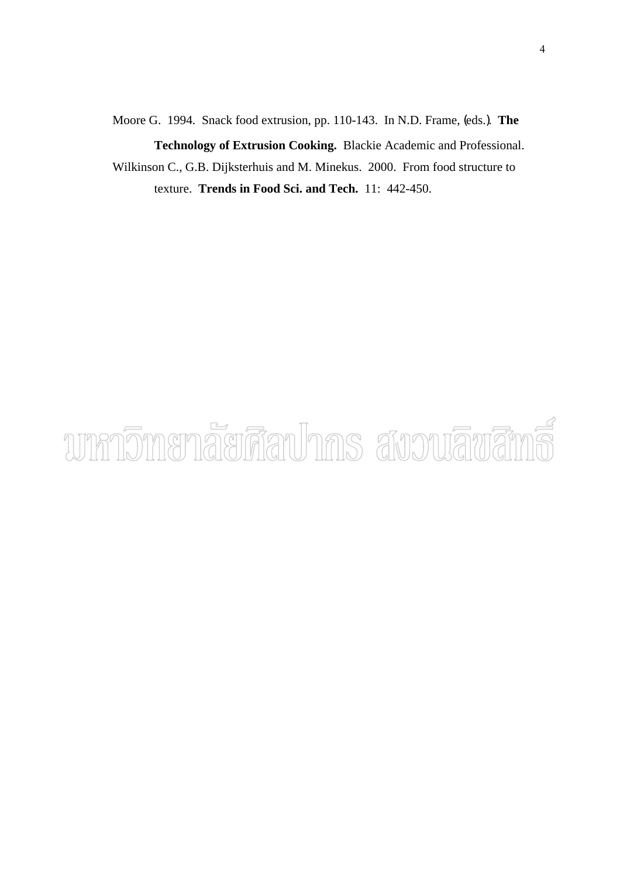Moore G. 1994. Snack food extrusion, pp. 110-143. In N.D. Frame, (eds.). **The Technology of Extrusion Cooking.** Blackie Academic and Professional.

Wilkinson C., G.B. Dijksterhuis and M. Minekus. 2000. From food structure to texture. **Trends in Food Sci. and Tech.** 11: 442-450.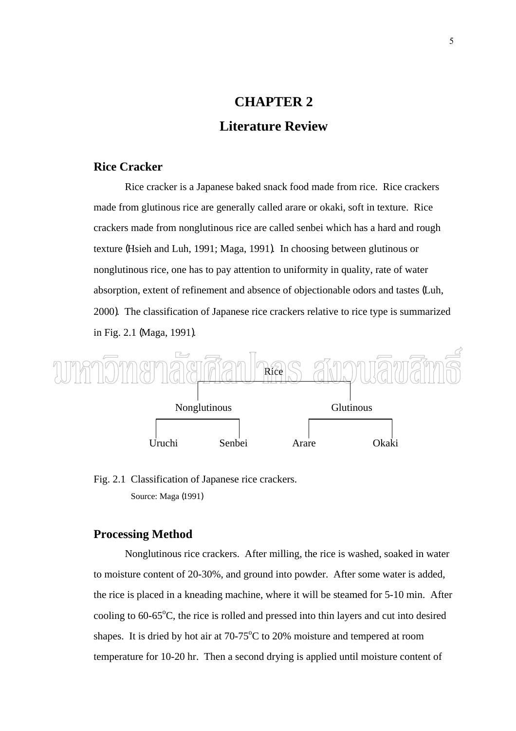# CHAPTER 2

# Literature Review

## Rice Cracker

Rice cracker is a Japanese baked snack food made from rice. Rice crackers made from glutinous rice are generally called arare or okaki, soft in texture. Rice crackers made from nonglutinous rice are called senbei which has a hard and rough texture (Hsieh and Luh, 1991; Maga, 1991). In choosing between glutinous or nonglutinous rice, one has to pay attention to uniformity in quality, rate of water absorption, extent of refinement and absence of objectionable odors and tastes (Luh, 2000). The classification of Japanese rice crackers relative to rice type is summarized in Fig. 2.1 (Maga, 1991).

```
                         Rice
          ┌───────────────┴───────────────┐
    Nonglutinous                      Glutinous
   ┌──────┴──────┐                 ┌──────┴──────┐
Uruchi         Senbei            Arare         Okaki
```

Fig. 2.1 Classification of Japanese rice crackers.

Source: Maga (1991)

## Processing Method

Nonglutinous rice crackers. After milling, the rice is washed, soaked in water to moisture content of 20-30%, and ground into powder. After some water is added, the rice is placed in a kneading machine, where it will be steamed for 5-10 min. After cooling to 60-65$^{o}$C, the rice is rolled and pressed into thin layers and cut into desired shapes. It is dried by hot air at 70-75$^{o}$C to 20% moisture and tempered at room temperature for 10-20 hr. Then a second drying is applied until moisture content of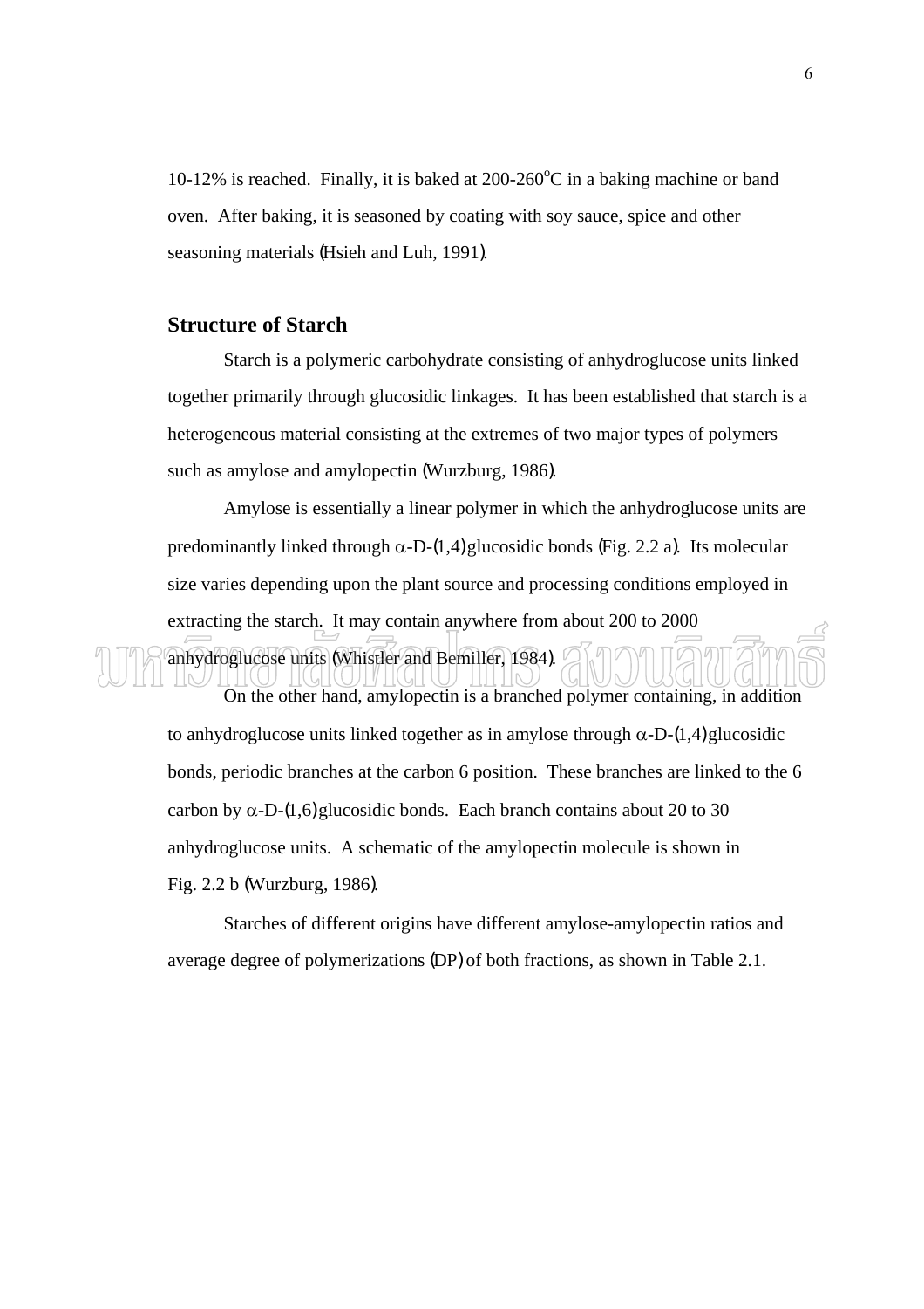10-12% is reached.  Finally, it is baked at 200-260$^{o}$C in a baking machine or band oven.  After baking, it is seasoned by coating with soy sauce, spice and other seasoning materials (Hsieh and Luh, 1991).

## Structure of Starch

Starch is a polymeric carbohydrate consisting of anhydroglucose units linked together primarily through glucosidic linkages.  It has been established that starch is a heterogeneous material consisting at the extremes of two major types of polymers such as amylose and amylopectin (Wurzburg, 1986).

Amylose is essentially a linear polymer in which the anhydroglucose units are predominantly linked through $\alpha$-D-(1,4) glucosidic bonds (Fig. 2.2 a).  Its molecular size varies depending upon the plant source and processing conditions employed in extracting the starch.  It may contain anywhere from about 200 to 2000 anhydroglucose units (Whistler and Bemiller, 1984).

On the other hand, amylopectin is a branched polymer containing, in addition to anhydroglucose units linked together as in amylose through $\alpha$-D-(1,4) glucosidic bonds, periodic branches at the carbon 6 position.  These branches are linked to the 6 carbon by $\alpha$-D-(1,6) glucosidic bonds.  Each branch contains about 20 to 30 anhydroglucose units.  A schematic of the amylopectin molecule is shown in Fig. 2.2 b (Wurzburg, 1986).

Starches of different origins have different amylose-amylopectin ratios and average degree of polymerizations (DP) of both fractions, as shown in Table 2.1.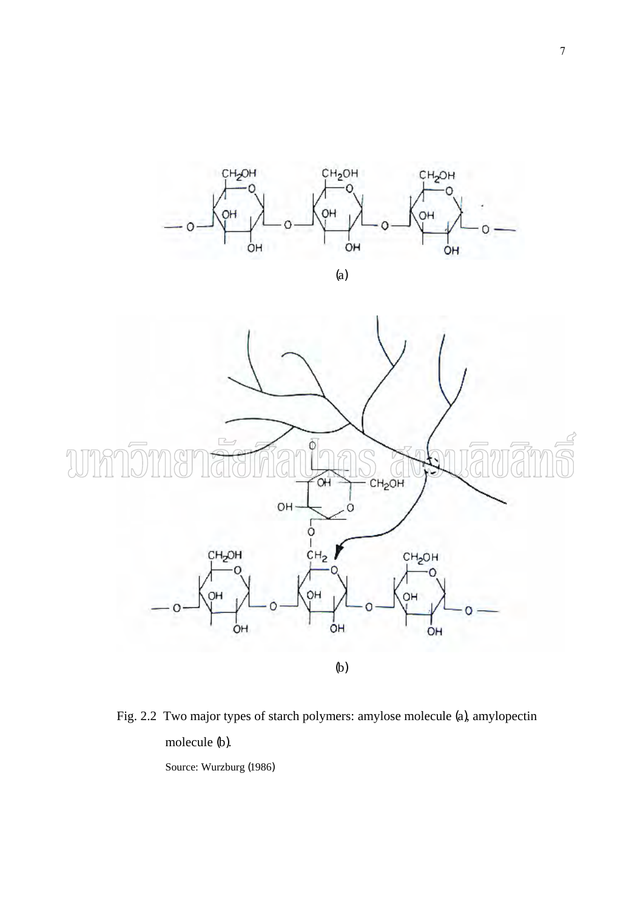Fig. 2.2 Two major types of starch polymers: amylose molecule (a), amylopectin molecule (b).

Source: Wurzburg (1986)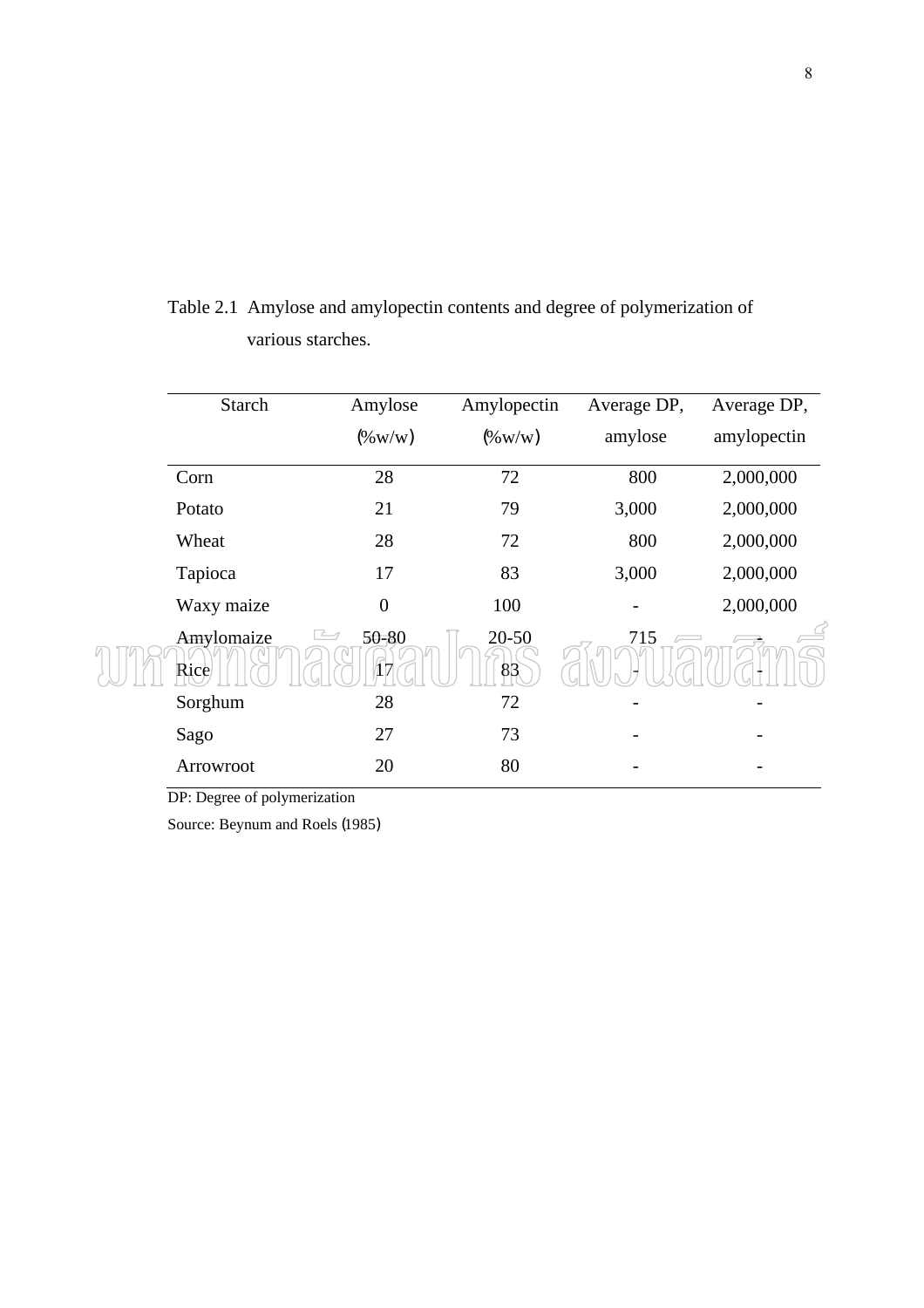Table 2.1 Amylose and amylopectin contents and degree of polymerization of various starches.

| Starch | Amylose (%w/w) | Amylopectin (%w/w) | Average DP, amylose | Average DP, amylopectin |
|---|---|---|---|---|
| Corn | 28 | 72 | 800 | 2,000,000 |
| Potato | 21 | 79 | 3,000 | 2,000,000 |
| Wheat | 28 | 72 | 800 | 2,000,000 |
| Tapioca | 17 | 83 | 3,000 | 2,000,000 |
| Waxy maize | 0 | 100 | - | 2,000,000 |
| Amylomaize | 50-80 | 20-50 | 715 | - |
| Rice | 17 | 83 | - | - |
| Sorghum | 28 | 72 | - | - |
| Sago | 27 | 73 | - | - |
| Arrowroot | 20 | 80 | - | - |

DP: Degree of polymerization

Source: Beynum and Roels (1985)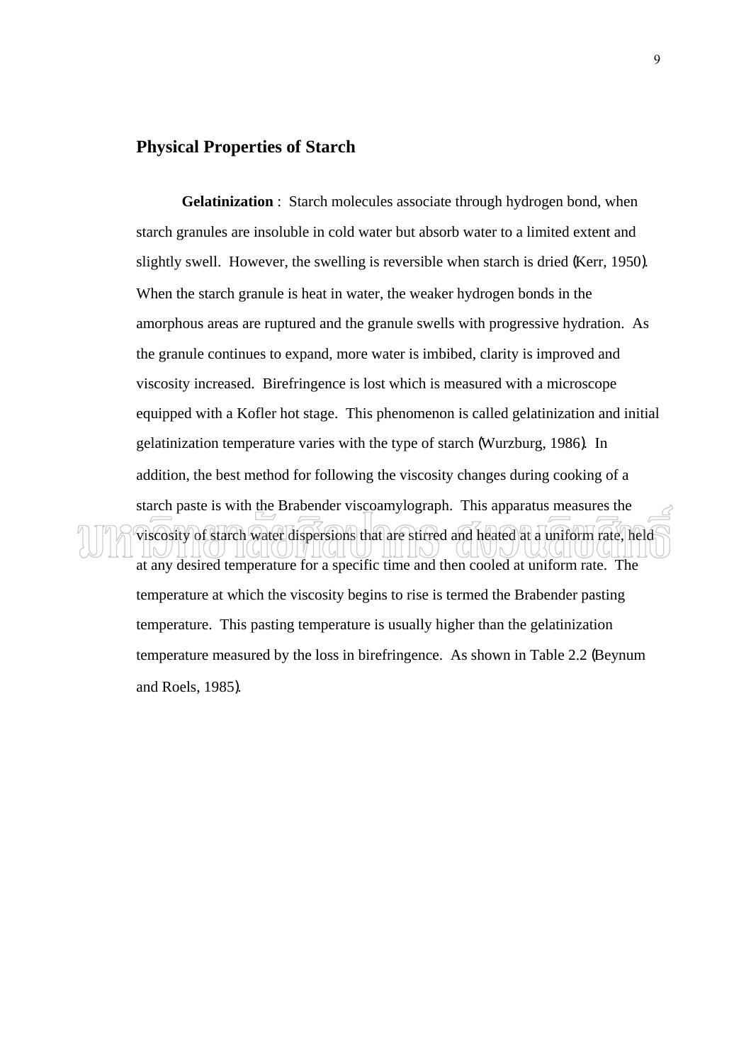## Physical Properties of Starch

**Gelatinization** : Starch molecules associate through hydrogen bond, when starch granules are insoluble in cold water but absorb water to a limited extent and slightly swell. However, the swelling is reversible when starch is dried (Kerr, 1950). When the starch granule is heat in water, the weaker hydrogen bonds in the amorphous areas are ruptured and the granule swells with progressive hydration. As the granule continues to expand, more water is imbibed, clarity is improved and viscosity increased. Birefringence is lost which is measured with a microscope equipped with a Kofler hot stage. This phenomenon is called gelatinization and initial gelatinization temperature varies with the type of starch (Wurzburg, 1986). In addition, the best method for following the viscosity changes during cooking of a starch paste is with the Brabender viscoamylograph. This apparatus measures the viscosity of starch water dispersions that are stirred and heated at a uniform rate, held at any desired temperature for a specific time and then cooled at uniform rate. The temperature at which the viscosity begins to rise is termed the Brabender pasting temperature. This pasting temperature is usually higher than the gelatinization temperature measured by the loss in birefringence. As shown in Table 2.2 (Beynum and Roels, 1985).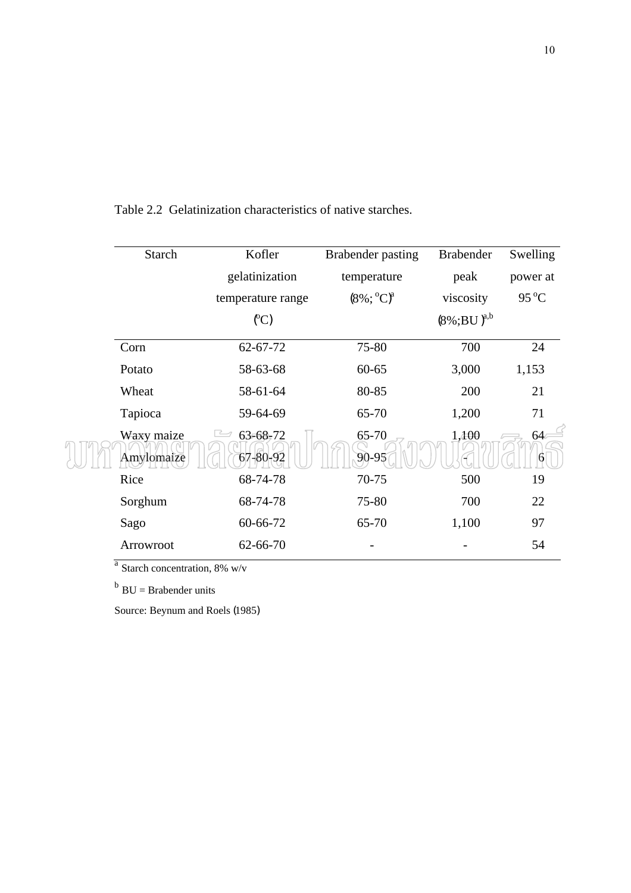Table 2.2 Gelatinization characteristics of native starches.

| Starch | Kofler gelatinization temperature range (°C) | Brabender pasting temperature (8%; °C)[a] | Brabender peak viscosity (8%;BU )[a,b] | Swelling power at 95 °C |
|---|---|---|---|---|
| Corn | 62-67-72 | 75-80 | 700 | 24 |
| Potato | 58-63-68 | 60-65 | 3,000 | 1,153 |
| Wheat | 58-61-64 | 80-85 | 200 | 21 |
| Tapioca | 59-64-69 | 65-70 | 1,200 | 71 |
| Waxy maize | 63-68-72 | 65-70 | 1,100 | 64 |
| Amylomaize | 67-80-92 | 90-95 | - | 6 |
| Rice | 68-74-78 | 70-75 | 500 | 19 |
| Sorghum | 68-74-78 | 75-80 | 700 | 22 |
| Sago | 60-66-72 | 65-70 | 1,100 | 97 |
| Arrowroot | 62-66-70 | - | - | 54 |

[a] Starch concentration, 8% w/v

[b] BU = Brabender units

Source: Beynum and Roels (1985)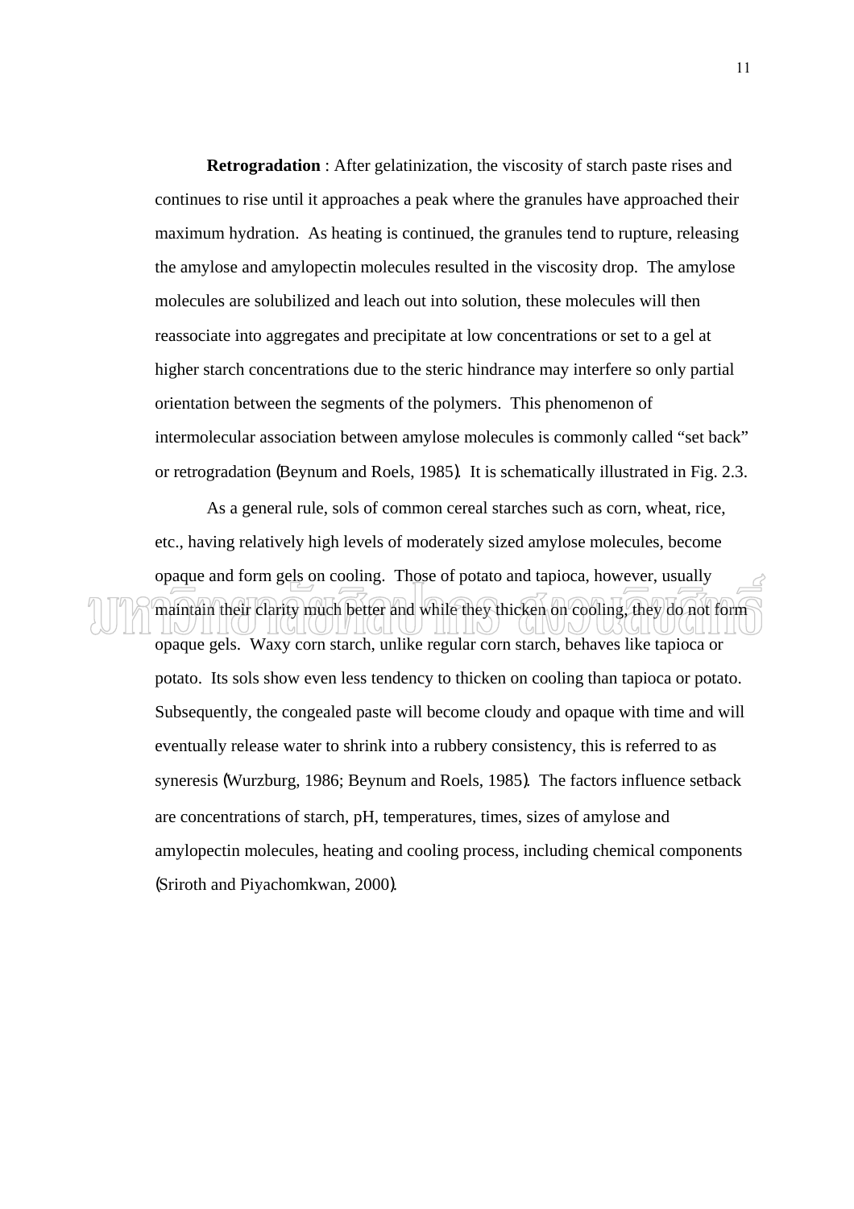**Retrogradation** : After gelatinization, the viscosity of starch paste rises and continues to rise until it approaches a peak where the granules have approached their maximum hydration. As heating is continued, the granules tend to rupture, releasing the amylose and amylopectin molecules resulted in the viscosity drop. The amylose molecules are solubilized and leach out into solution, these molecules will then reassociate into aggregates and precipitate at low concentrations or set to a gel at higher starch concentrations due to the steric hindrance may interfere so only partial orientation between the segments of the polymers. This phenomenon of intermolecular association between amylose molecules is commonly called "set back" or retrogradation (Beynum and Roels, 1985). It is schematically illustrated in Fig. 2.3.

As a general rule, sols of common cereal starches such as corn, wheat, rice, etc., having relatively high levels of moderately sized amylose molecules, become opaque and form gels on cooling. Those of potato and tapioca, however, usually maintain their clarity much better and while they thicken on cooling, they do not form opaque gels. Waxy corn starch, unlike regular corn starch, behaves like tapioca or potato. Its sols show even less tendency to thicken on cooling than tapioca or potato. Subsequently, the congealed paste will become cloudy and opaque with time and will eventually release water to shrink into a rubbery consistency, this is referred to as syneresis (Wurzburg, 1986; Beynum and Roels, 1985). The factors influence setback are concentrations of starch, pH, temperatures, times, sizes of amylose and amylopectin molecules, heating and cooling process, including chemical components (Sriroth and Piyachomkwan, 2000).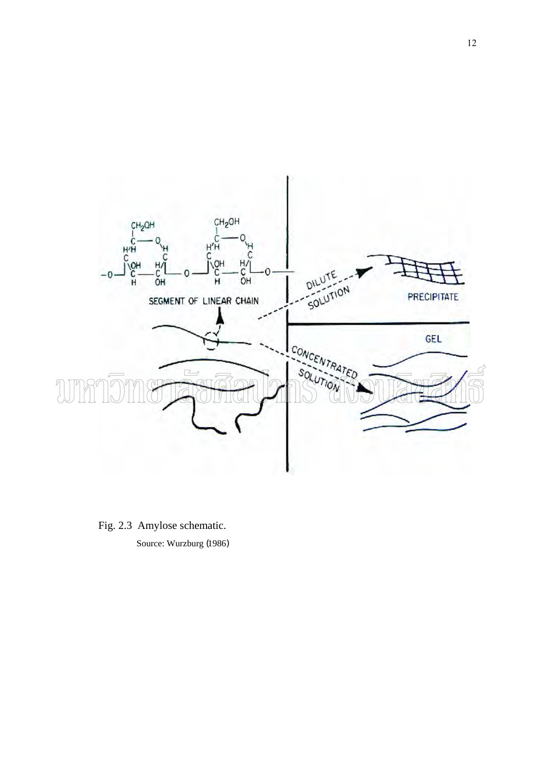Fig. 2.3 Amylose schematic.

Source: Wurzburg (1986)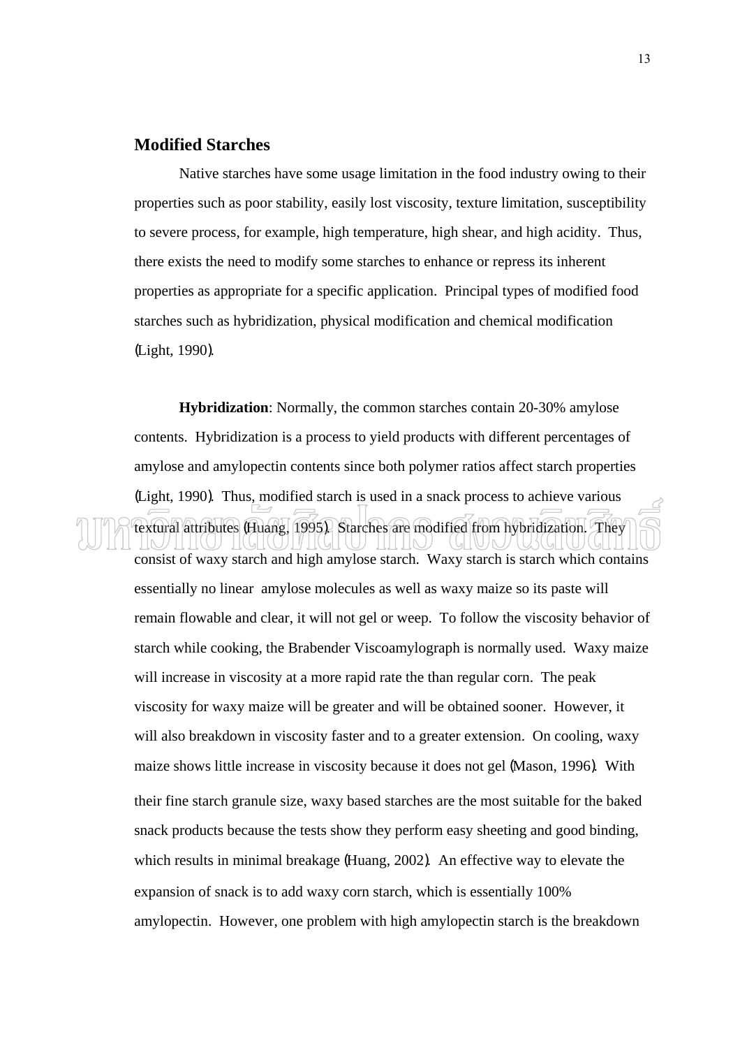## Modified Starches

Native starches have some usage limitation in the food industry owing to their properties such as poor stability, easily lost viscosity, texture limitation, susceptibility to severe process, for example, high temperature, high shear, and high acidity. Thus, there exists the need to modify some starches to enhance or repress its inherent properties as appropriate for a specific application. Principal types of modified food starches such as hybridization, physical modification and chemical modification (Light, 1990).

**Hybridization**: Normally, the common starches contain 20-30% amylose contents. Hybridization is a process to yield products with different percentages of amylose and amylopectin contents since both polymer ratios affect starch properties (Light, 1990). Thus, modified starch is used in a snack process to achieve various textural attributes (Huang, 1995). Starches are modified from hybridization. They consist of waxy starch and high amylose starch. Waxy starch is starch which contains essentially no linear amylose molecules as well as waxy maize so its paste will remain flowable and clear, it will not gel or weep. To follow the viscosity behavior of starch while cooking, the Brabender Viscoamylograph is normally used. Waxy maize will increase in viscosity at a more rapid rate the than regular corn. The peak viscosity for waxy maize will be greater and will be obtained sooner. However, it will also breakdown in viscosity faster and to a greater extension. On cooling, waxy maize shows little increase in viscosity because it does not gel (Mason, 1996). With their fine starch granule size, waxy based starches are the most suitable for the baked snack products because the tests show they perform easy sheeting and good binding, which results in minimal breakage (Huang, 2002). An effective way to elevate the expansion of snack is to add waxy corn starch, which is essentially 100% amylopectin. However, one problem with high amylopectin starch is the breakdown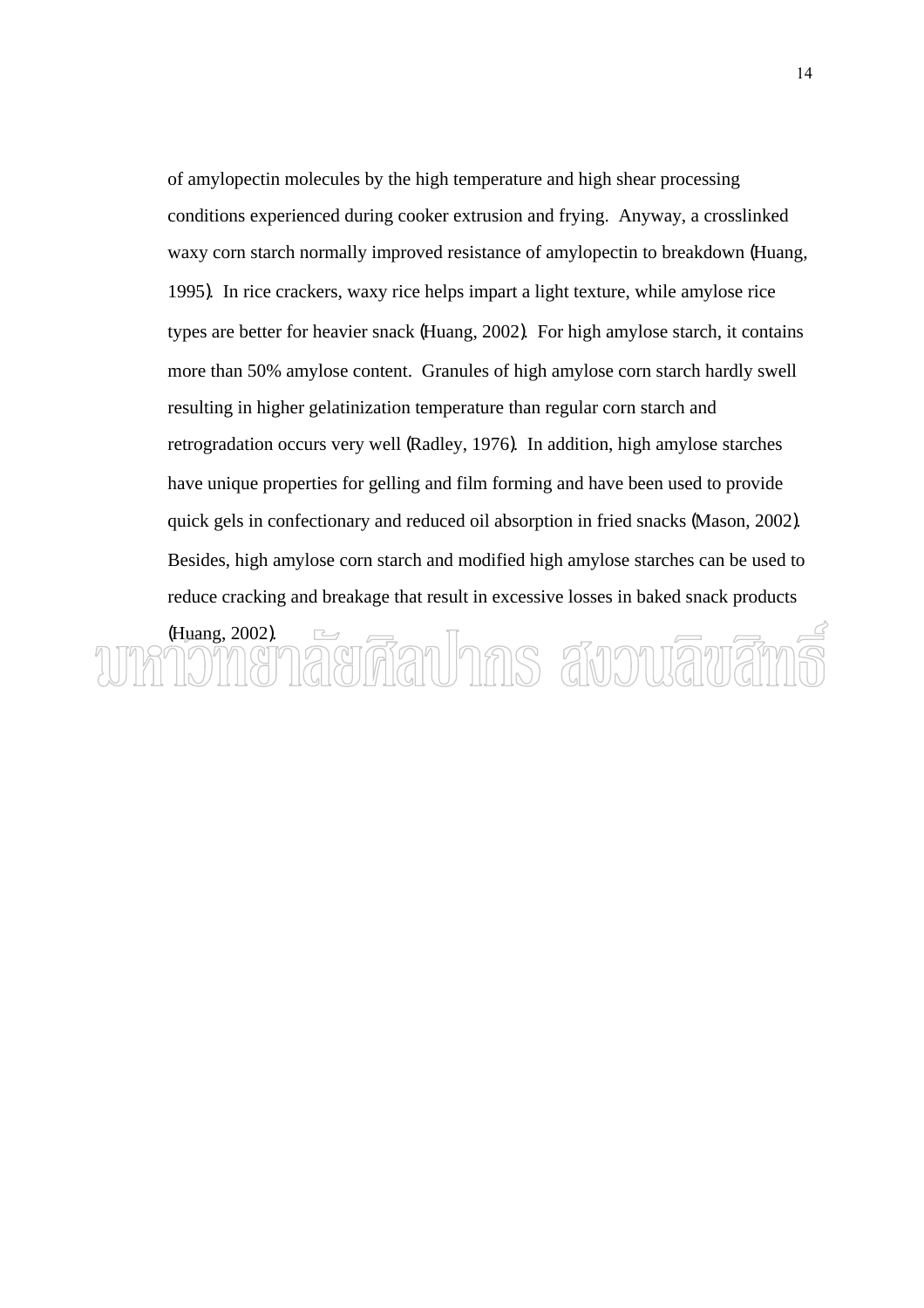of amylopectin molecules by the high temperature and high shear processing conditions experienced during cooker extrusion and frying. Anyway, a crosslinked waxy corn starch normally improved resistance of amylopectin to breakdown (Huang, 1995). In rice crackers, waxy rice helps impart a light texture, while amylose rice types are better for heavier snack (Huang, 2002). For high amylose starch, it contains more than 50% amylose content. Granules of high amylose corn starch hardly swell resulting in higher gelatinization temperature than regular corn starch and retrogradation occurs very well (Radley, 1976). In addition, high amylose starches have unique properties for gelling and film forming and have been used to provide quick gels in confectionary and reduced oil absorption in fried snacks (Mason, 2002). Besides, high amylose corn starch and modified high amylose starches can be used to reduce cracking and breakage that result in excessive losses in baked snack products (Huang, 2002).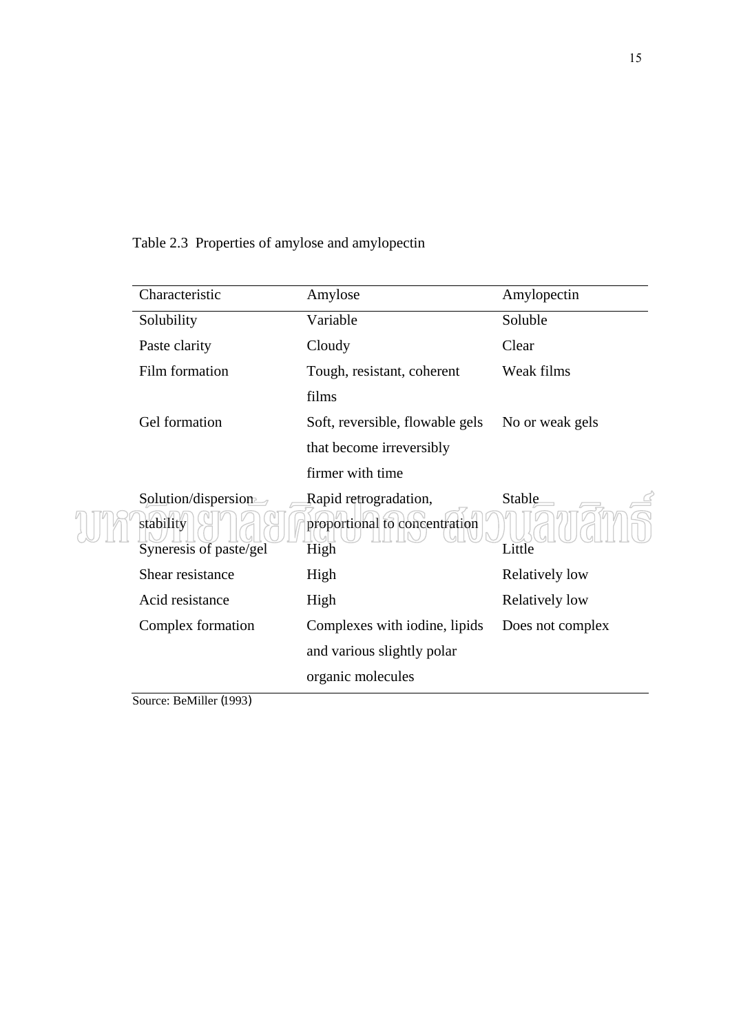Table 2.3 Properties of amylose and amylopectin

| Characteristic | Amylose | Amylopectin |
| --- | --- | --- |
| Solubility | Variable | Soluble |
| Paste clarity | Cloudy | Clear |
| Film formation | Tough, resistant, coherent films | Weak films |
| Gel formation | Soft, reversible, flowable gels that become irreversibly firmer with time | No or weak gels |
| Solution/dispersion stability | Rapid retrogradation, proportional to concentration | Stable |
| Syneresis of paste/gel | High | Little |
| Shear resistance | High | Relatively low |
| Acid resistance | High | Relatively low |
| Complex formation | Complexes with iodine, lipids and various slightly polar organic molecules | Does not complex |

Source: BeMiller (1993)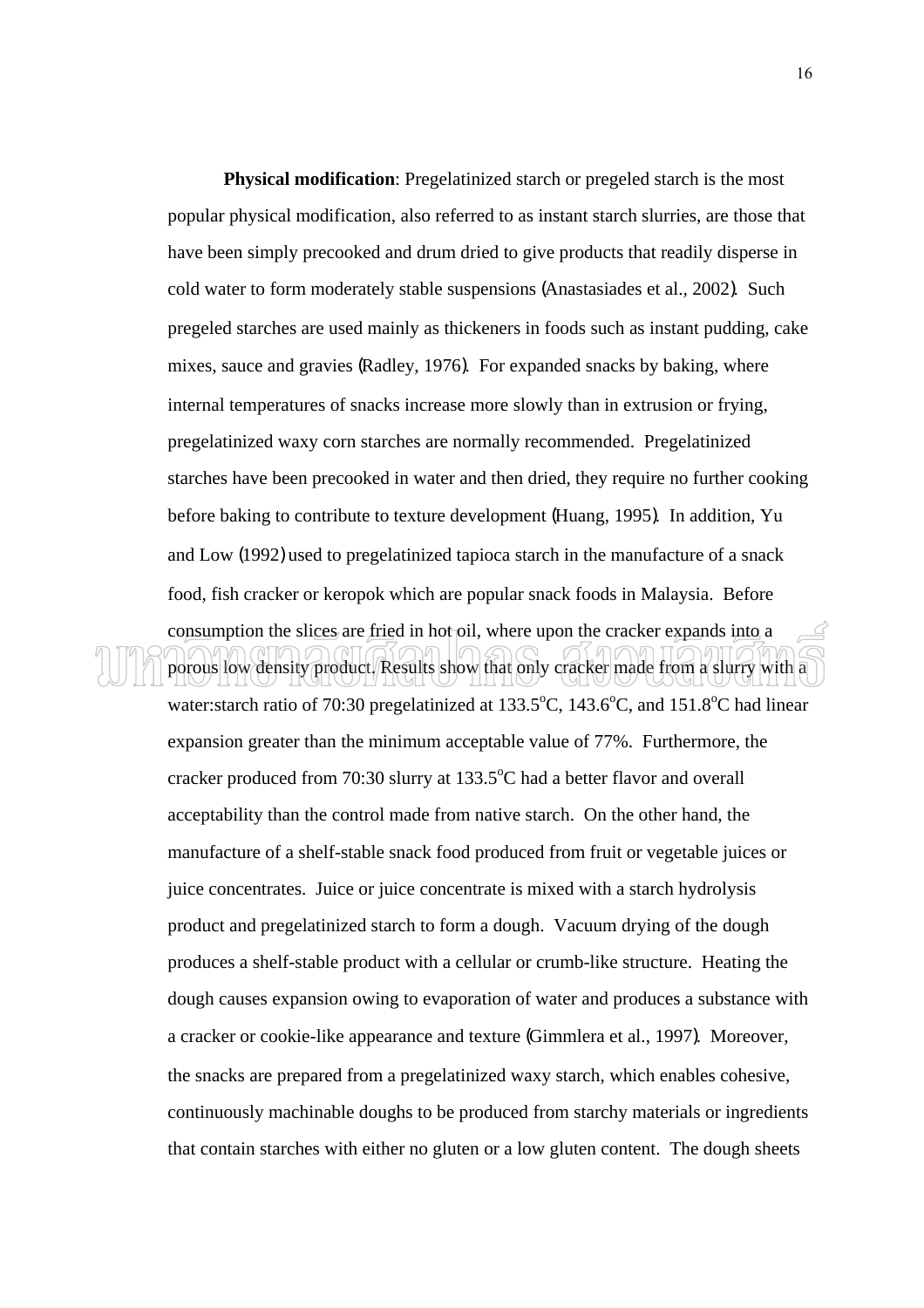**Physical modification**: Pregelatinized starch or pregeled starch is the most popular physical modification, also referred to as instant starch slurries, are those that have been simply precooked and drum dried to give products that readily disperse in cold water to form moderately stable suspensions (Anastasiades et al., 2002). Such pregeled starches are used mainly as thickeners in foods such as instant pudding, cake mixes, sauce and gravies (Radley, 1976). For expanded snacks by baking, where internal temperatures of snacks increase more slowly than in extrusion or frying, pregelatinized waxy corn starches are normally recommended. Pregelatinized starches have been precooked in water and then dried, they require no further cooking before baking to contribute to texture development (Huang, 1995). In addition, Yu and Low (1992) used to pregelatinized tapioca starch in the manufacture of a snack food, fish cracker or keropok which are popular snack foods in Malaysia. Before consumption the slices are fried in hot oil, where upon the cracker expands into a porous low density product. Results show that only cracker made from a slurry with a water:starch ratio of 70:30 pregelatinized at 133.5$^{o}$C, 143.6$^{o}$C, and 151.8$^{o}$C had linear expansion greater than the minimum acceptable value of 77%. Furthermore, the cracker produced from 70:30 slurry at 133.5$^{o}$C had a better flavor and overall acceptability than the control made from native starch. On the other hand, the manufacture of a shelf-stable snack food produced from fruit or vegetable juices or juice concentrates. Juice or juice concentrate is mixed with a starch hydrolysis product and pregelatinized starch to form a dough. Vacuum drying of the dough produces a shelf-stable product with a cellular or crumb-like structure. Heating the dough causes expansion owing to evaporation of water and produces a substance with a cracker or cookie-like appearance and texture (Gimmlera et al., 1997). Moreover, the snacks are prepared from a pregelatinized waxy starch, which enables cohesive, continuously machinable doughs to be produced from starchy materials or ingredients that contain starches with either no gluten or a low gluten content. The dough sheets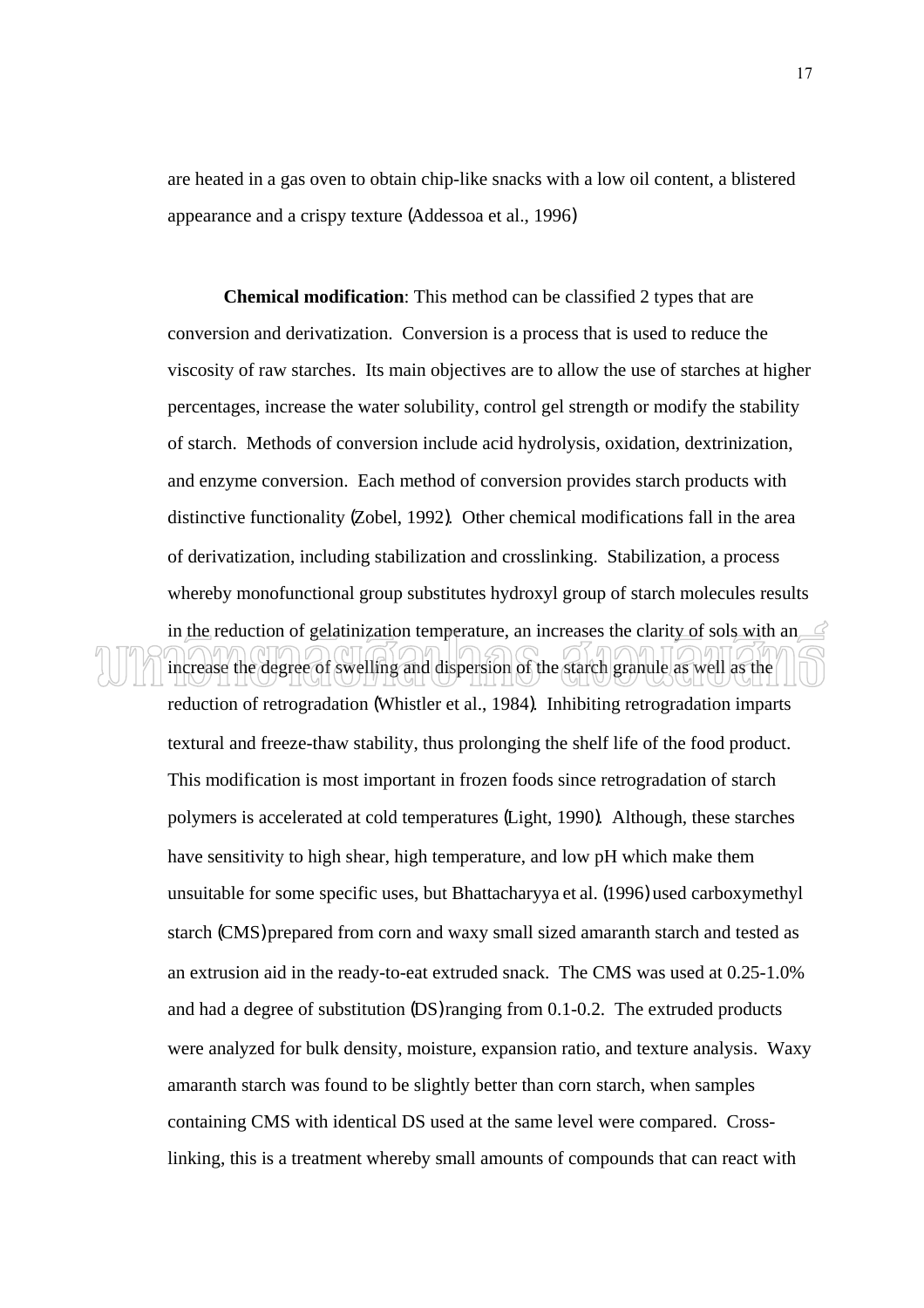are heated in a gas oven to obtain chip-like snacks with a low oil content, a blistered appearance and a crispy texture (Addessoa et al., 1996)

**Chemical modification**: This method can be classified 2 types that are conversion and derivatization. Conversion is a process that is used to reduce the viscosity of raw starches. Its main objectives are to allow the use of starches at higher percentages, increase the water solubility, control gel strength or modify the stability of starch. Methods of conversion include acid hydrolysis, oxidation, dextrinization, and enzyme conversion. Each method of conversion provides starch products with distinctive functionality (Zobel, 1992). Other chemical modifications fall in the area of derivatization, including stabilization and crosslinking. Stabilization, a process whereby monofunctional group substitutes hydroxyl group of starch molecules results in the reduction of gelatinization temperature, an increases the clarity of sols with an increase the degree of swelling and dispersion of the starch granule as well as the reduction of retrogradation (Whistler et al., 1984). Inhibiting retrogradation imparts textural and freeze-thaw stability, thus prolonging the shelf life of the food product. This modification is most important in frozen foods since retrogradation of starch polymers is accelerated at cold temperatures (Light, 1990). Although, these starches have sensitivity to high shear, high temperature, and low pH which make them unsuitable for some specific uses, but Bhattacharyya et al. (1996) used carboxymethyl starch (CMS) prepared from corn and waxy small sized amaranth starch and tested as an extrusion aid in the ready-to-eat extruded snack. The CMS was used at 0.25-1.0% and had a degree of substitution (DS) ranging from 0.1-0.2. The extruded products were analyzed for bulk density, moisture, expansion ratio, and texture analysis. Waxy amaranth starch was found to be slightly better than corn starch, when samples containing CMS with identical DS used at the same level were compared. Cross-linking, this is a treatment whereby small amounts of compounds that can react with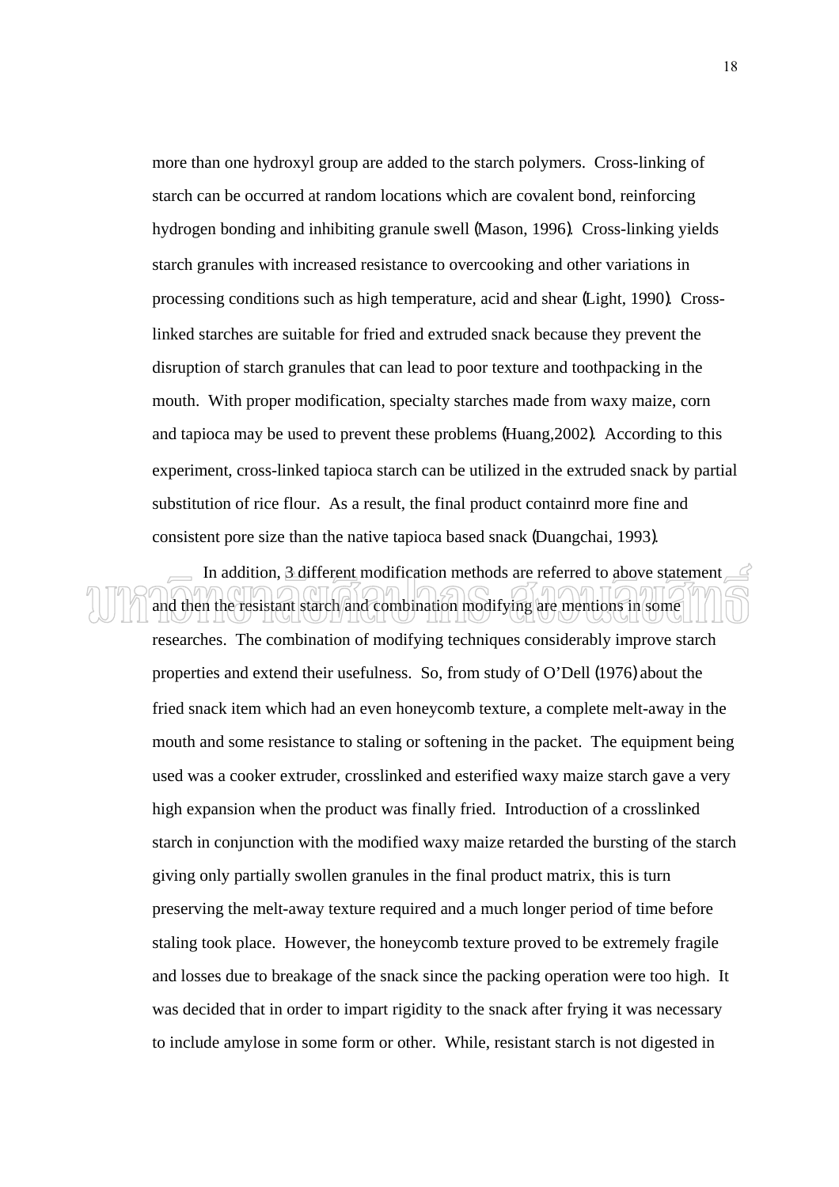more than one hydroxyl group are added to the starch polymers. Cross-linking of starch can be occurred at random locations which are covalent bond, reinforcing hydrogen bonding and inhibiting granule swell (Mason, 1996). Cross-linking yields starch granules with increased resistance to overcooking and other variations in processing conditions such as high temperature, acid and shear (Light, 1990). Cross-linked starches are suitable for fried and extruded snack because they prevent the disruption of starch granules that can lead to poor texture and toothpacking in the mouth. With proper modification, specialty starches made from waxy maize, corn and tapioca may be used to prevent these problems (Huang,2002). According to this experiment, cross-linked tapioca starch can be utilized in the extruded snack by partial substitution of rice flour. As a result, the final product containrd more fine and consistent pore size than the native tapioca based snack (Duangchai, 1993).

In addition, 3 different modification methods are referred to above statement and then the resistant starch and combination modifying are mentions in some researches. The combination of modifying techniques considerably improve starch properties and extend their usefulness. So, from study of O'Dell (1976) about the fried snack item which had an even honeycomb texture, a complete melt-away in the mouth and some resistance to staling or softening in the packet. The equipment being used was a cooker extruder, crosslinked and esterified waxy maize starch gave a very high expansion when the product was finally fried. Introduction of a crosslinked starch in conjunction with the modified waxy maize retarded the bursting of the starch giving only partially swollen granules in the final product matrix, this is turn preserving the melt-away texture required and a much longer period of time before staling took place. However, the honeycomb texture proved to be extremely fragile and losses due to breakage of the snack since the packing operation were too high. It was decided that in order to impart rigidity to the snack after frying it was necessary to include amylose in some form or other. While, resistant starch is not digested in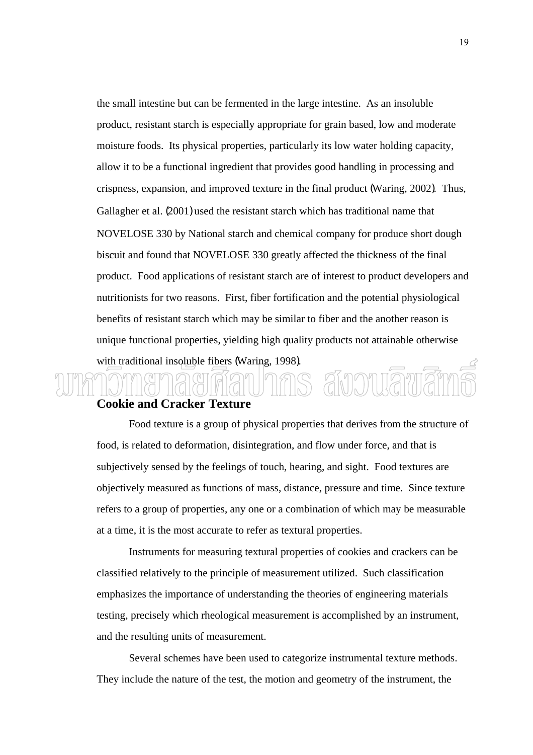the small intestine but can be fermented in the large intestine. As an insoluble product, resistant starch is especially appropriate for grain based, low and moderate moisture foods. Its physical properties, particularly its low water holding capacity, allow it to be a functional ingredient that provides good handling in processing and crispness, expansion, and improved texture in the final product (Waring, 2002). Thus, Gallagher et al. (2001) used the resistant starch which has traditional name that NOVELOSE 330 by National starch and chemical company for produce short dough biscuit and found that NOVELOSE 330 greatly affected the thickness of the final product. Food applications of resistant starch are of interest to product developers and nutritionists for two reasons. First, fiber fortification and the potential physiological benefits of resistant starch which may be similar to fiber and the another reason is unique functional properties, yielding high quality products not attainable otherwise with traditional insoluble fibers (Waring, 1998).

## Cookie and Cracker Texture

Food texture is a group of physical properties that derives from the structure of food, is related to deformation, disintegration, and flow under force, and that is subjectively sensed by the feelings of touch, hearing, and sight. Food textures are objectively measured as functions of mass, distance, pressure and time. Since texture refers to a group of properties, any one or a combination of which may be measurable at a time, it is the most accurate to refer as textural properties.

Instruments for measuring textural properties of cookies and crackers can be classified relatively to the principle of measurement utilized. Such classification emphasizes the importance of understanding the theories of engineering materials testing, precisely which rheological measurement is accomplished by an instrument, and the resulting units of measurement.

Several schemes have been used to categorize instrumental texture methods. They include the nature of the test, the motion and geometry of the instrument, the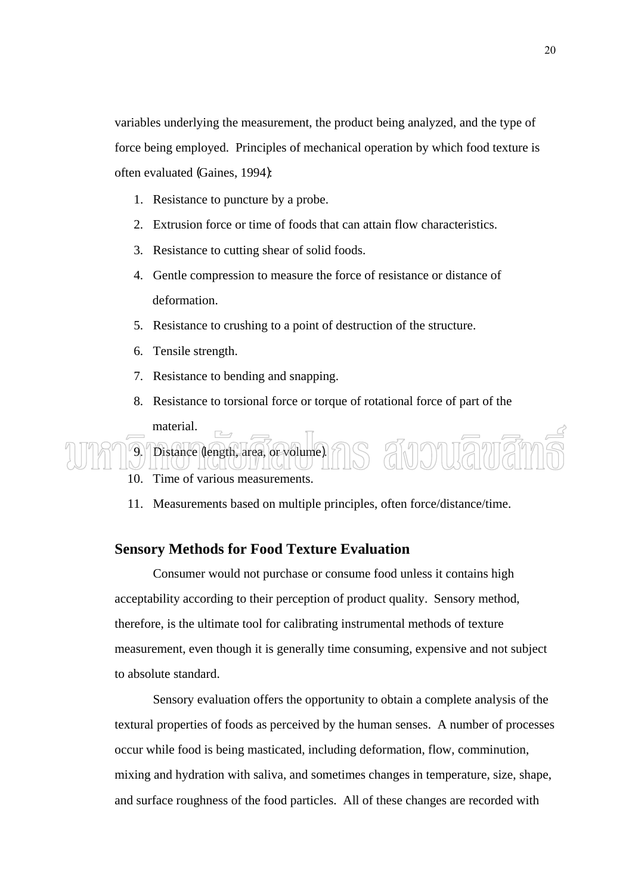variables underlying the measurement, the product being analyzed, and the type of force being employed. Principles of mechanical operation by which food texture is often evaluated (Gaines, 1994):

1. Resistance to puncture by a probe.
2. Extrusion force or time of foods that can attain flow characteristics.
3. Resistance to cutting shear of solid foods.
4. Gentle compression to measure the force of resistance or distance of deformation.
5. Resistance to crushing to a point of destruction of the structure.
6. Tensile strength.
7. Resistance to bending and snapping.
8. Resistance to torsional force or torque of rotational force of part of the material.
9. Distance (length, area, or volume).
10. Time of various measurements.
11. Measurements based on multiple principles, often force/distance/time.

## Sensory Methods for Food Texture Evaluation

Consumer would not purchase or consume food unless it contains high acceptability according to their perception of product quality. Sensory method, therefore, is the ultimate tool for calibrating instrumental methods of texture measurement, even though it is generally time consuming, expensive and not subject to absolute standard.

Sensory evaluation offers the opportunity to obtain a complete analysis of the textural properties of foods as perceived by the human senses. A number of processes occur while food is being masticated, including deformation, flow, comminution, mixing and hydration with saliva, and sometimes changes in temperature, size, shape, and surface roughness of the food particles. All of these changes are recorded with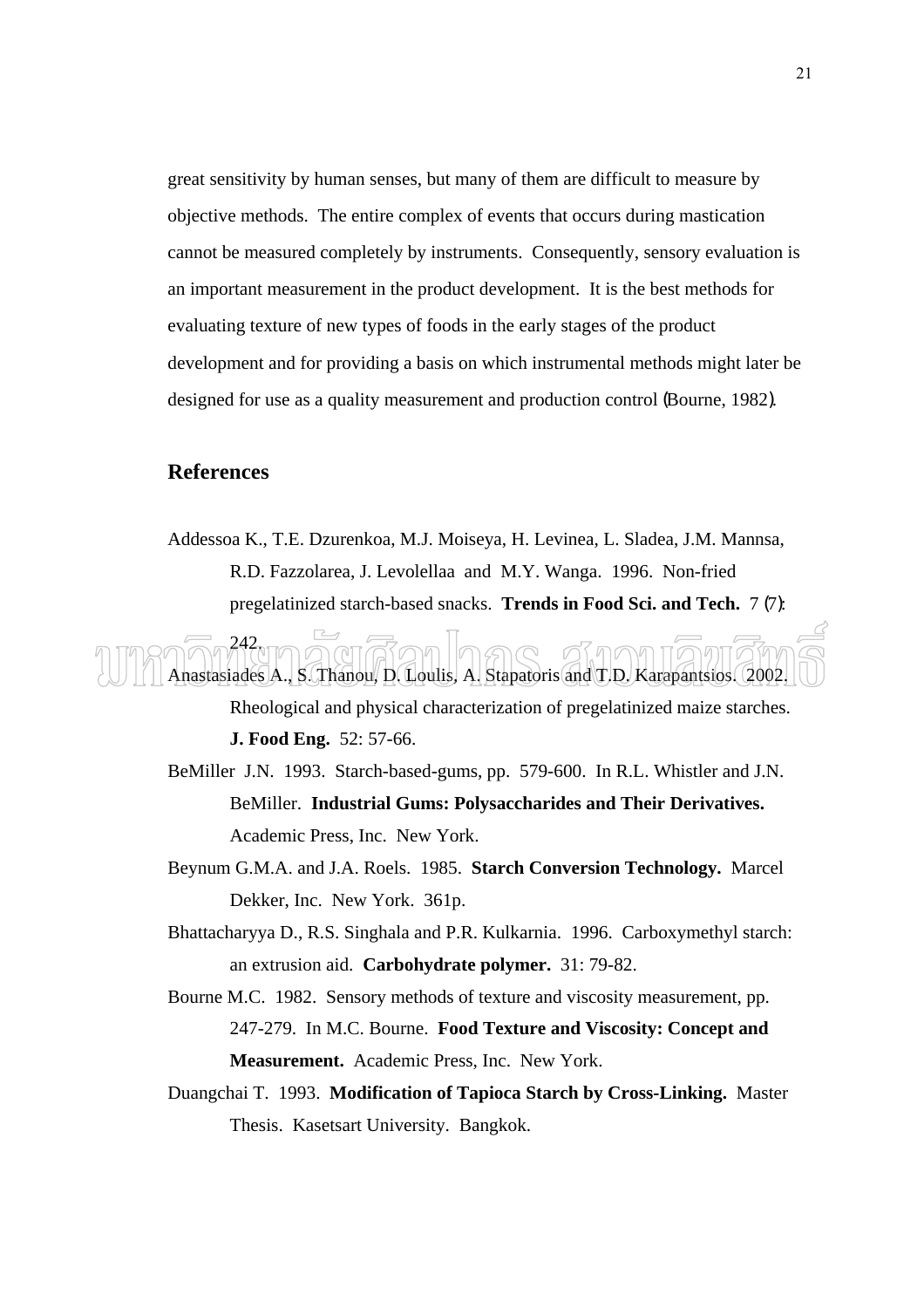great sensitivity by human senses, but many of them are difficult to measure by objective methods. The entire complex of events that occurs during mastication cannot be measured completely by instruments. Consequently, sensory evaluation is an important measurement in the product development. It is the best methods for evaluating texture of new types of foods in the early stages of the product development and for providing a basis on which instrumental methods might later be designed for use as a quality measurement and production control (Bourne, 1982).

## References

Addessoa K., T.E. Dzurenkoa, M.J. Moiseya, H. Levinea, L. Sladea, J.M. Mannsa, R.D. Fazzolarea, J. Levolellaa and M.Y. Wanga. 1996. Non-fried pregelatinized starch-based snacks. **Trends in Food Sci. and Tech.** 7 (7): 242.

Anastasiades A., S. Thanou, D. Loulis, A. Stapatoris and T.D. Karapantsios. 2002. Rheological and physical characterization of pregelatinized maize starches. **J. Food Eng.** 52: 57-66.

BeMiller J.N. 1993. Starch-based-gums, pp. 579-600. In R.L. Whistler and J.N. BeMiller. **Industrial Gums: Polysaccharides and Their Derivatives.** Academic Press, Inc. New York.

Beynum G.M.A. and J.A. Roels. 1985. **Starch Conversion Technology.** Marcel Dekker, Inc. New York. 361p.

Bhattacharyya D., R.S. Singhala and P.R. Kulkarnia. 1996. Carboxymethyl starch: an extrusion aid. **Carbohydrate polymer.** 31: 79-82.

Bourne M.C. 1982. Sensory methods of texture and viscosity measurement, pp. 247-279. In M.C. Bourne. **Food Texture and Viscosity: Concept and Measurement.** Academic Press, Inc. New York.

Duangchai T. 1993. **Modification of Tapioca Starch by Cross-Linking.** Master Thesis. Kasetsart University. Bangkok.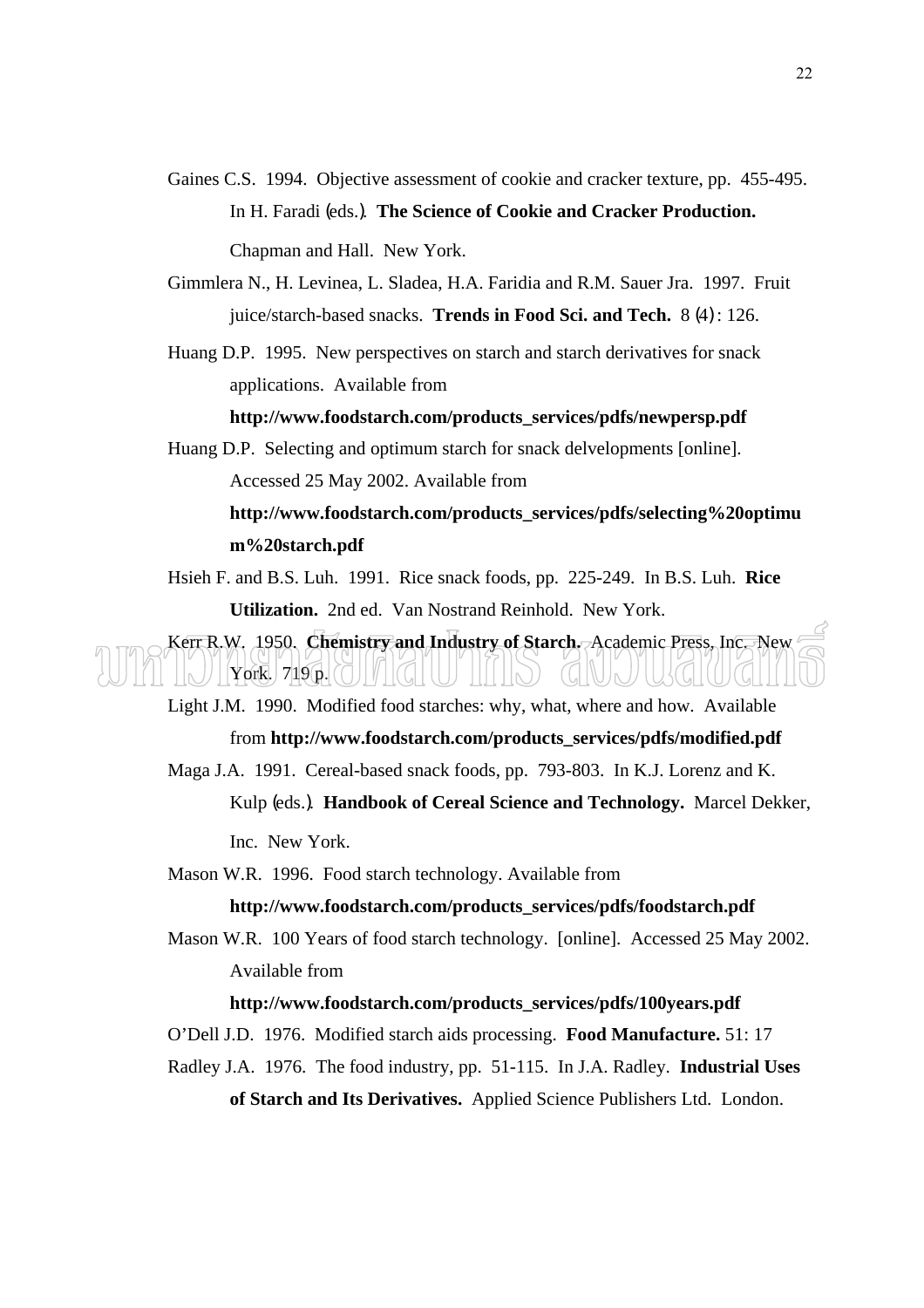Gaines C.S. 1994. Objective assessment of cookie and cracker texture, pp. 455-495. In H. Faradi (eds.). **The Science of Cookie and Cracker Production.** Chapman and Hall. New York.

Gimmlera N., H. Levinea, L. Sladea, H.A. Faridia and R.M. Sauer Jra. 1997. Fruit juice/starch-based snacks. **Trends in Food Sci. and Tech.** 8 (4) : 126.

Huang D.P. 1995. New perspectives on starch and starch derivatives for snack applications. Available from **http://www.foodstarch.com/products_services/pdfs/newpersp.pdf**

Huang D.P. Selecting and optimum starch for snack delvelopments [online]. Accessed 25 May 2002. Available from **http://www.foodstarch.com/products_services/pdfs/selecting%20optimum%20starch.pdf**

Hsieh F. and B.S. Luh. 1991. Rice snack foods, pp. 225-249. In B.S. Luh. **Rice Utilization.** 2nd ed. Van Nostrand Reinhold. New York.

Kerr R.W. 1950. **Chemistry and Industry of Starch.** Academic Press, Inc. New York. 719 p.

Light J.M. 1990. Modified food starches: why, what, where and how. Available from **http://www.foodstarch.com/products_services/pdfs/modified.pdf**

Maga J.A. 1991. Cereal-based snack foods, pp. 793-803. In K.J. Lorenz and K. Kulp (eds.). **Handbook of Cereal Science and Technology.** Marcel Dekker, Inc. New York.

Mason W.R. 1996. Food starch technology. Available from **http://www.foodstarch.com/products_services/pdfs/foodstarch.pdf**

Mason W.R. 100 Years of food starch technology. [online]. Accessed 25 May 2002. Available from **http://www.foodstarch.com/products_services/pdfs/100years.pdf**

O'Dell J.D. 1976. Modified starch aids processing. **Food Manufacture.** 51: 17

Radley J.A. 1976. The food industry, pp. 51-115. In J.A. Radley. **Industrial Uses of Starch and Its Derivatives.** Applied Science Publishers Ltd. London.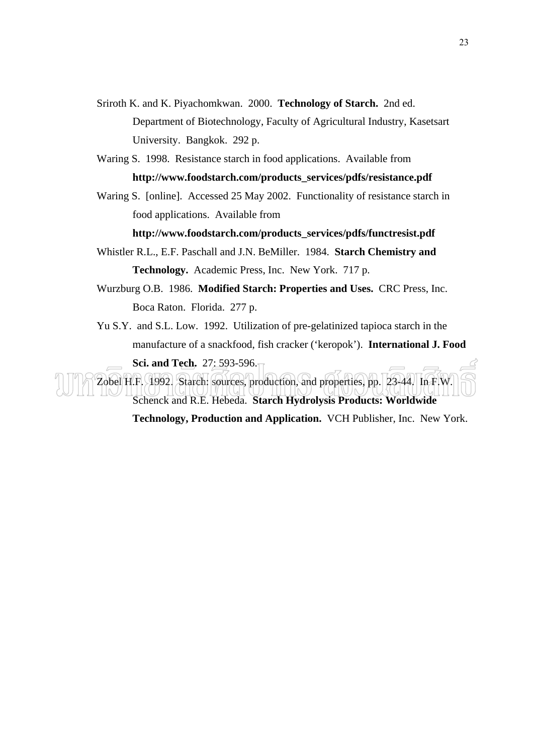Sriroth K. and K. Piyachomkwan. 2000. **Technology of Starch.** 2nd ed. Department of Biotechnology, Faculty of Agricultural Industry, Kasetsart University. Bangkok. 292 p.

Waring S. 1998. Resistance starch in food applications. Available from **http://www.foodstarch.com/products_services/pdfs/resistance.pdf**

Waring S. [online]. Accessed 25 May 2002. Functionality of resistance starch in food applications. Available from **http://www.foodstarch.com/products_services/pdfs/functresist.pdf**

Whistler R.L., E.F. Paschall and J.N. BeMiller. 1984. **Starch Chemistry and Technology.** Academic Press, Inc. New York. 717 p.

Wurzburg O.B. 1986. **Modified Starch: Properties and Uses.** CRC Press, Inc. Boca Raton. Florida. 277 p.

Yu S.Y. and S.L. Low. 1992. Utilization of pre-gelatinized tapioca starch in the manufacture of a snackfood, fish cracker ('keropok'). **International J. Food Sci. and Tech.** 27: 593-596.

Zobel H.F. 1992. Starch: sources, production, and properties, pp. 23-44. In F.W. Schenck and R.E. Hebeda. **Starch Hydrolysis Products: Worldwide Technology, Production and Application.** VCH Publisher, Inc. New York.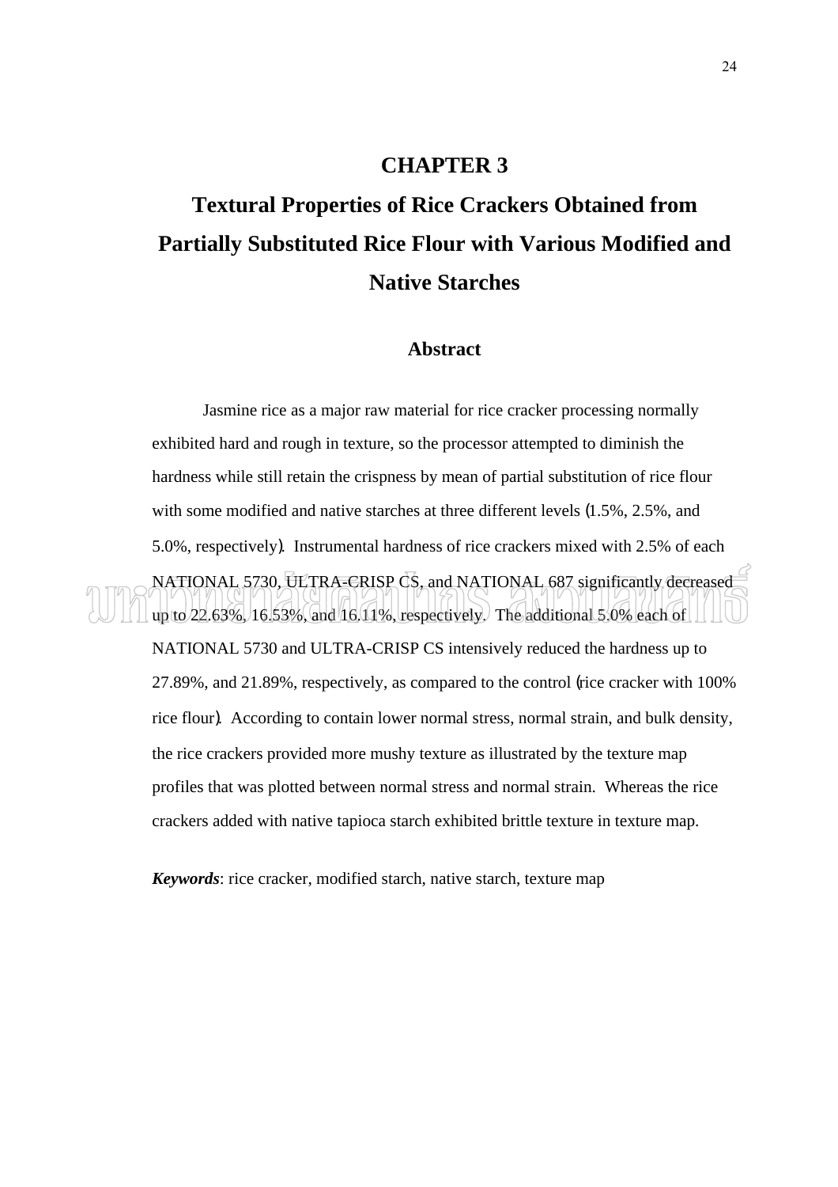# CHAPTER 3

# Textural Properties of Rice Crackers Obtained from Partially Substituted Rice Flour with Various Modified and Native Starches

## Abstract

Jasmine rice as a major raw material for rice cracker processing normally exhibited hard and rough in texture, so the processor attempted to diminish the hardness while still retain the crispness by mean of partial substitution of rice flour with some modified and native starches at three different levels (1.5%, 2.5%, and 5.0%, respectively). Instrumental hardness of rice crackers mixed with 2.5% of each NATIONAL 5730, ULTRA-CRISP CS, and NATIONAL 687 significantly decreased up to 22.63%, 16.53%, and 16.11%, respectively. The additional 5.0% each of NATIONAL 5730 and ULTRA-CRISP CS intensively reduced the hardness up to 27.89%, and 21.89%, respectively, as compared to the control (rice cracker with 100% rice flour). According to contain lower normal stress, normal strain, and bulk density, the rice crackers provided more mushy texture as illustrated by the texture map profiles that was plotted between normal stress and normal strain. Whereas the rice crackers added with native tapioca starch exhibited brittle texture in texture map.

***Keywords***: rice cracker, modified starch, native starch, texture map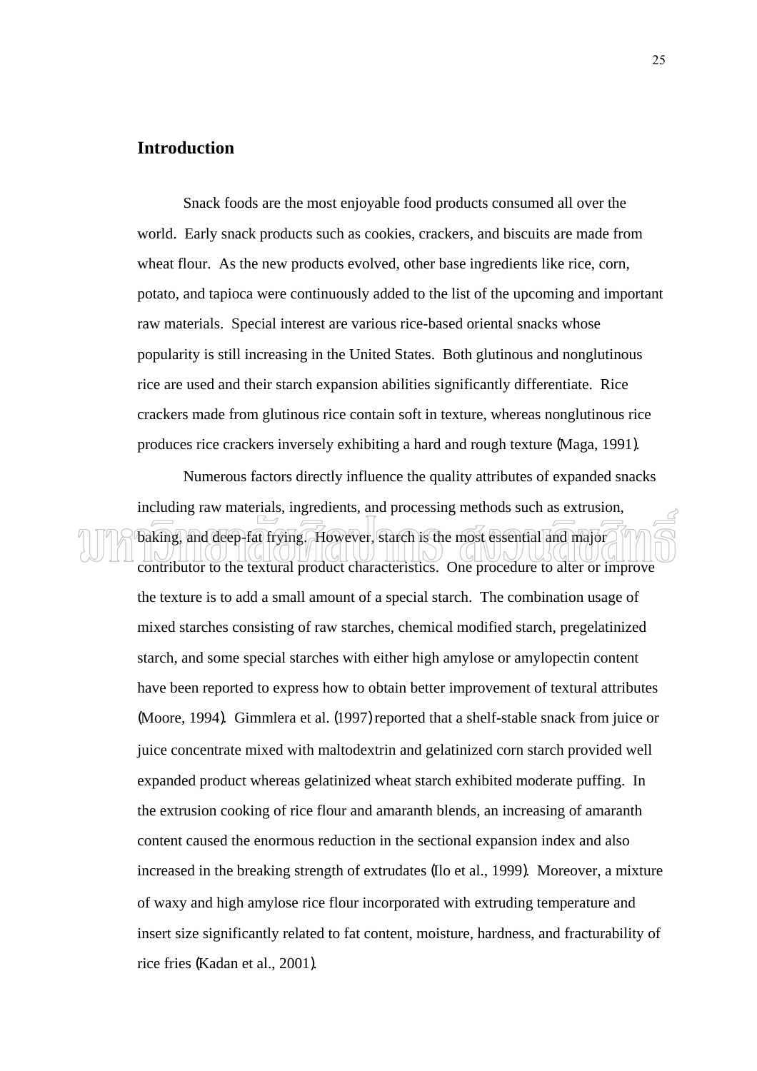## Introduction

Snack foods are the most enjoyable food products consumed all over the world. Early snack products such as cookies, crackers, and biscuits are made from wheat flour. As the new products evolved, other base ingredients like rice, corn, potato, and tapioca were continuously added to the list of the upcoming and important raw materials. Special interest are various rice-based oriental snacks whose popularity is still increasing in the United States. Both glutinous and nonglutinous rice are used and their starch expansion abilities significantly differentiate. Rice crackers made from glutinous rice contain soft in texture, whereas nonglutinous rice produces rice crackers inversely exhibiting a hard and rough texture (Maga, 1991).

Numerous factors directly influence the quality attributes of expanded snacks including raw materials, ingredients, and processing methods such as extrusion, baking, and deep-fat frying. However, starch is the most essential and major contributor to the textural product characteristics. One procedure to alter or improve the texture is to add a small amount of a special starch. The combination usage of mixed starches consisting of raw starches, chemical modified starch, pregelatinized starch, and some special starches with either high amylose or amylopectin content have been reported to express how to obtain better improvement of textural attributes (Moore, 1994). Gimmlera et al. (1997) reported that a shelf-stable snack from juice or juice concentrate mixed with maltodextrin and gelatinized corn starch provided well expanded product whereas gelatinized wheat starch exhibited moderate puffing. In the extrusion cooking of rice flour and amaranth blends, an increasing of amaranth content caused the enormous reduction in the sectional expansion index and also increased in the breaking strength of extrudates (Ilo et al., 1999). Moreover, a mixture of waxy and high amylose rice flour incorporated with extruding temperature and insert size significantly related to fat content, moisture, hardness, and fracturability of rice fries (Kadan et al., 2001).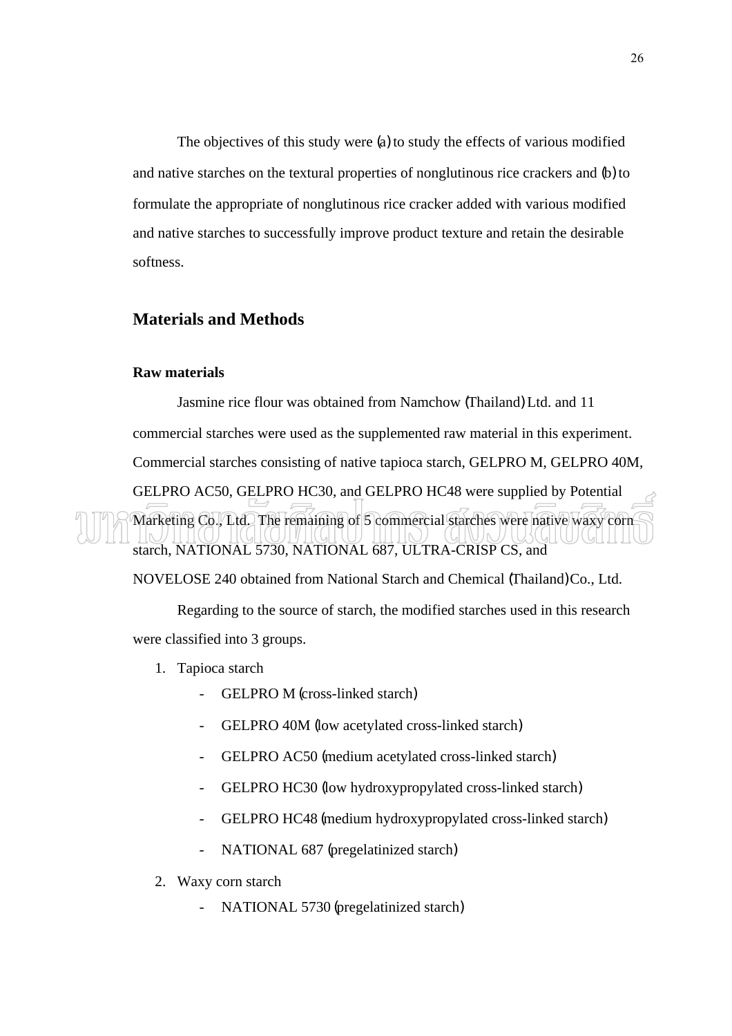The objectives of this study were (a) to study the effects of various modified and native starches on the textural properties of nonglutinous rice crackers and (b) to formulate the appropriate of nonglutinous rice cracker added with various modified and native starches to successfully improve product texture and retain the desirable softness.

## Materials and Methods

### Raw materials

Jasmine rice flour was obtained from Namchow (Thailand) Ltd. and 11 commercial starches were used as the supplemented raw material in this experiment. Commercial starches consisting of native tapioca starch, GELPRO M, GELPRO 40M, GELPRO AC50, GELPRO HC30, and GELPRO HC48 were supplied by Potential Marketing Co., Ltd. The remaining of 5 commercial starches were native waxy corn starch, NATIONAL 5730, NATIONAL 687, ULTRA-CRISP CS, and NOVELOSE 240 obtained from National Starch and Chemical (Thailand) Co., Ltd.

Regarding to the source of starch, the modified starches used in this research were classified into 3 groups.

1. Tapioca starch
   - GELPRO M (cross-linked starch)
   - GELPRO 40M (low acetylated cross-linked starch)
   - GELPRO AC50 (medium acetylated cross-linked starch)
   - GELPRO HC30 (low hydroxypropylated cross-linked starch)
   - GELPRO HC48 (medium hydroxypropylated cross-linked starch)
   - NATIONAL 687 (pregelatinized starch)
2. Waxy corn starch
   - NATIONAL 5730 (pregelatinized starch)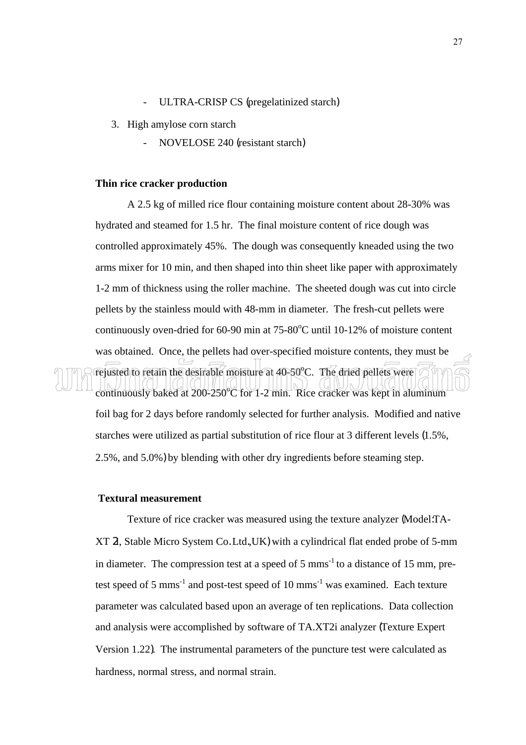- ULTRA-CRISP CS (pregelatinized starch)

3. High amylose corn starch
    - NOVELOSE 240 (resistant starch)

**Thin rice cracker production**

A 2.5 kg of milled rice flour containing moisture content about 28-30% was hydrated and steamed for 1.5 hr. The final moisture content of rice dough was controlled approximately 45%. The dough was consequently kneaded using the two arms mixer for 10 min, and then shaped into thin sheet like paper with approximately 1-2 mm of thickness using the roller machine. The sheeted dough was cut into circle pellets by the stainless mould with 48-mm in diameter. The fresh-cut pellets were continuously oven-dried for 60-90 min at 75-80$^{o}$C until 10-12% of moisture content was obtained. Once, the pellets had over-specified moisture contents, they must be rejusted to retain the desirable moisture at 40-50$^{o}$C. The dried pellets were continuously baked at 200-250$^{o}$C for 1-2 min. Rice cracker was kept in aluminum foil bag for 2 days before randomly selected for further analysis. Modified and native starches were utilized as partial substitution of rice flour at 3 different levels (1.5%, 2.5%, and 5.0%) by blending with other dry ingredients before steaming step.

**Textural measurement**

Texture of rice cracker was measured using the texture analyzer (Model:TA-XT 2, Stable Micro System Co.Ltd.,UK) with a cylindrical flat ended probe of 5-mm in diameter. The compression test at a speed of 5 mms$^{-1}$ to a distance of 15 mm, pre-test speed of 5 mms$^{-1}$ and post-test speed of 10 mms$^{-1}$ was examined. Each texture parameter was calculated based upon an average of ten replications. Data collection and analysis were accomplished by software of TA.XT2i analyzer (Texture Expert Version 1.22). The instrumental parameters of the puncture test were calculated as hardness, normal stress, and normal strain.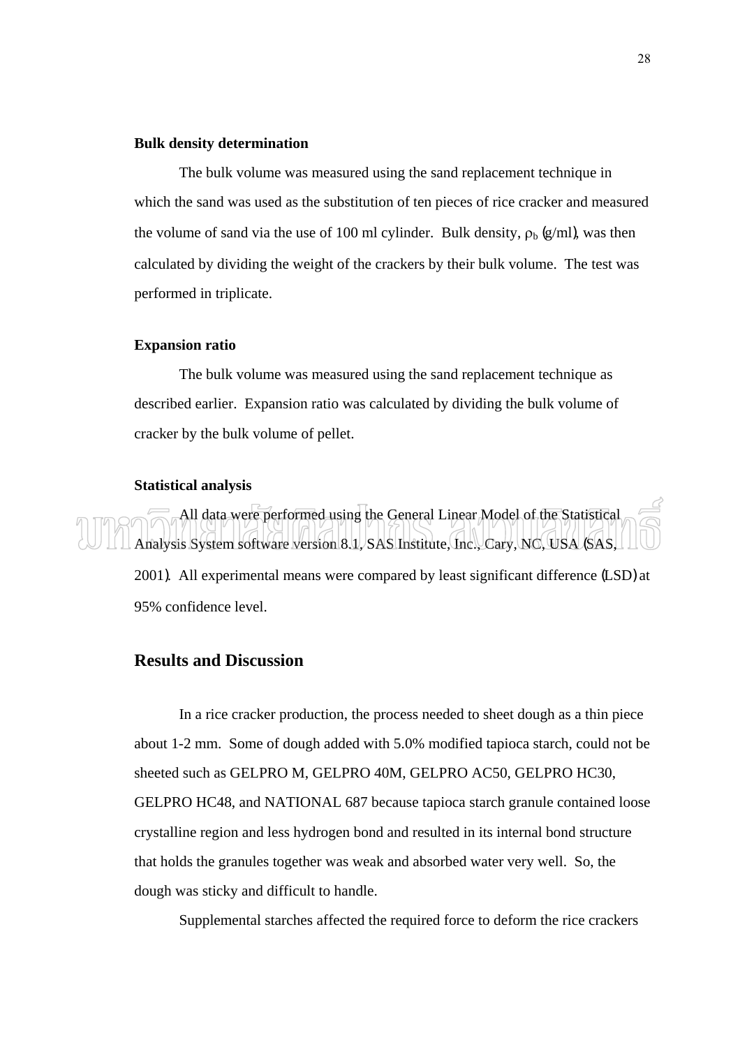**Bulk density determination**

The bulk volume was measured using the sand replacement technique in which the sand was used as the substitution of ten pieces of rice cracker and measured the volume of sand via the use of 100 ml cylinder. Bulk density, $\rho_b$ (g/ml), was then calculated by dividing the weight of the crackers by their bulk volume. The test was performed in triplicate.

**Expansion ratio**

The bulk volume was measured using the sand replacement technique as described earlier. Expansion ratio was calculated by dividing the bulk volume of cracker by the bulk volume of pellet.

**Statistical analysis**

All data were performed using the General Linear Model of the Statistical Analysis System software version 8.1, SAS Institute, Inc., Cary, NC, USA (SAS, 2001). All experimental means were compared by least significant difference (LSD) at 95% confidence level.

## Results and Discussion

In a rice cracker production, the process needed to sheet dough as a thin piece about 1-2 mm. Some of dough added with 5.0% modified tapioca starch, could not be sheeted such as GELPRO M, GELPRO 40M, GELPRO AC50, GELPRO HC30, GELPRO HC48, and NATIONAL 687 because tapioca starch granule contained loose crystalline region and less hydrogen bond and resulted in its internal bond structure that holds the granules together was weak and absorbed water very well. So, the dough was sticky and difficult to handle.

Supplemental starches affected the required force to deform the rice crackers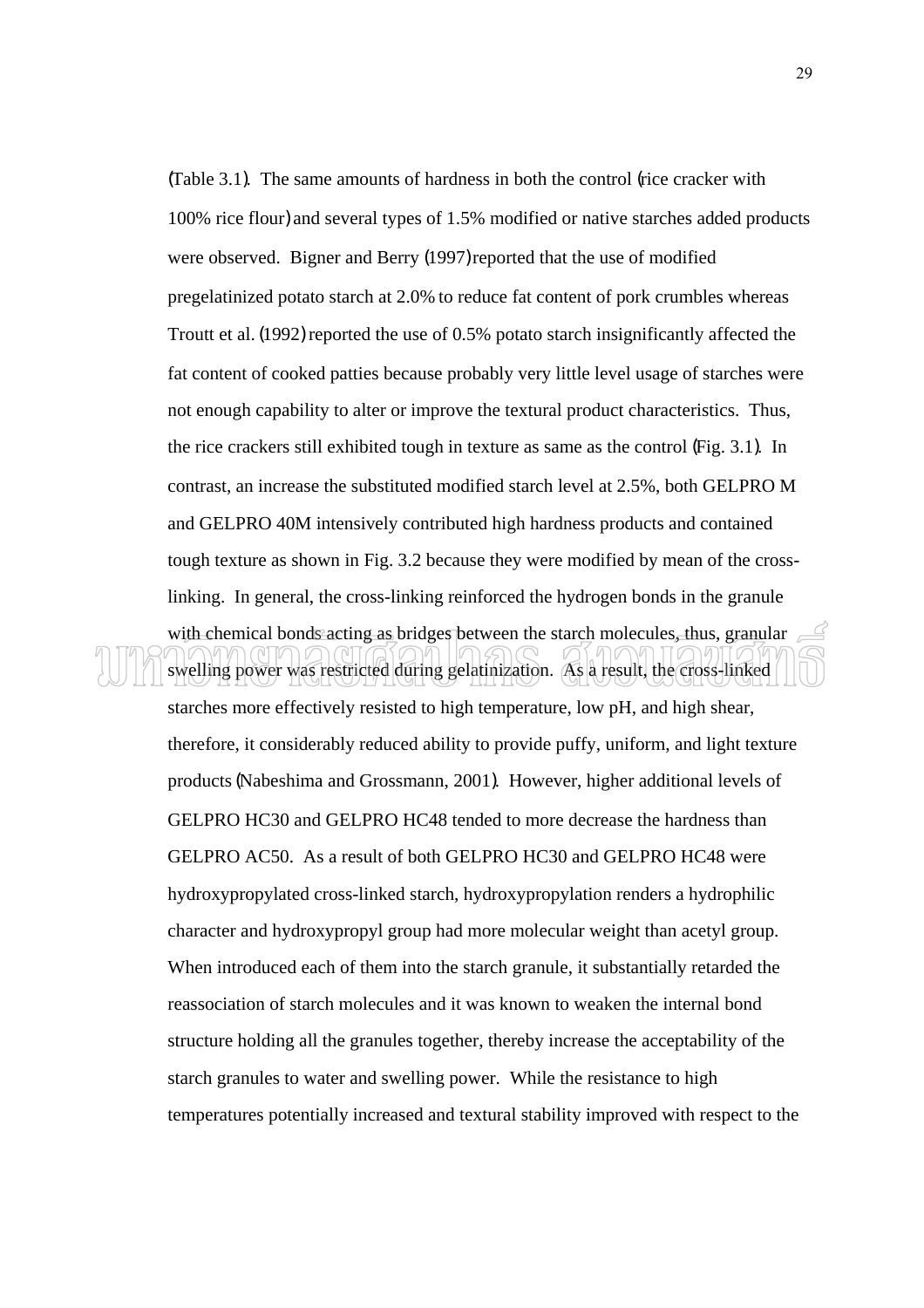(Table 3.1). The same amounts of hardness in both the control (rice cracker with 100% rice flour) and several types of 1.5% modified or native starches added products were observed. Bigner and Berry (1997) reported that the use of modified pregelatinized potato starch at 2.0% to reduce fat content of pork crumbles whereas Troutt et al. (1992) reported the use of 0.5% potato starch insignificantly affected the fat content of cooked patties because probably very little level usage of starches were not enough capability to alter or improve the textural product characteristics. Thus, the rice crackers still exhibited tough in texture as same as the control (Fig. 3.1). In contrast, an increase the substituted modified starch level at 2.5%, both GELPRO M and GELPRO 40M intensively contributed high hardness products and contained tough texture as shown in Fig. 3.2 because they were modified by mean of the cross-linking. In general, the cross-linking reinforced the hydrogen bonds in the granule with chemical bonds acting as bridges between the starch molecules, thus, granular swelling power was restricted during gelatinization. As a result, the cross-linked starches more effectively resisted to high temperature, low pH, and high shear, therefore, it considerably reduced ability to provide puffy, uniform, and light texture products (Nabeshima and Grossmann, 2001). However, higher additional levels of GELPRO HC30 and GELPRO HC48 tended to more decrease the hardness than GELPRO AC50. As a result of both GELPRO HC30 and GELPRO HC48 were hydroxypropylated cross-linked starch, hydroxypropylation renders a hydrophilic character and hydroxypropyl group had more molecular weight than acetyl group. When introduced each of them into the starch granule, it substantially retarded the reassociation of starch molecules and it was known to weaken the internal bond structure holding all the granules together, thereby increase the acceptability of the starch granules to water and swelling power. While the resistance to high temperatures potentially increased and textural stability improved with respect to the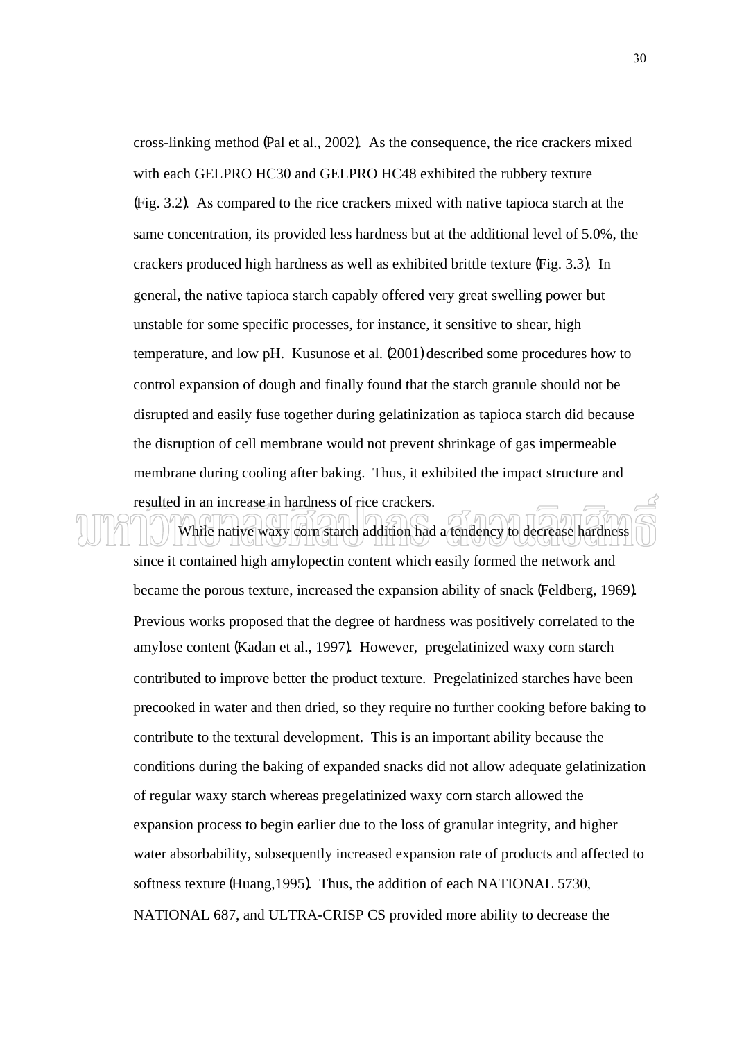cross-linking method (Pal et al., 2002). As the consequence, the rice crackers mixed with each GELPRO HC30 and GELPRO HC48 exhibited the rubbery texture (Fig. 3.2). As compared to the rice crackers mixed with native tapioca starch at the same concentration, its provided less hardness but at the additional level of 5.0%, the crackers produced high hardness as well as exhibited brittle texture (Fig. 3.3). In general, the native tapioca starch capably offered very great swelling power but unstable for some specific processes, for instance, it sensitive to shear, high temperature, and low pH. Kusunose et al. (2001) described some procedures how to control expansion of dough and finally found that the starch granule should not be disrupted and easily fuse together during gelatinization as tapioca starch did because the disruption of cell membrane would not prevent shrinkage of gas impermeable membrane during cooling after baking. Thus, it exhibited the impact structure and resulted in an increase in hardness of rice crackers.

While native waxy corn starch addition had a tendency to decrease hardness since it contained high amylopectin content which easily formed the network and became the porous texture, increased the expansion ability of snack (Feldberg, 1969). Previous works proposed that the degree of hardness was positively correlated to the amylose content (Kadan et al., 1997). However, pregelatinized waxy corn starch contributed to improve better the product texture. Pregelatinized starches have been precooked in water and then dried, so they require no further cooking before baking to contribute to the textural development. This is an important ability because the conditions during the baking of expanded snacks did not allow adequate gelatinization of regular waxy starch whereas pregelatinized waxy corn starch allowed the expansion process to begin earlier due to the loss of granular integrity, and higher water absorbability, subsequently increased expansion rate of products and affected to softness texture (Huang,1995). Thus, the addition of each NATIONAL 5730, NATIONAL 687, and ULTRA-CRISP CS provided more ability to decrease the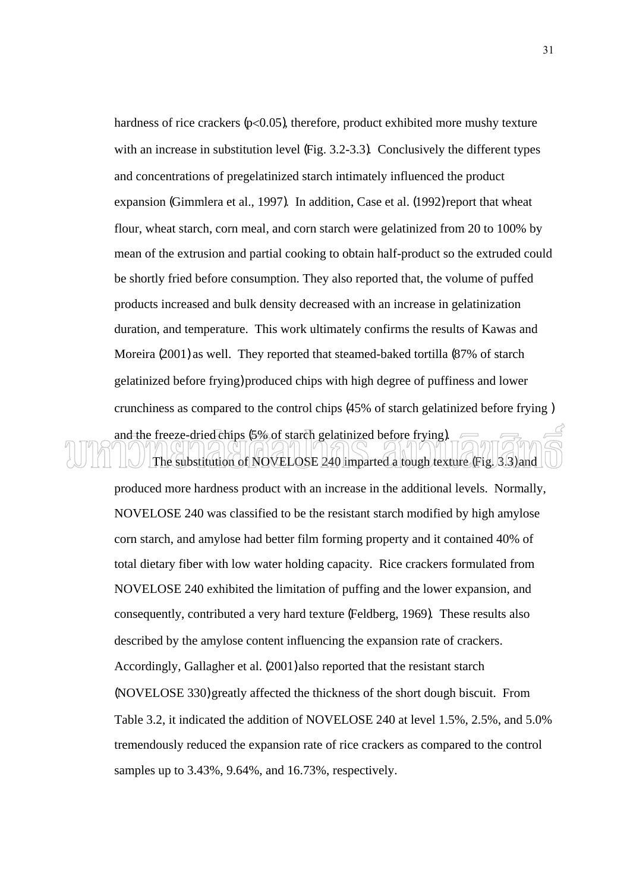hardness of rice crackers ($p<0.05$), therefore, product exhibited more mushy texture with an increase in substitution level (Fig. 3.2-3.3). Conclusively the different types and concentrations of pregelatinized starch intimately influenced the product expansion (Gimmlera et al., 1997). In addition, Case et al. (1992) report that wheat flour, wheat starch, corn meal, and corn starch were gelatinized from 20 to 100% by mean of the extrusion and partial cooking to obtain half-product so the extruded could be shortly fried before consumption. They also reported that, the volume of puffed products increased and bulk density decreased with an increase in gelatinization duration, and temperature. This work ultimately confirms the results of Kawas and Moreira (2001) as well. They reported that steamed-baked tortilla (87% of starch gelatinized before frying) produced chips with high degree of puffiness and lower crunchiness as compared to the control chips (45% of starch gelatinized before frying ) and the freeze-dried chips (5% of starch gelatinized before frying).

The substitution of NOVELOSE 240 imparted a tough texture (Fig. 3.3) and produced more hardness product with an increase in the additional levels. Normally, NOVELOSE 240 was classified to be the resistant starch modified by high amylose corn starch, and amylose had better film forming property and it contained 40% of total dietary fiber with low water holding capacity. Rice crackers formulated from NOVELOSE 240 exhibited the limitation of puffing and the lower expansion, and consequently, contributed a very hard texture (Feldberg, 1969). These results also described by the amylose content influencing the expansion rate of crackers. Accordingly, Gallagher et al. (2001) also reported that the resistant starch (NOVELOSE 330) greatly affected the thickness of the short dough biscuit. From Table 3.2, it indicated the addition of NOVELOSE 240 at level 1.5%, 2.5%, and 5.0% tremendously reduced the expansion rate of rice crackers as compared to the control samples up to 3.43%, 9.64%, and 16.73%, respectively.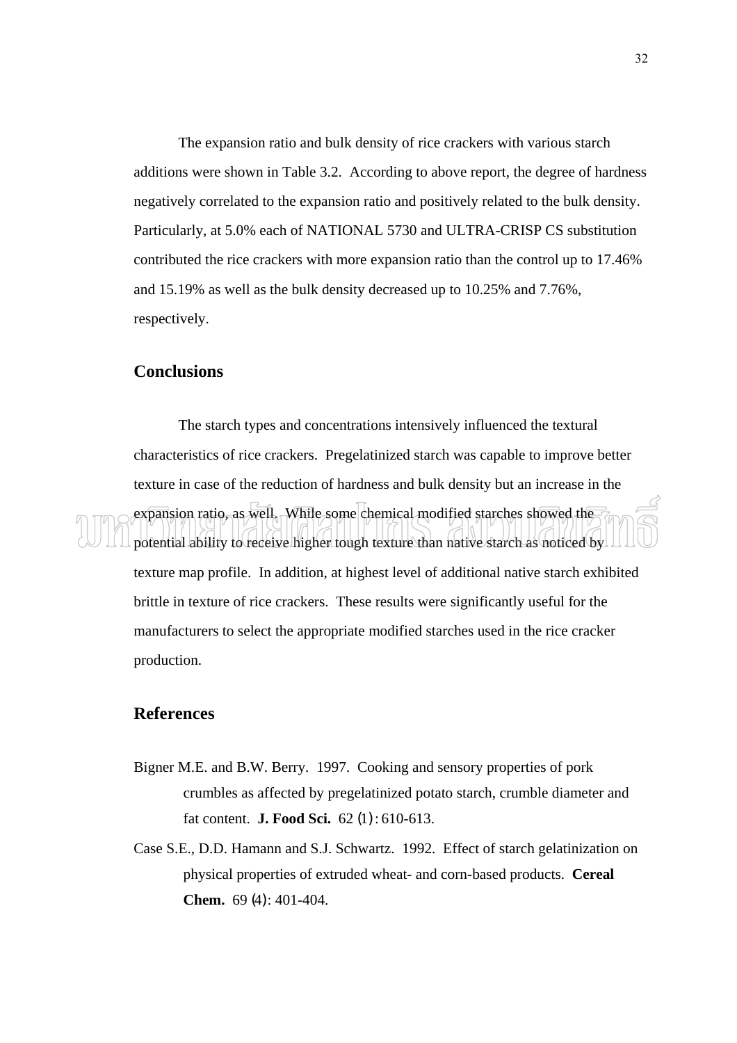The expansion ratio and bulk density of rice crackers with various starch additions were shown in Table 3.2. According to above report, the degree of hardness negatively correlated to the expansion ratio and positively related to the bulk density. Particularly, at 5.0% each of NATIONAL 5730 and ULTRA-CRISP CS substitution contributed the rice crackers with more expansion ratio than the control up to 17.46% and 15.19% as well as the bulk density decreased up to 10.25% and 7.76%, respectively.

## Conclusions

The starch types and concentrations intensively influenced the textural characteristics of rice crackers. Pregelatinized starch was capable to improve better texture in case of the reduction of hardness and bulk density but an increase in the expansion ratio, as well. While some chemical modified starches showed the potential ability to receive higher tough texture than native starch as noticed by texture map profile. In addition, at highest level of additional native starch exhibited brittle in texture of rice crackers. These results were significantly useful for the manufacturers to select the appropriate modified starches used in the rice cracker production.

## References

Bigner M.E. and B.W. Berry. 1997. Cooking and sensory properties of pork crumbles as affected by pregelatinized potato starch, crumble diameter and fat content. **J. Food Sci.** 62 (1) : 610-613.

Case S.E., D.D. Hamann and S.J. Schwartz. 1992. Effect of starch gelatinization on physical properties of extruded wheat- and corn-based products. **Cereal Chem.** 69 (4): 401-404.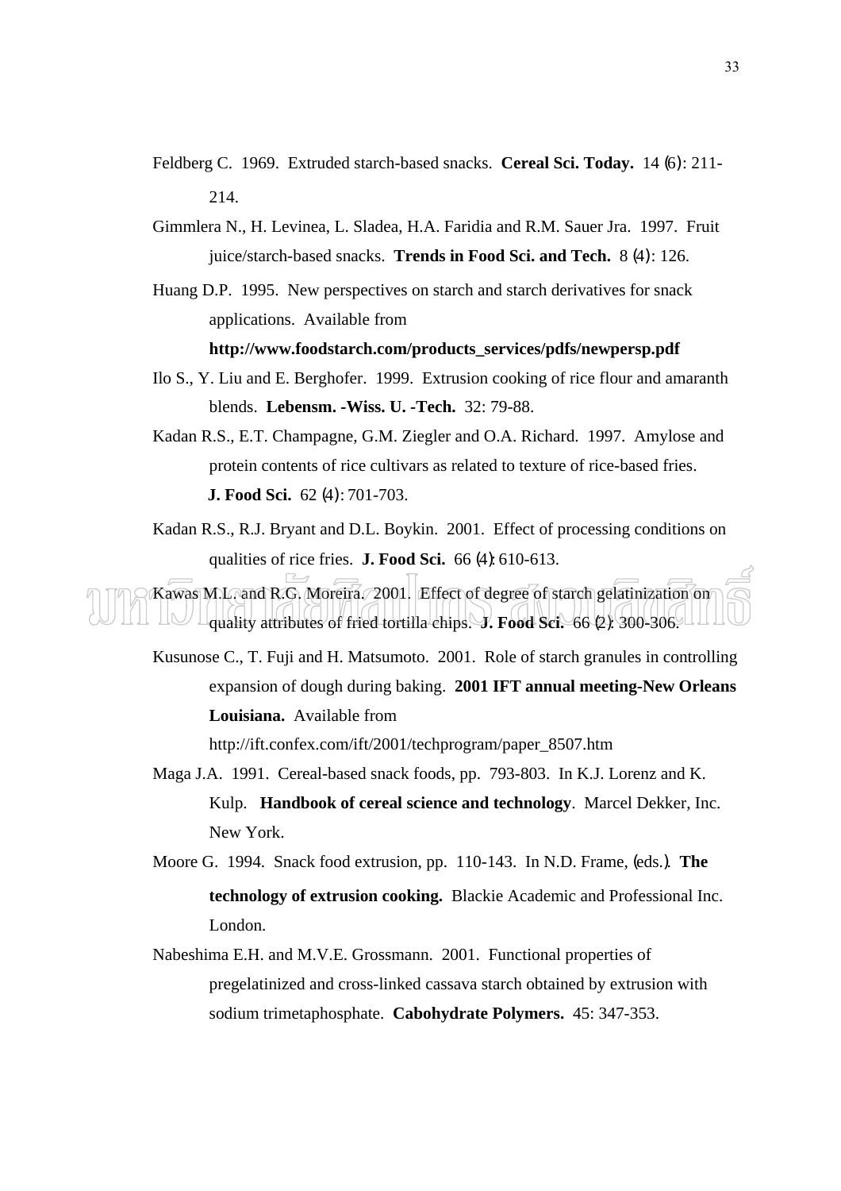Feldberg C. 1969. Extruded starch-based snacks. **Cereal Sci. Today.** 14 (6): 211-214.

Gimmlera N., H. Levinea, L. Sladea, H.A. Faridia and R.M. Sauer Jra. 1997. Fruit juice/starch-based snacks. **Trends in Food Sci. and Tech.** 8 (4): 126.

Huang D.P. 1995. New perspectives on starch and starch derivatives for snack applications. Available from **http://www.foodstarch.com/products_services/pdfs/newpersp.pdf**

Ilo S., Y. Liu and E. Berghofer. 1999. Extrusion cooking of rice flour and amaranth blends. **Lebensm. -Wiss. U. -Tech.** 32: 79-88.

Kadan R.S., E.T. Champagne, G.M. Ziegler and O.A. Richard. 1997. Amylose and protein contents of rice cultivars as related to texture of rice-based fries. **J. Food Sci.** 62 (4): 701-703.

Kadan R.S., R.J. Bryant and D.L. Boykin. 2001. Effect of processing conditions on qualities of rice fries. **J. Food Sci.** 66 (4): 610-613.

Kawas M.L. and R.G. Moreira. 2001. Effect of degree of starch gelatinization on quality attributes of fried tortilla chips. **J. Food Sci.** 66 (2): 300-306.

Kusunose C., T. Fuji and H. Matsumoto. 2001. Role of starch granules in controlling expansion of dough during baking. **2001 IFT annual meeting-New Orleans Louisiana.** Available from http://ift.confex.com/ift/2001/techprogram/paper_8507.htm

Maga J.A. 1991. Cereal-based snack foods, pp. 793-803. In K.J. Lorenz and K. Kulp. **Handbook of cereal science and technology**. Marcel Dekker, Inc. New York.

Moore G. 1994. Snack food extrusion, pp. 110-143. In N.D. Frame, (eds.). **The technology of extrusion cooking.** Blackie Academic and Professional Inc. London.

Nabeshima E.H. and M.V.E. Grossmann. 2001. Functional properties of pregelatinized and cross-linked cassava starch obtained by extrusion with sodium trimetaphosphate. **Cabohydrate Polymers.** 45: 347-353.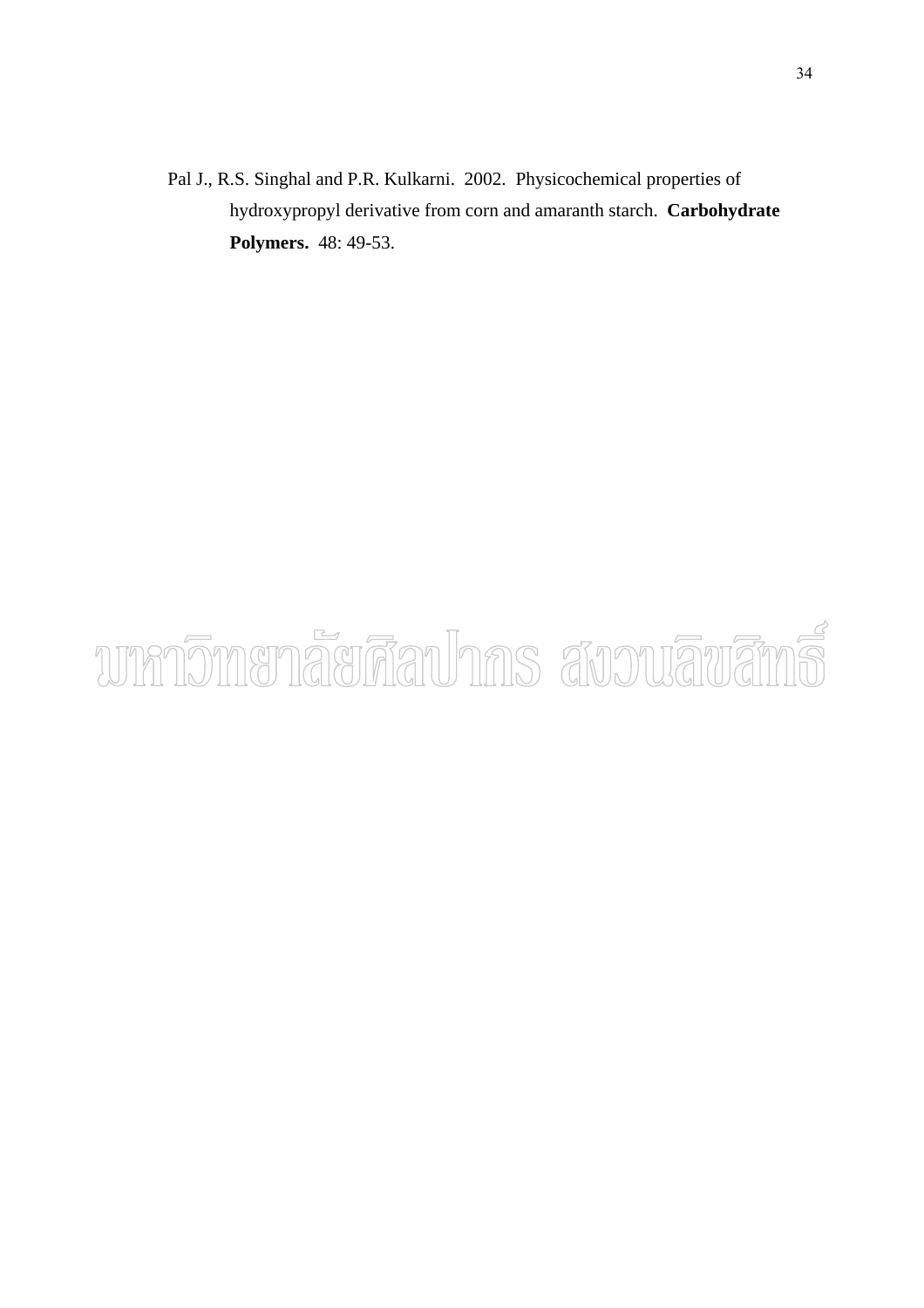Pal J., R.S. Singhal and P.R. Kulkarni. 2002. Physicochemical properties of hydroxypropyl derivative from corn and amaranth starch. **Carbohydrate Polymers.** 48: 49-53.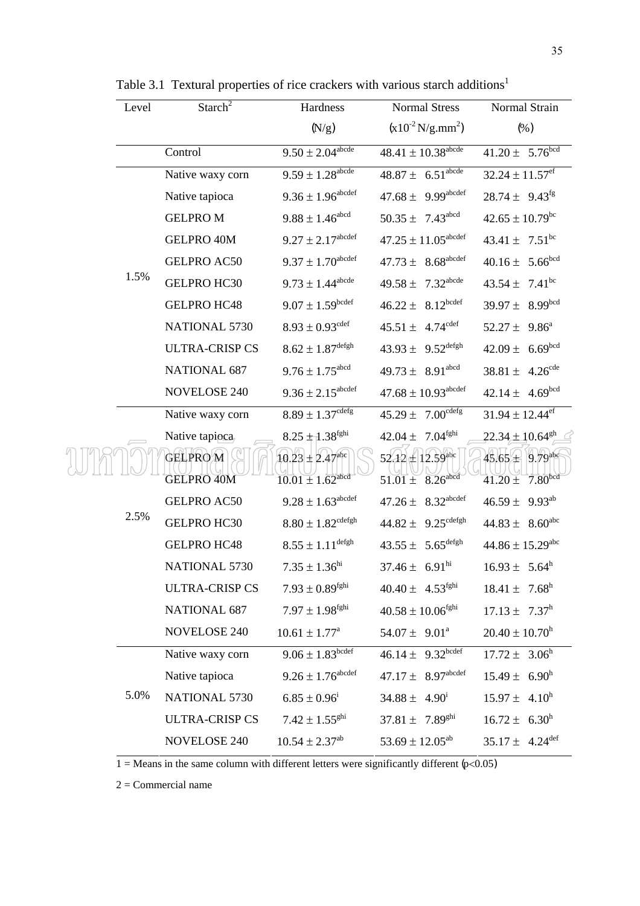Table 3.1 Textural properties of rice crackers with various starch additions[1]

| Level | Starch[2] | Hardness (N/g) | Normal Stress ($x10^{-2}$ N/g.mm$^2$) | Normal Strain (%) |
|---|---|---|---|---|
| | Control | $9.50 \pm 2.04^{abcde}$ | $48.41 \pm 10.38^{abcde}$ | $41.20 \pm 5.76^{bcd}$ |
| 1.5% | Native waxy corn | $9.59 \pm 1.28^{abcde}$ | $48.87 \pm 6.51^{abcde}$ | $32.24 \pm 11.57^{ef}$ |
| | Native tapioca | $9.36 \pm 1.96^{abcdef}$ | $47.68 \pm 9.99^{abcdef}$ | $28.74 \pm 9.43^{fg}$ |
| | GELPRO M | $9.88 \pm 1.46^{abcd}$ | $50.35 \pm 7.43^{abcd}$ | $42.65 \pm 10.79^{bc}$ |
| | GELPRO 40M | $9.27 \pm 2.17^{abcdef}$ | $47.25 \pm 11.05^{abcdef}$ | $43.41 \pm 7.51^{bc}$ |
| | GELPRO AC50 | $9.37 \pm 1.70^{abcdef}$ | $47.73 \pm 8.68^{abcdef}$ | $40.16 \pm 5.66^{bcd}$ |
| | GELPRO HC30 | $9.73 \pm 1.44^{abcde}$ | $49.58 \pm 7.32^{abcde}$ | $43.54 \pm 7.41^{bc}$ |
| | GELPRO HC48 | $9.07 \pm 1.59^{bcdef}$ | $46.22 \pm 8.12^{bcdef}$ | $39.97 \pm 8.99^{bcd}$ |
| | NATIONAL 5730 | $8.93 \pm 0.93^{cdef}$ | $45.51 \pm 4.74^{cdef}$ | $52.27 \pm 9.86^{a}$ |
| | ULTRA-CRISP CS | $8.62 \pm 1.87^{defgh}$ | $43.93 \pm 9.52^{defgh}$ | $42.09 \pm 6.69^{bcd}$ |
| | NATIONAL 687 | $9.76 \pm 1.75^{abcd}$ | $49.73 \pm 8.91^{abcd}$ | $38.81 \pm 4.26^{cde}$ |
| | NOVELOSE 240 | $9.36 \pm 2.15^{abcdef}$ | $47.68 \pm 10.93^{abcdef}$ | $42.14 \pm 4.69^{bcd}$ |
| 2.5% | Native waxy corn | $8.89 \pm 1.37^{cdefg}$ | $45.29 \pm 7.00^{cdefg}$ | $31.94 \pm 12.44^{ef}$ |
| | Native tapioca | $8.25 \pm 1.38^{fghi}$ | $42.04 \pm 7.04^{fghi}$ | $22.34 \pm 10.64^{gh}$ |
| | GELPRO M | $10.23 \pm 2.47^{abc}$ | $52.12 \pm 12.59^{abc}$ | $45.65 \pm 9.79^{abc}$ |
| | GELPRO 40M | $10.01 \pm 1.62^{abcd}$ | $51.01 \pm 8.26^{abcd}$ | $41.20 \pm 7.80^{bcd}$ |
| | GELPRO AC50 | $9.28 \pm 1.63^{abcdef}$ | $47.26 \pm 8.32^{abcdef}$ | $46.59 \pm 9.93^{ab}$ |
| | GELPRO HC30 | $8.80 \pm 1.82^{cdefgh}$ | $44.82 \pm 9.25^{cdefgh}$ | $44.83 \pm 8.60^{abc}$ |
| | GELPRO HC48 | $8.55 \pm 1.11^{defgh}$ | $43.55 \pm 5.65^{defgh}$ | $44.86 \pm 15.29^{abc}$ |
| | NATIONAL 5730 | $7.35 \pm 1.36^{hi}$ | $37.46 \pm 6.91^{hi}$ | $16.93 \pm 5.64^{h}$ |
| | ULTRA-CRISP CS | $7.93 \pm 0.89^{fghi}$ | $40.40 \pm 4.53^{fghi}$ | $18.41 \pm 7.68^{h}$ |
| | NATIONAL 687 | $7.97 \pm 1.98^{fghi}$ | $40.58 \pm 10.06^{fghi}$ | $17.13 \pm 7.37^{h}$ |
| | NOVELOSE 240 | $10.61 \pm 1.77^{a}$ | $54.07 \pm 9.01^{a}$ | $20.40 \pm 10.70^{h}$ |
| 5.0% | Native waxy corn | $9.06 \pm 1.83^{bcdef}$ | $46.14 \pm 9.32^{bcdef}$ | $17.72 \pm 3.06^{h}$ |
| | Native tapioca | $9.26 \pm 1.76^{abcdef}$ | $47.17 \pm 8.97^{abcdef}$ | $15.49 \pm 6.90^{h}$ |
| | NATIONAL 5730 | $6.85 \pm 0.96^{i}$ | $34.88 \pm 4.90^{i}$ | $15.97 \pm 4.10^{h}$ |
| | ULTRA-CRISP CS | $7.42 \pm 1.55^{ghi}$ | $37.81 \pm 7.89^{ghi}$ | $16.72 \pm 6.30^{h}$ |
| | NOVELOSE 240 | $10.54 \pm 2.37^{ab}$ | $53.69 \pm 12.05^{ab}$ | $35.17 \pm 4.24^{def}$ |

1 = Means in the same column with different letters were significantly different ($p<0.05$)

2 = Commercial name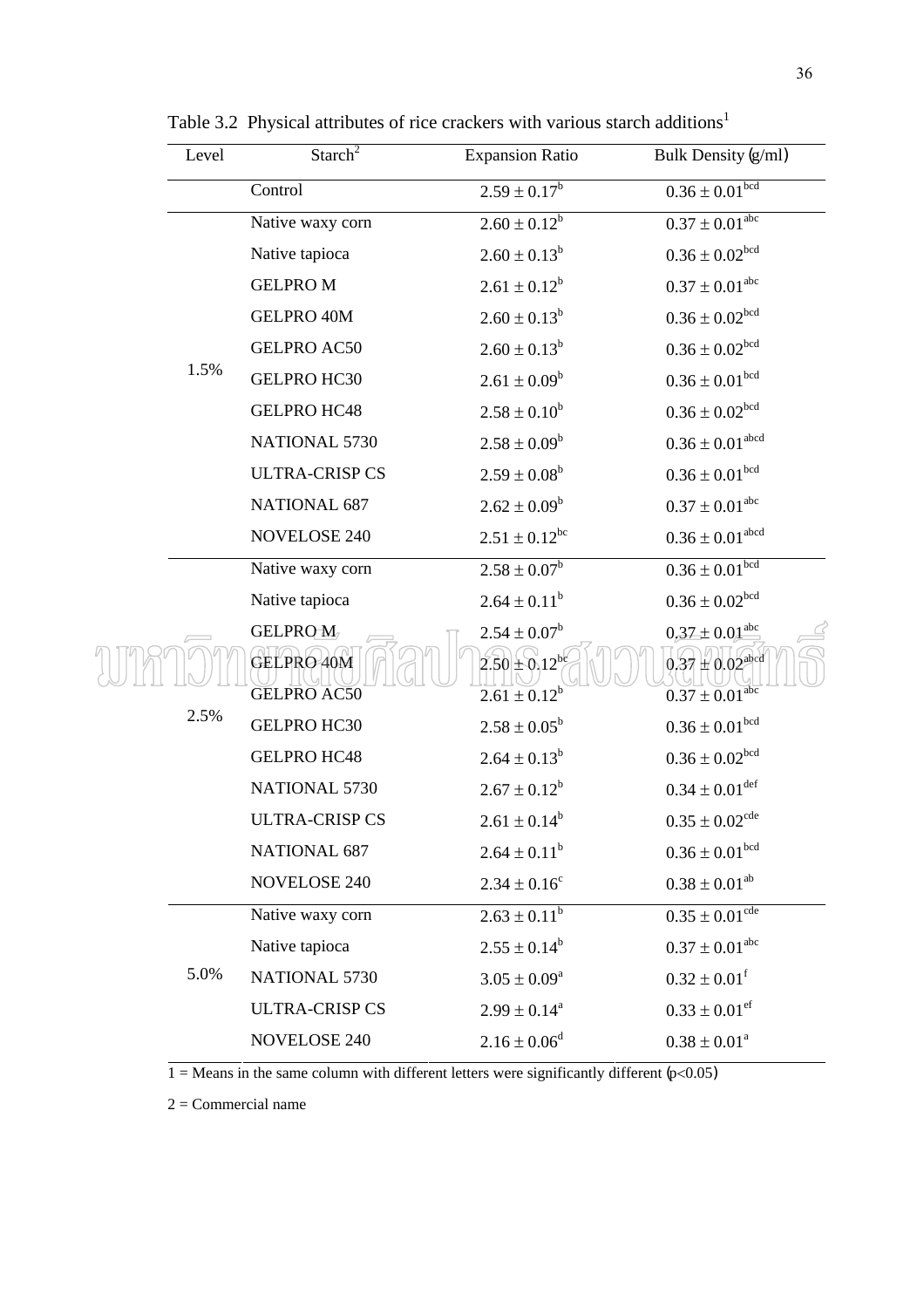Table 3.2 Physical attributes of rice crackers with various starch additions[1]

| Level | Starch[2] | Expansion Ratio | Bulk Density (g/ml) |
|---|---|---|---|
| | Control | $2.59 \pm 0.17^{b}$ | $0.36 \pm 0.01^{bcd}$ |
| 1.5% | Native waxy corn | $2.60 \pm 0.12^{b}$ | $0.37 \pm 0.01^{abc}$ |
| | Native tapioca | $2.60 \pm 0.13^{b}$ | $0.36 \pm 0.02^{bcd}$ |
| | GELPRO M | $2.61 \pm 0.12^{b}$ | $0.37 \pm 0.01^{abc}$ |
| | GELPRO 40M | $2.60 \pm 0.13^{b}$ | $0.36 \pm 0.02^{bcd}$ |
| | GELPRO AC50 | $2.60 \pm 0.13^{b}$ | $0.36 \pm 0.02^{bcd}$ |
| | GELPRO HC30 | $2.61 \pm 0.09^{b}$ | $0.36 \pm 0.01^{bcd}$ |
| | GELPRO HC48 | $2.58 \pm 0.10^{b}$ | $0.36 \pm 0.02^{bcd}$ |
| | NATIONAL 5730 | $2.58 \pm 0.09^{b}$ | $0.36 \pm 0.01^{abcd}$ |
| | ULTRA-CRISP CS | $2.59 \pm 0.08^{b}$ | $0.36 \pm 0.01^{bcd}$ |
| | NATIONAL 687 | $2.62 \pm 0.09^{b}$ | $0.37 \pm 0.01^{abc}$ |
| | NOVELOSE 240 | $2.51 \pm 0.12^{bc}$ | $0.36 \pm 0.01^{abcd}$ |
| 2.5% | Native waxy corn | $2.58 \pm 0.07^{b}$ | $0.36 \pm 0.01^{bcd}$ |
| | Native tapioca | $2.64 \pm 0.11^{b}$ | $0.36 \pm 0.02^{bcd}$ |
| | GELPRO M | $2.54 \pm 0.07^{b}$ | $0.37 \pm 0.01^{abc}$ |
| | GELPRO 40M | $2.50 \pm 0.12^{bc}$ | $0.37 \pm 0.02^{abcd}$ |
| | GELPRO AC50 | $2.61 \pm 0.12^{b}$ | $0.37 \pm 0.01^{abc}$ |
| | GELPRO HC30 | $2.58 \pm 0.05^{b}$ | $0.36 \pm 0.01^{bcd}$ |
| | GELPRO HC48 | $2.64 \pm 0.13^{b}$ | $0.36 \pm 0.02^{bcd}$ |
| | NATIONAL 5730 | $2.67 \pm 0.12^{b}$ | $0.34 \pm 0.01^{def}$ |
| | ULTRA-CRISP CS | $2.61 \pm 0.14^{b}$ | $0.35 \pm 0.02^{cde}$ |
| | NATIONAL 687 | $2.64 \pm 0.11^{b}$ | $0.36 \pm 0.01^{bcd}$ |
| | NOVELOSE 240 | $2.34 \pm 0.16^{c}$ | $0.38 \pm 0.01^{ab}$ |
| 5.0% | Native waxy corn | $2.63 \pm 0.11^{b}$ | $0.35 \pm 0.01^{cde}$ |
| | Native tapioca | $2.55 \pm 0.14^{b}$ | $0.37 \pm 0.01^{abc}$ |
| | NATIONAL 5730 | $3.05 \pm 0.09^{a}$ | $0.32 \pm 0.01^{f}$ |
| | ULTRA-CRISP CS | $2.99 \pm 0.14^{a}$ | $0.33 \pm 0.01^{ef}$ |
| | NOVELOSE 240 | $2.16 \pm 0.06^{d}$ | $0.38 \pm 0.01^{a}$ |

1 = Means in the same column with different letters were significantly different ($p<0.05$)

2 = Commercial name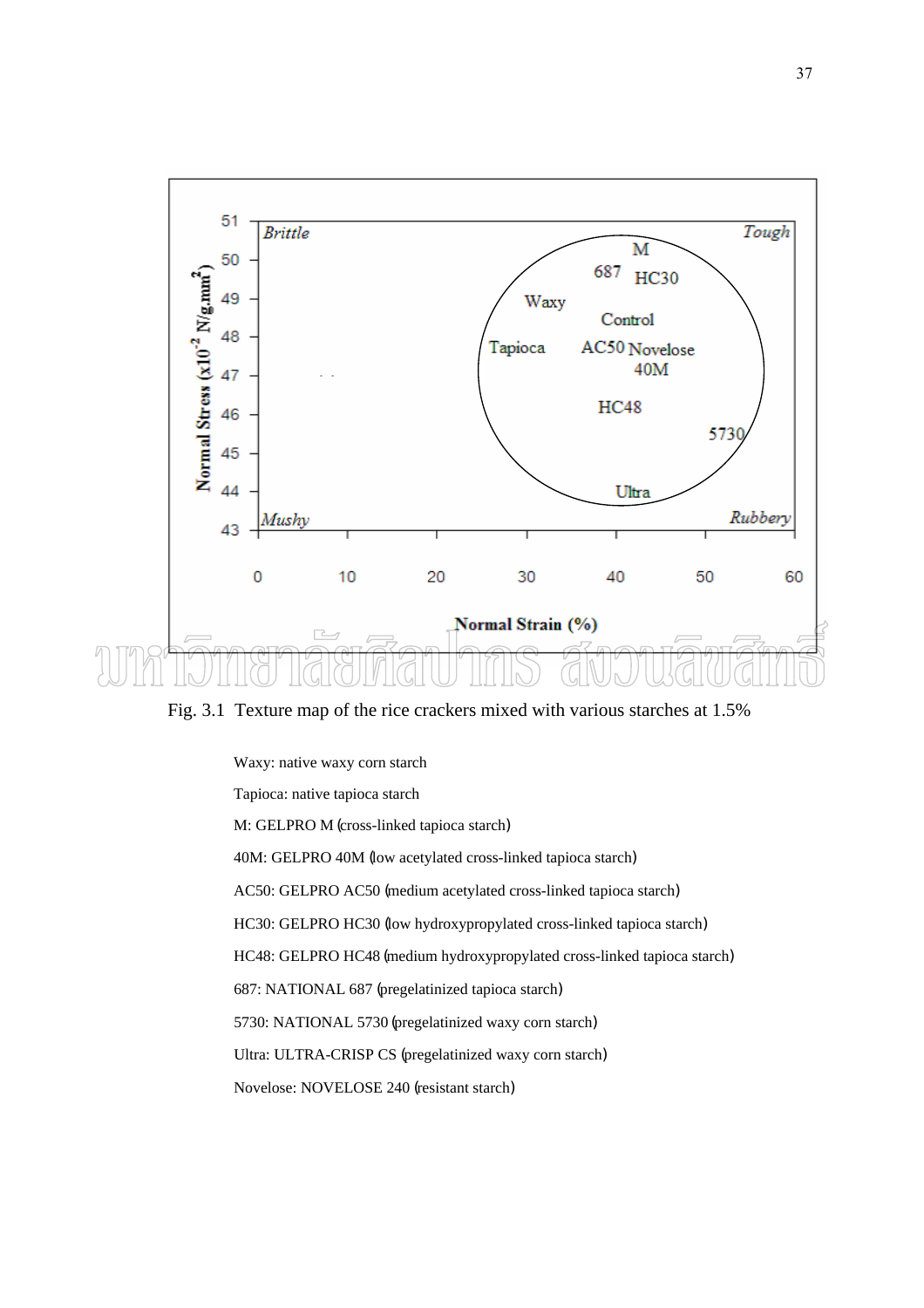Fig. 3.1 Texture map of the rice crackers mixed with various starches at 1.5%

Waxy: native waxy corn starch

Tapioca: native tapioca starch

M: GELPRO M (cross-linked tapioca starch)

40M: GELPRO 40M (low acetylated cross-linked tapioca starch)

AC50: GELPRO AC50 (medium acetylated cross-linked tapioca starch)

HC30: GELPRO HC30 (low hydroxypropylated cross-linked tapioca starch)

HC48: GELPRO HC48 (medium hydroxypropylated cross-linked tapioca starch)

687: NATIONAL 687 (pregelatinized tapioca starch)

5730: NATIONAL 5730 (pregelatinized waxy corn starch)

Ultra: ULTRA-CRISP CS (pregelatinized waxy corn starch)

Novelose: NOVELOSE 240 (resistant starch)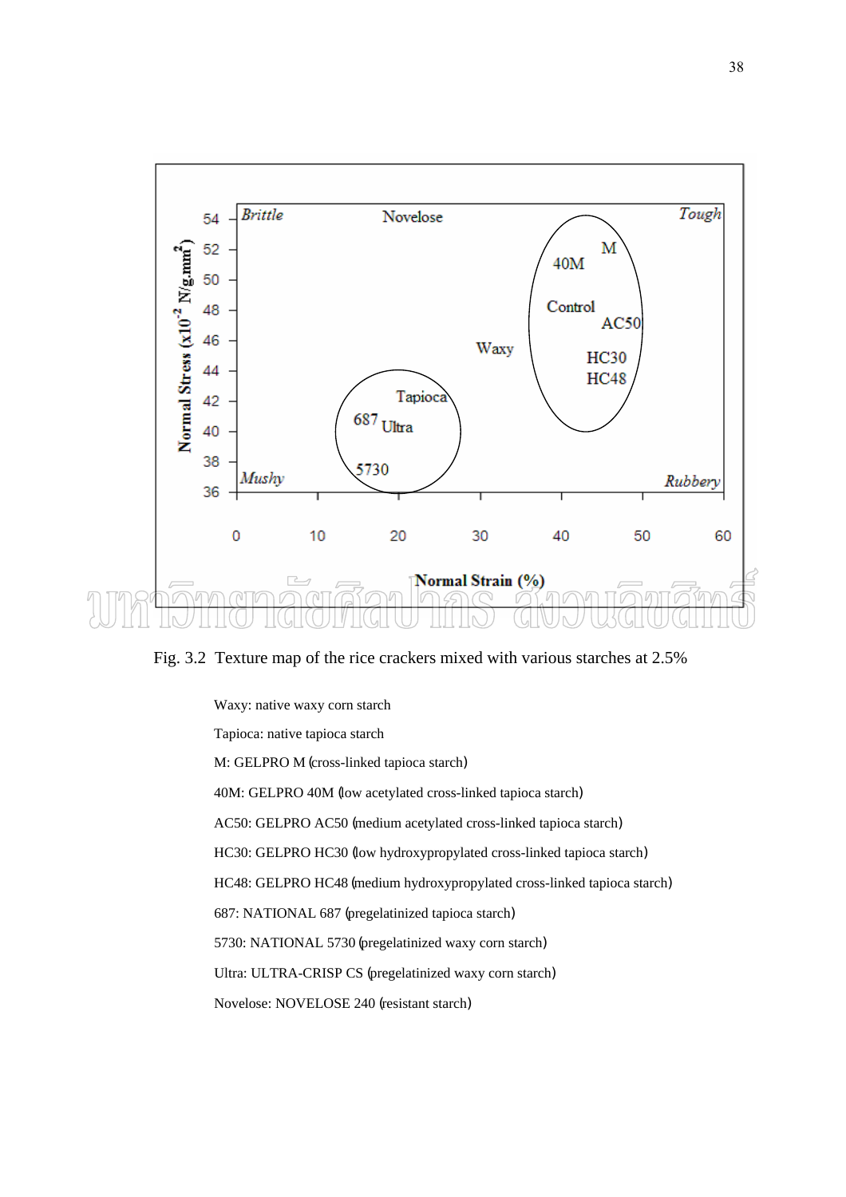Fig. 3.2  Texture map of the rice crackers mixed with various starches at 2.5%

Waxy: native waxy corn starch

Tapioca: native tapioca starch

M: GELPRO M (cross-linked tapioca starch)

40M: GELPRO 40M (low acetylated cross-linked tapioca starch)

AC50: GELPRO AC50 (medium acetylated cross-linked tapioca starch)

HC30: GELPRO HC30 (low hydroxypropylated cross-linked tapioca starch)

HC48: GELPRO HC48 (medium hydroxypropylated cross-linked tapioca starch)

687: NATIONAL 687 (pregelatinized tapioca starch)

5730: NATIONAL 5730 (pregelatinized waxy corn starch)

Ultra: ULTRA-CRISP CS (pregelatinized waxy corn starch)

Novelose: NOVELOSE 240 (resistant starch)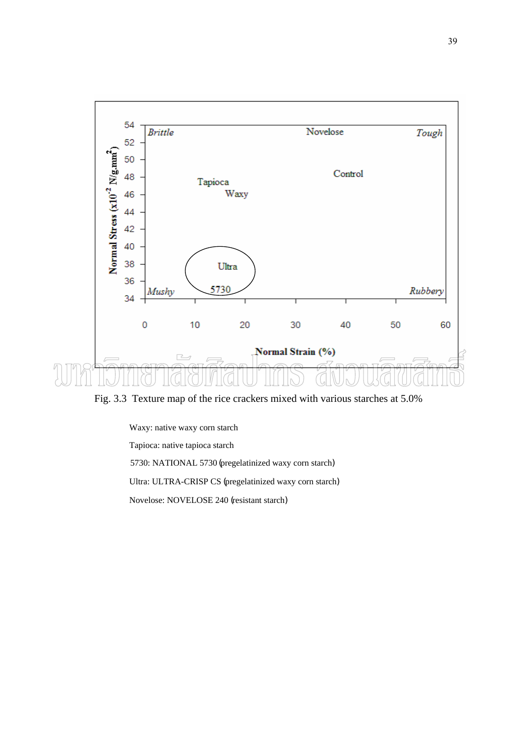Fig. 3.3 Texture map of the rice crackers mixed with various starches at 5.0%

Waxy: native waxy corn starch

Tapioca: native tapioca starch

5730: NATIONAL 5730 (pregelatinized waxy corn starch)

Ultra: ULTRA-CRISP CS (pregelatinized waxy corn starch)

Novelose: NOVELOSE 240 (resistant starch)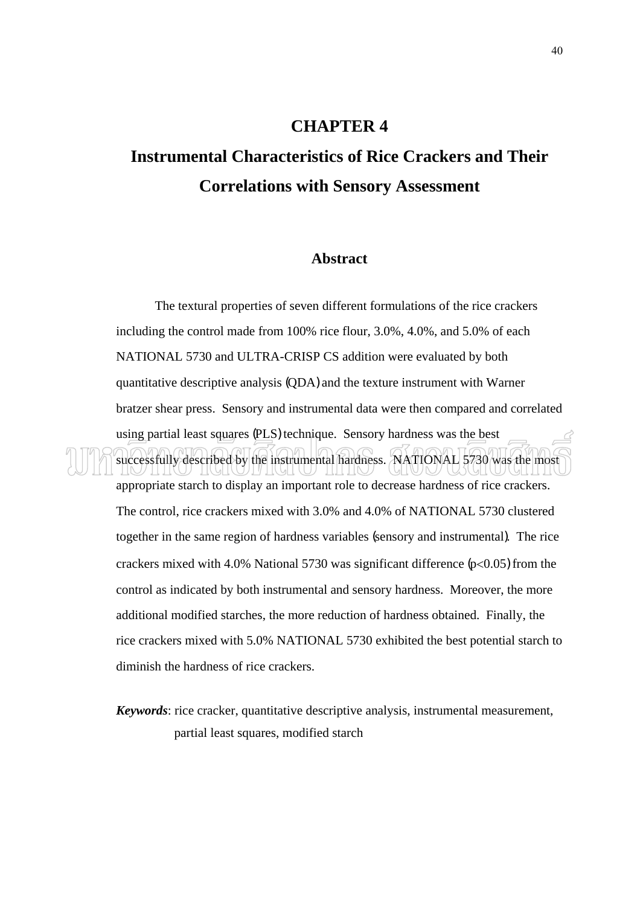# CHAPTER 4

# Instrumental Characteristics of Rice Crackers and Their Correlations with Sensory Assessment

## Abstract

The textural properties of seven different formulations of the rice crackers including the control made from 100% rice flour, 3.0%, 4.0%, and 5.0% of each NATIONAL 5730 and ULTRA-CRISP CS addition were evaluated by both quantitative descriptive analysis (QDA) and the texture instrument with Warner bratzer shear press. Sensory and instrumental data were then compared and correlated using partial least squares (PLS) technique. Sensory hardness was the best successfully described by the instrumental hardness. NATIONAL 5730 was the most appropriate starch to display an important role to decrease hardness of rice crackers. The control, rice crackers mixed with 3.0% and 4.0% of NATIONAL 5730 clustered together in the same region of hardness variables (sensory and instrumental). The rice crackers mixed with 4.0% National 5730 was significant difference ($p<0.05$) from the control as indicated by both instrumental and sensory hardness. Moreover, the more additional modified starches, the more reduction of hardness obtained. Finally, the rice crackers mixed with 5.0% NATIONAL 5730 exhibited the best potential starch to diminish the hardness of rice crackers.

***Keywords***: rice cracker, quantitative descriptive analysis, instrumental measurement, partial least squares, modified starch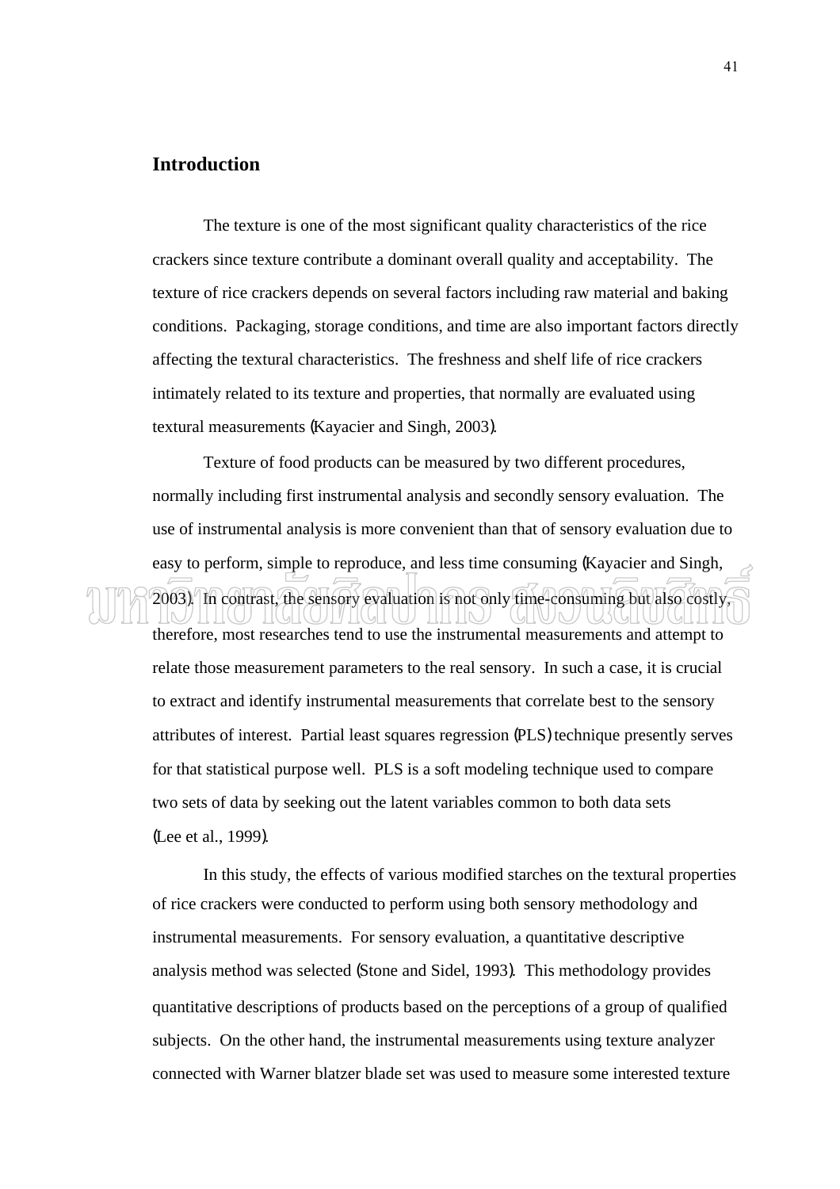## Introduction

The texture is one of the most significant quality characteristics of the rice crackers since texture contribute a dominant overall quality and acceptability. The texture of rice crackers depends on several factors including raw material and baking conditions. Packaging, storage conditions, and time are also important factors directly affecting the textural characteristics. The freshness and shelf life of rice crackers intimately related to its texture and properties, that normally are evaluated using textural measurements (Kayacier and Singh, 2003).

Texture of food products can be measured by two different procedures, normally including first instrumental analysis and secondly sensory evaluation. The use of instrumental analysis is more convenient than that of sensory evaluation due to easy to perform, simple to reproduce, and less time consuming (Kayacier and Singh, 2003). In contrast, the sensory evaluation is not only time-consuming but also costly, therefore, most researches tend to use the instrumental measurements and attempt to relate those measurement parameters to the real sensory. In such a case, it is crucial to extract and identify instrumental measurements that correlate best to the sensory attributes of interest. Partial least squares regression (PLS) technique presently serves for that statistical purpose well. PLS is a soft modeling technique used to compare two sets of data by seeking out the latent variables common to both data sets (Lee et al., 1999).

In this study, the effects of various modified starches on the textural properties of rice crackers were conducted to perform using both sensory methodology and instrumental measurements. For sensory evaluation, a quantitative descriptive analysis method was selected (Stone and Sidel, 1993). This methodology provides quantitative descriptions of products based on the perceptions of a group of qualified subjects. On the other hand, the instrumental measurements using texture analyzer connected with Warner blatzer blade set was used to measure some interested texture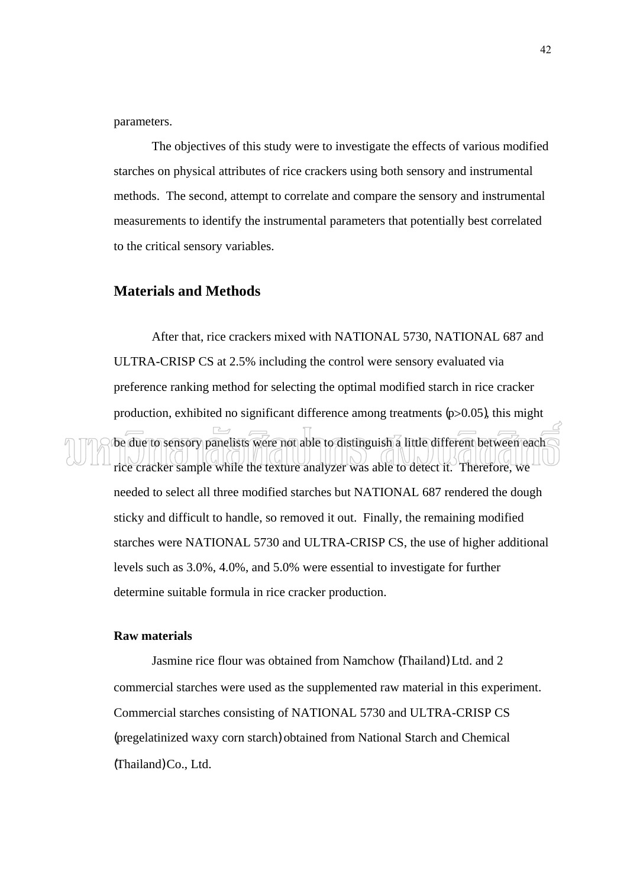parameters.

The objectives of this study were to investigate the effects of various modified starches on physical attributes of rice crackers using both sensory and instrumental methods. The second, attempt to correlate and compare the sensory and instrumental measurements to identify the instrumental parameters that potentially best correlated to the critical sensory variables.

## Materials and Methods

After that, rice crackers mixed with NATIONAL 5730, NATIONAL 687 and ULTRA-CRISP CS at 2.5% including the control were sensory evaluated via preference ranking method for selecting the optimal modified starch in rice cracker production, exhibited no significant difference among treatments ($p>0.05$), this might be due to sensory panelists were not able to distinguish a little different between each rice cracker sample while the texture analyzer was able to detect it. Therefore, we needed to select all three modified starches but NATIONAL 687 rendered the dough sticky and difficult to handle, so removed it out. Finally, the remaining modified starches were NATIONAL 5730 and ULTRA-CRISP CS, the use of higher additional levels such as 3.0%, 4.0%, and 5.0% were essential to investigate for further determine suitable formula in rice cracker production.

### Raw materials

Jasmine rice flour was obtained from Namchow (Thailand) Ltd. and 2 commercial starches were used as the supplemented raw material in this experiment. Commercial starches consisting of NATIONAL 5730 and ULTRA-CRISP CS (pregelatinized waxy corn starch) obtained from National Starch and Chemical (Thailand) Co., Ltd.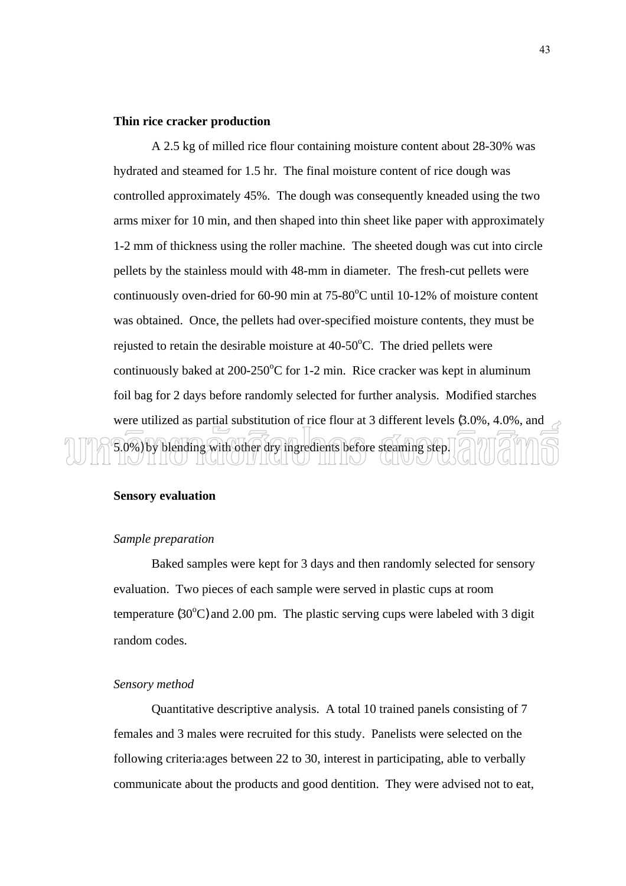**Thin rice cracker production**

A 2.5 kg of milled rice flour containing moisture content about 28-30% was hydrated and steamed for 1.5 hr. The final moisture content of rice dough was controlled approximately 45%. The dough was consequently kneaded using the two arms mixer for 10 min, and then shaped into thin sheet like paper with approximately 1-2 mm of thickness using the roller machine. The sheeted dough was cut into circle pellets by the stainless mould with 48-mm in diameter. The fresh-cut pellets were continuously oven-dried for 60-90 min at 75-80$^{o}$C until 10-12% of moisture content was obtained. Once, the pellets had over-specified moisture contents, they must be rejusted to retain the desirable moisture at 40-50$^{o}$C. The dried pellets were continuously baked at 200-250$^{o}$C for 1-2 min. Rice cracker was kept in aluminum foil bag for 2 days before randomly selected for further analysis. Modified starches were utilized as partial substitution of rice flour at 3 different levels (3.0%, 4.0%, and 5.0%) by blending with other dry ingredients before steaming step.

**Sensory evaluation**

*Sample preparation*

Baked samples were kept for 3 days and then randomly selected for sensory evaluation. Two pieces of each sample were served in plastic cups at room temperature (30$^{o}$C) and 2.00 pm. The plastic serving cups were labeled with 3 digit random codes.

*Sensory method*

Quantitative descriptive analysis. A total 10 trained panels consisting of 7 females and 3 males were recruited for this study. Panelists were selected on the following criteria:ages between 22 to 30, interest in participating, able to verbally communicate about the products and good dentition. They were advised not to eat,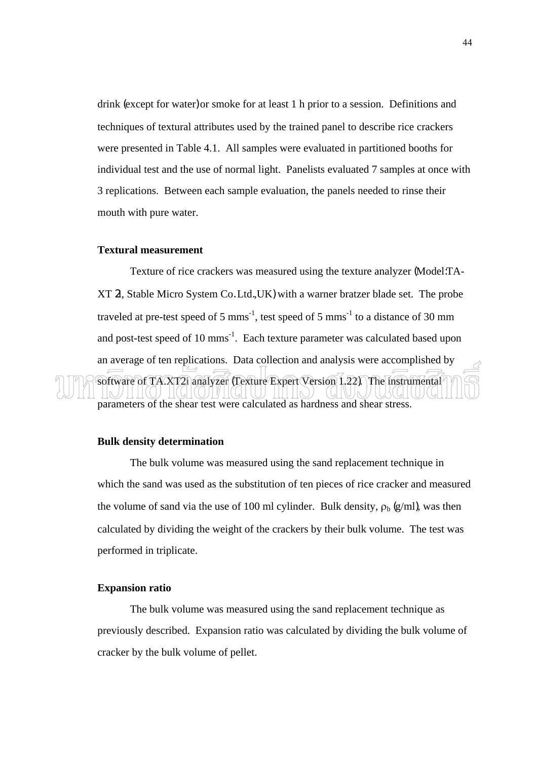drink (except for water) or smoke for at least 1 h prior to a session. Definitions and techniques of textural attributes used by the trained panel to describe rice crackers were presented in Table 4.1. All samples were evaluated in partitioned booths for individual test and the use of normal light. Panelists evaluated 7 samples at once with 3 replications. Between each sample evaluation, the panels needed to rinse their mouth with pure water.

**Textural measurement**

Texture of rice crackers was measured using the texture analyzer (Model:TA-XT 2, Stable Micro System Co.Ltd.,UK) with a warner bratzer blade set. The probe traveled at pre-test speed of 5 mms$^{-1}$, test speed of 5 mms$^{-1}$ to a distance of 30 mm and post-test speed of 10 mms$^{-1}$. Each texture parameter was calculated based upon an average of ten replications. Data collection and analysis were accomplished by software of TA.XT2i analyzer (Texture Expert Version 1.22). The instrumental parameters of the shear test were calculated as hardness and shear stress.

**Bulk density determination**

The bulk volume was measured using the sand replacement technique in which the sand was used as the substitution of ten pieces of rice cracker and measured the volume of sand via the use of 100 ml cylinder. Bulk density, $\rho_b$ (g/ml), was then calculated by dividing the weight of the crackers by their bulk volume. The test was performed in triplicate.

**Expansion ratio**

The bulk volume was measured using the sand replacement technique as previously described. Expansion ratio was calculated by dividing the bulk volume of cracker by the bulk volume of pellet.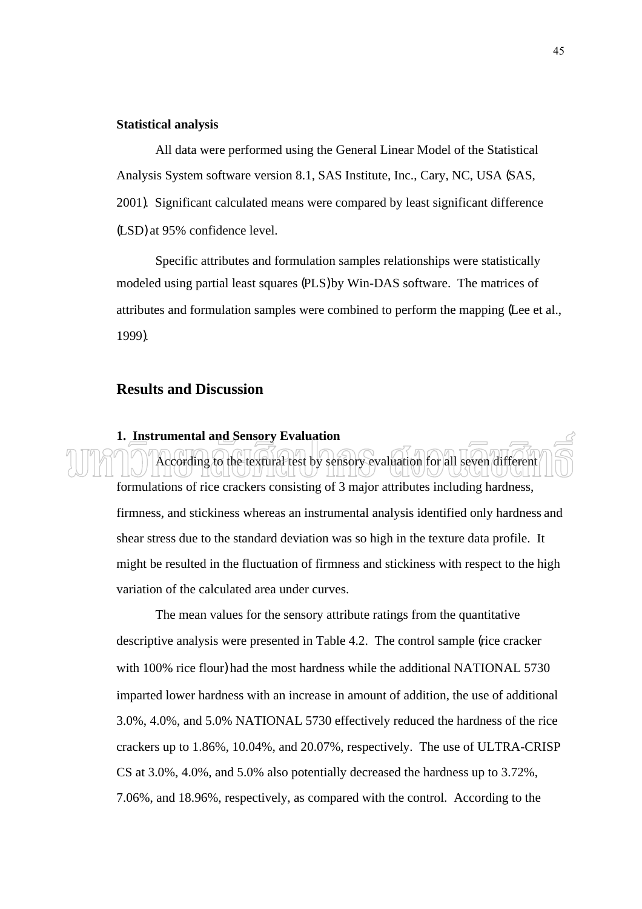**Statistical analysis**

All data were performed using the General Linear Model of the Statistical Analysis System software version 8.1, SAS Institute, Inc., Cary, NC, USA (SAS, 2001). Significant calculated means were compared by least significant difference (LSD) at 95% confidence level.

Specific attributes and formulation samples relationships were statistically modeled using partial least squares (PLS) by Win-DAS software. The matrices of attributes and formulation samples were combined to perform the mapping (Lee et al., 1999).

## Results and Discussion

**1. Instrumental and Sensory Evaluation**

According to the textural test by sensory evaluation for all seven different formulations of rice crackers consisting of 3 major attributes including hardness, firmness, and stickiness whereas an instrumental analysis identified only hardness and shear stress due to the standard deviation was so high in the texture data profile. It might be resulted in the fluctuation of firmness and stickiness with respect to the high variation of the calculated area under curves.

The mean values for the sensory attribute ratings from the quantitative descriptive analysis were presented in Table 4.2. The control sample (rice cracker with 100% rice flour) had the most hardness while the additional NATIONAL 5730 imparted lower hardness with an increase in amount of addition, the use of additional 3.0%, 4.0%, and 5.0% NATIONAL 5730 effectively reduced the hardness of the rice crackers up to 1.86%, 10.04%, and 20.07%, respectively. The use of ULTRA-CRISP CS at 3.0%, 4.0%, and 5.0% also potentially decreased the hardness up to 3.72%, 7.06%, and 18.96%, respectively, as compared with the control. According to the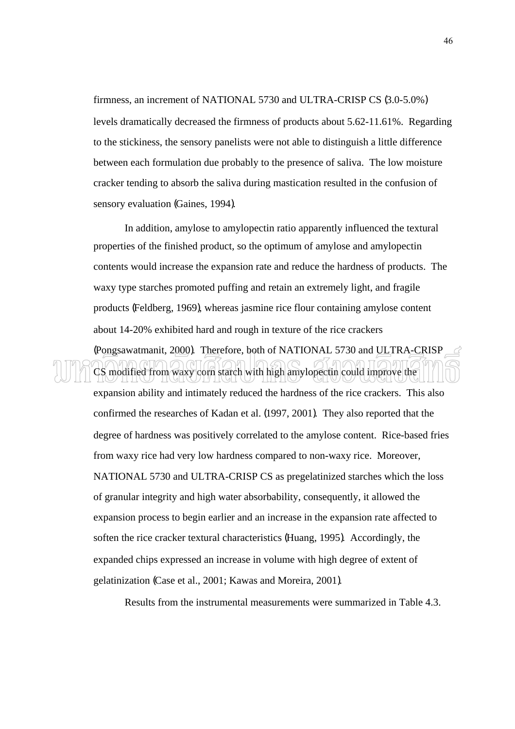firmness, an increment of NATIONAL 5730 and ULTRA-CRISP CS (3.0-5.0%) levels dramatically decreased the firmness of products about 5.62-11.61%. Regarding to the stickiness, the sensory panelists were not able to distinguish a little difference between each formulation due probably to the presence of saliva. The low moisture cracker tending to absorb the saliva during mastication resulted in the confusion of sensory evaluation (Gaines, 1994).

In addition, amylose to amylopectin ratio apparently influenced the textural properties of the finished product, so the optimum of amylose and amylopectin contents would increase the expansion rate and reduce the hardness of products. The waxy type starches promoted puffing and retain an extremely light, and fragile products (Feldberg, 1969), whereas jasmine rice flour containing amylose content about 14-20% exhibited hard and rough in texture of the rice crackers (Pongsawatmanit, 2000). Therefore, both of NATIONAL 5730 and ULTRA-CRISP CS modified from waxy corn starch with high amylopectin could improve the expansion ability and intimately reduced the hardness of the rice crackers. This also confirmed the researches of Kadan et al. (1997, 2001). They also reported that the degree of hardness was positively correlated to the amylose content. Rice-based fries from waxy rice had very low hardness compared to non-waxy rice. Moreover, NATIONAL 5730 and ULTRA-CRISP CS as pregelatinized starches which the loss of granular integrity and high water absorbability, consequently, it allowed the expansion process to begin earlier and an increase in the expansion rate affected to soften the rice cracker textural characteristics (Huang, 1995). Accordingly, the expanded chips expressed an increase in volume with high degree of extent of gelatinization (Case et al., 2001; Kawas and Moreira, 2001).

Results from the instrumental measurements were summarized in Table 4.3.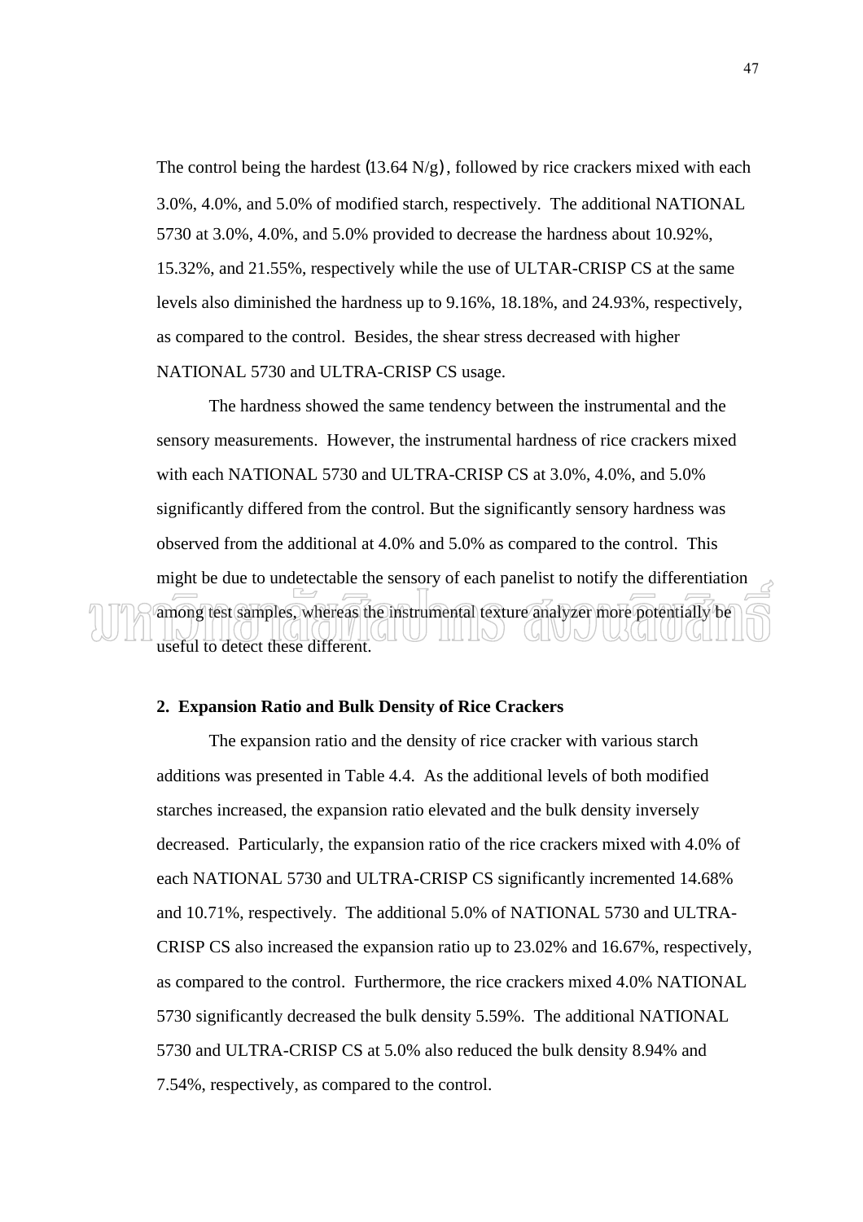The control being the hardest (13.64 N/g), followed by rice crackers mixed with each 3.0%, 4.0%, and 5.0% of modified starch, respectively. The additional NATIONAL 5730 at 3.0%, 4.0%, and 5.0% provided to decrease the hardness about 10.92%, 15.32%, and 21.55%, respectively while the use of ULTAR-CRISP CS at the same levels also diminished the hardness up to 9.16%, 18.18%, and 24.93%, respectively, as compared to the control. Besides, the shear stress decreased with higher NATIONAL 5730 and ULTRA-CRISP CS usage.

The hardness showed the same tendency between the instrumental and the sensory measurements. However, the instrumental hardness of rice crackers mixed with each NATIONAL 5730 and ULTRA-CRISP CS at 3.0%, 4.0%, and 5.0% significantly differed from the control. But the significantly sensory hardness was observed from the additional at 4.0% and 5.0% as compared to the control. This might be due to undetectable the sensory of each panelist to notify the differentiation among test samples, whereas the instrumental texture analyzer more potentially be useful to detect these different.

**2. Expansion Ratio and Bulk Density of Rice Crackers**

The expansion ratio and the density of rice cracker with various starch additions was presented in Table 4.4. As the additional levels of both modified starches increased, the expansion ratio elevated and the bulk density inversely decreased. Particularly, the expansion ratio of the rice crackers mixed with 4.0% of each NATIONAL 5730 and ULTRA-CRISP CS significantly incremented 14.68% and 10.71%, respectively. The additional 5.0% of NATIONAL 5730 and ULTRA-CRISP CS also increased the expansion ratio up to 23.02% and 16.67%, respectively, as compared to the control. Furthermore, the rice crackers mixed 4.0% NATIONAL 5730 significantly decreased the bulk density 5.59%. The additional NATIONAL 5730 and ULTRA-CRISP CS at 5.0% also reduced the bulk density 8.94% and 7.54%, respectively, as compared to the control.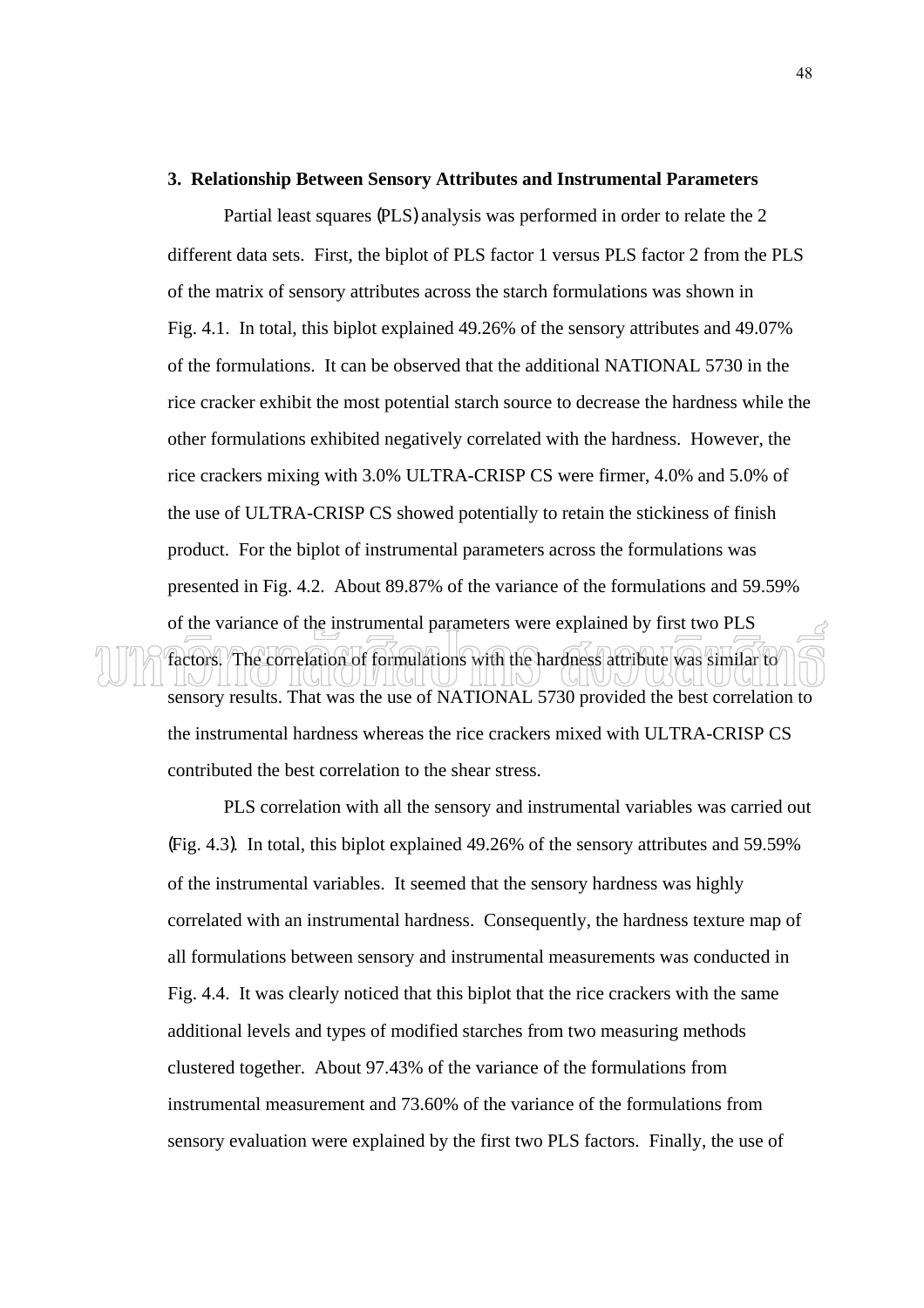**3. Relationship Between Sensory Attributes and Instrumental Parameters**

Partial least squares (PLS) analysis was performed in order to relate the 2 different data sets. First, the biplot of PLS factor 1 versus PLS factor 2 from the PLS of the matrix of sensory attributes across the starch formulations was shown in Fig. 4.1. In total, this biplot explained 49.26% of the sensory attributes and 49.07% of the formulations. It can be observed that the additional NATIONAL 5730 in the rice cracker exhibit the most potential starch source to decrease the hardness while the other formulations exhibited negatively correlated with the hardness. However, the rice crackers mixing with 3.0% ULTRA-CRISP CS were firmer, 4.0% and 5.0% of the use of ULTRA-CRISP CS showed potentially to retain the stickiness of finish product. For the biplot of instrumental parameters across the formulations was presented in Fig. 4.2. About 89.87% of the variance of the formulations and 59.59% of the variance of the instrumental parameters were explained by first two PLS factors. The correlation of formulations with the hardness attribute was similar to sensory results. That was the use of NATIONAL 5730 provided the best correlation to the instrumental hardness whereas the rice crackers mixed with ULTRA-CRISP CS contributed the best correlation to the shear stress.

PLS correlation with all the sensory and instrumental variables was carried out (Fig. 4.3). In total, this biplot explained 49.26% of the sensory attributes and 59.59% of the instrumental variables. It seemed that the sensory hardness was highly correlated with an instrumental hardness. Consequently, the hardness texture map of all formulations between sensory and instrumental measurements was conducted in Fig. 4.4. It was clearly noticed that this biplot that the rice crackers with the same additional levels and types of modified starches from two measuring methods clustered together. About 97.43% of the variance of the formulations from instrumental measurement and 73.60% of the variance of the formulations from sensory evaluation were explained by the first two PLS factors. Finally, the use of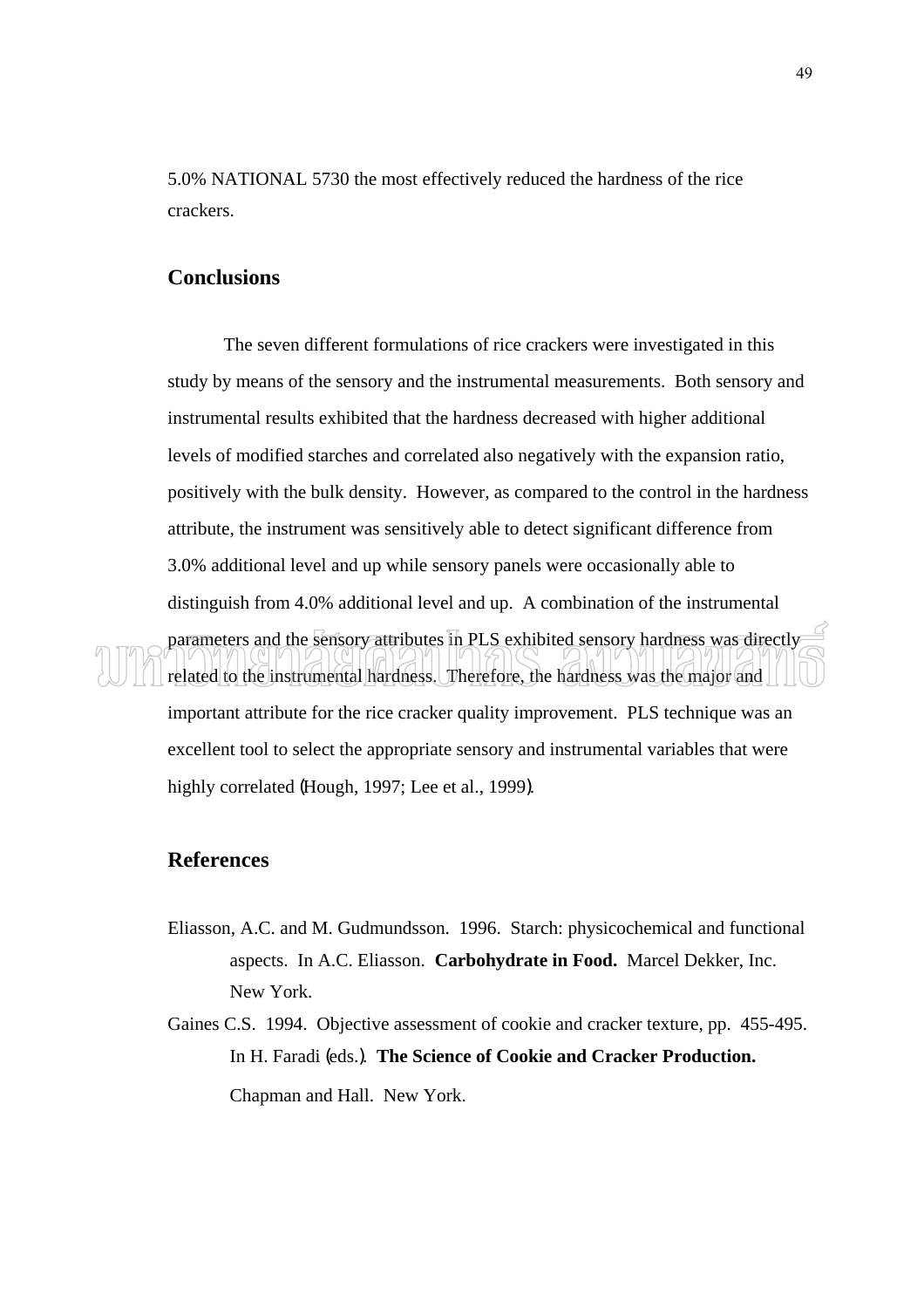5.0% NATIONAL 5730 the most effectively reduced the hardness of the rice crackers.

## Conclusions

The seven different formulations of rice crackers were investigated in this study by means of the sensory and the instrumental measurements. Both sensory and instrumental results exhibited that the hardness decreased with higher additional levels of modified starches and correlated also negatively with the expansion ratio, positively with the bulk density. However, as compared to the control in the hardness attribute, the instrument was sensitively able to detect significant difference from 3.0% additional level and up while sensory panels were occasionally able to distinguish from 4.0% additional level and up. A combination of the instrumental parameters and the sensory attributes in PLS exhibited sensory hardness was directly related to the instrumental hardness. Therefore, the hardness was the major and important attribute for the rice cracker quality improvement. PLS technique was an excellent tool to select the appropriate sensory and instrumental variables that were highly correlated (Hough, 1997; Lee et al., 1999).

## References

Eliasson, A.C. and M. Gudmundsson. 1996. Starch: physicochemical and functional aspects. In A.C. Eliasson. **Carbohydrate in Food.** Marcel Dekker, Inc. New York.

Gaines C.S. 1994. Objective assessment of cookie and cracker texture, pp. 455-495. In H. Faradi (eds.). **The Science of Cookie and Cracker Production.** Chapman and Hall. New York.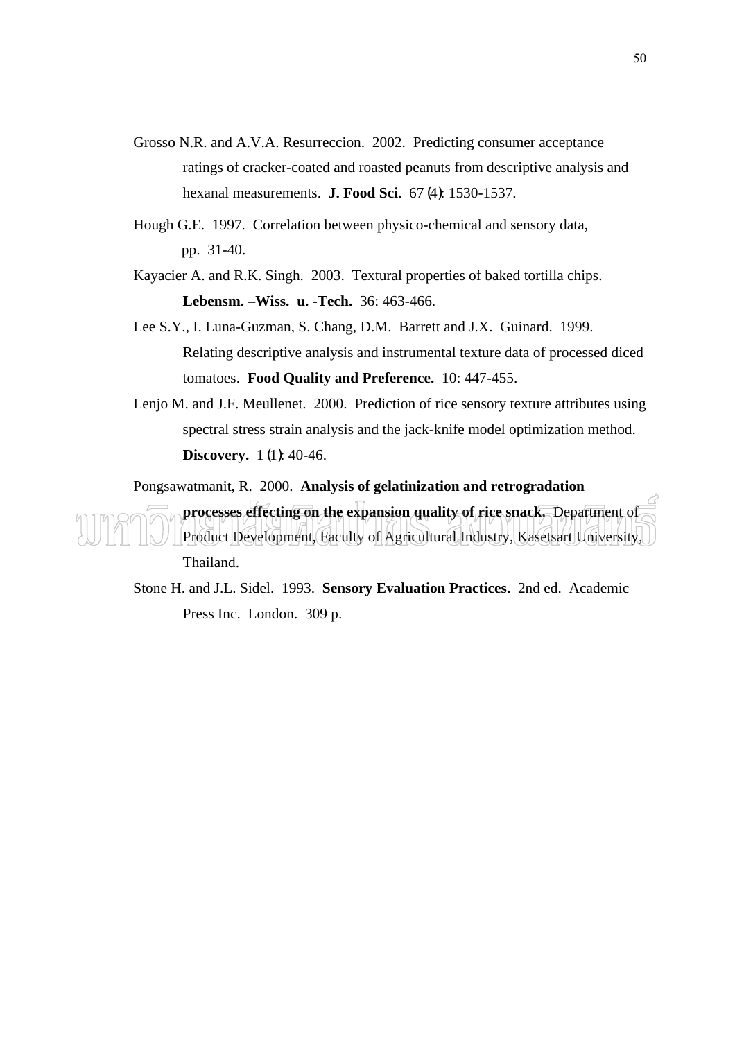Grosso N.R. and A.V.A. Resurreccion. 2002. Predicting consumer acceptance ratings of cracker-coated and roasted peanuts from descriptive analysis and hexanal measurements. **J. Food Sci.** 67 (4): 1530-1537.

Hough G.E. 1997. Correlation between physico-chemical and sensory data, pp. 31-40.

Kayacier A. and R.K. Singh. 2003. Textural properties of baked tortilla chips. **Lebensm. –Wiss. u. -Tech.** 36: 463-466.

Lee S.Y., I. Luna-Guzman, S. Chang, D.M. Barrett and J.X. Guinard. 1999. Relating descriptive analysis and instrumental texture data of processed diced tomatoes. **Food Quality and Preference.** 10: 447-455.

Lenjo M. and J.F. Meullenet. 2000. Prediction of rice sensory texture attributes using spectral stress strain analysis and the jack-knife model optimization method. **Discovery.** 1 (1): 40-46.

Pongsawatmanit, R. 2000. **Analysis of gelatinization and retrogradation processes effecting on the expansion quality of rice snack.** Department of Product Development, Faculty of Agricultural Industry, Kasetsart University, Thailand.

Stone H. and J.L. Sidel. 1993. **Sensory Evaluation Practices.** 2nd ed. Academic Press Inc. London. 309 p.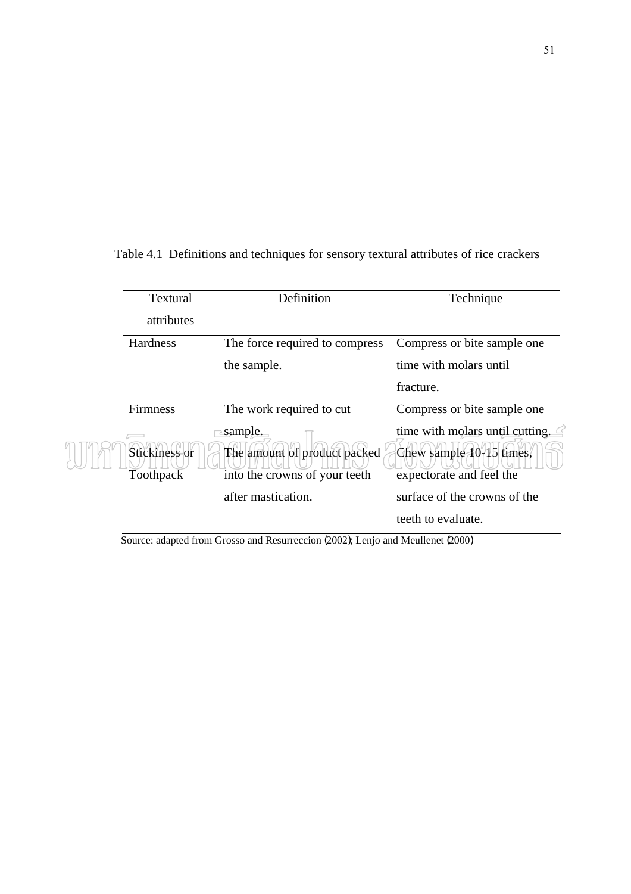Table 4.1 Definitions and techniques for sensory textural attributes of rice crackers

| Textural attributes | Definition | Technique |
|---|---|---|
| Hardness | The force required to compress the sample. | Compress or bite sample one time with molars until fracture. |
| Firmness | The work required to cut sample. | Compress or bite sample one time with molars until cutting. |
| Stickiness or Toothpack | The amount of product packed into the crowns of your teeth after mastication. | Chew sample 10-15 times, expectorate and feel the surface of the crowns of the teeth to evaluate. |

Source: adapted from Grosso and Resurreccion (2002); Lenjo and Meullenet (2000)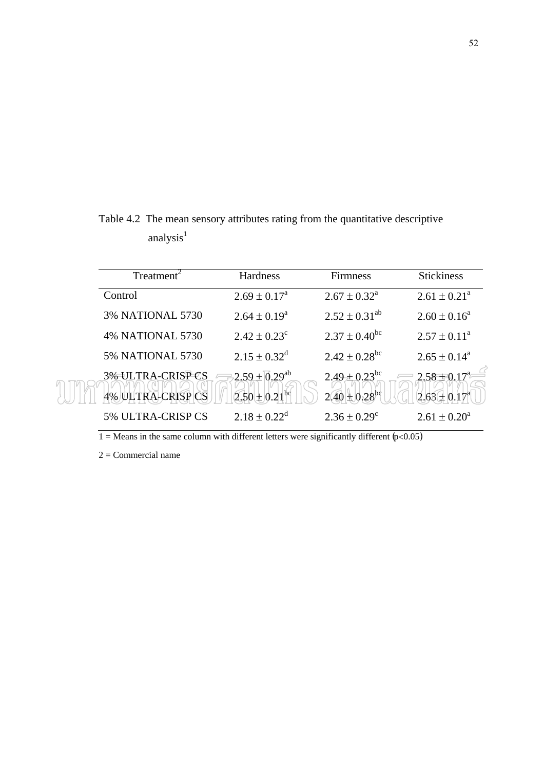Table 4.2 The mean sensory attributes rating from the quantitative descriptive analysis[1]

| Treatment[2] | Hardness | Firmness | Stickiness |
|---|---|---|---|
| Control | $2.69 \pm 0.17^{a}$ | $2.67 \pm 0.32^{a}$ | $2.61 \pm 0.21^{a}$ |
| 3% NATIONAL 5730 | $2.64 \pm 0.19^{a}$ | $2.52 \pm 0.31^{ab}$ | $2.60 \pm 0.16^{a}$ |
| 4% NATIONAL 5730 | $2.42 \pm 0.23^{c}$ | $2.37 \pm 0.40^{bc}$ | $2.57 \pm 0.11^{a}$ |
| 5% NATIONAL 5730 | $2.15 \pm 0.32^{d}$ | $2.42 \pm 0.28^{bc}$ | $2.65 \pm 0.14^{a}$ |
| 3% ULTRA-CRISP CS | $2.59 \pm 0.29^{ab}$ | $2.49 \pm 0.23^{bc}$ | $2.58 \pm 0.17^{a}$ |
| 4% ULTRA-CRISP CS | $2.50 \pm 0.21^{bc}$ | $2.40 \pm 0.28^{bc}$ | $2.63 \pm 0.17^{a}$ |
| 5% ULTRA-CRISP CS | $2.18 \pm 0.22^{d}$ | $2.36 \pm 0.29^{c}$ | $2.61 \pm 0.20^{a}$ |

1 = Means in the same column with different letters were significantly different ($p<0.05$)

2 = Commercial name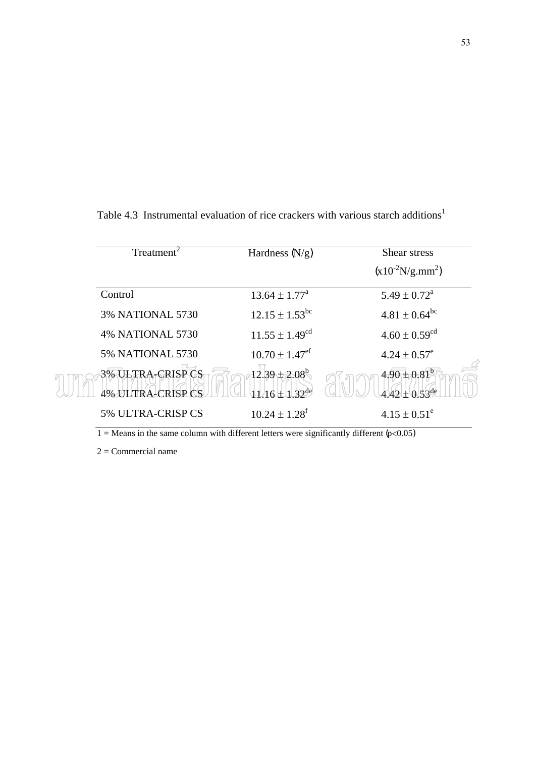Table 4.3 Instrumental evaluation of rice crackers with various starch additions[1]

| Treatment[2] | Hardness (N/g) | Shear stress ($x10^{-2}$N/g.mm$^2$) |
|---|---|---|
| Control | $13.64 \pm 1.77^{a}$ | $5.49 \pm 0.72^{a}$ |
| 3% NATIONAL 5730 | $12.15 \pm 1.53^{bc}$ | $4.81 \pm 0.64^{bc}$ |
| 4% NATIONAL 5730 | $11.55 \pm 1.49^{cd}$ | $4.60 \pm 0.59^{cd}$ |
| 5% NATIONAL 5730 | $10.70 \pm 1.47^{ef}$ | $4.24 \pm 0.57^{e}$ |
| 3% ULTRA-CRISP CS | $12.39 \pm 2.08^{b}$ | $4.90 \pm 0.81^{b}$ |
| 4% ULTRA-CRISP CS | $11.16 \pm 1.32^{de}$ | $4.42 \pm 0.53^{de}$ |
| 5% ULTRA-CRISP CS | $10.24 \pm 1.28^{f}$ | $4.15 \pm 0.51^{e}$ |

1 = Means in the same column with different letters were significantly different ($p<0.05$)

2 = Commercial name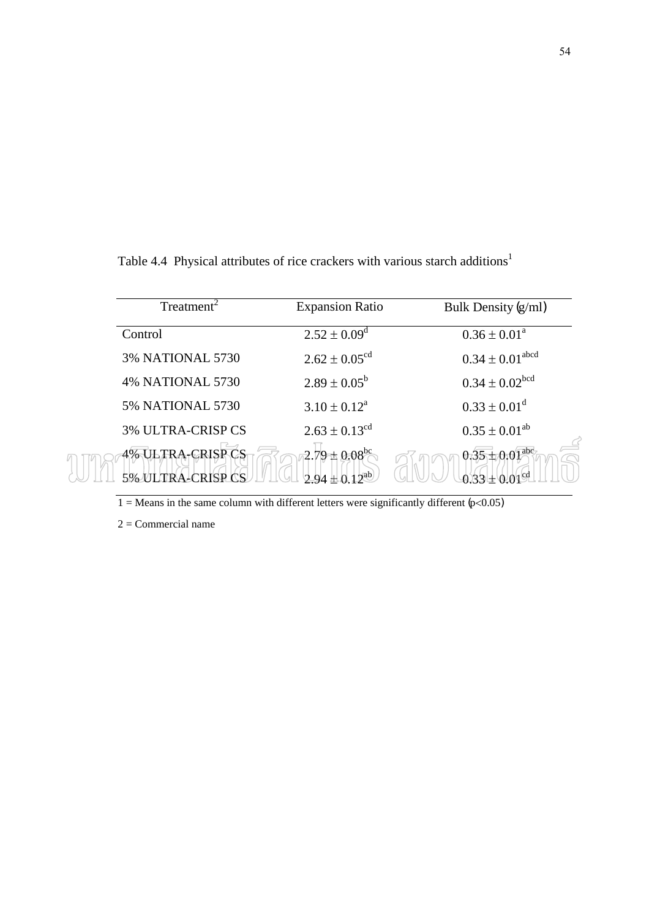Table 4.4 Physical attributes of rice crackers with various starch additions[1]

| Treatment[2] | Expansion Ratio | Bulk Density (g/ml) |
|---|---|---|
| Control | $2.52 \pm 0.09^{d}$ | $0.36 \pm 0.01^{a}$ |
| 3% NATIONAL 5730 | $2.62 \pm 0.05^{cd}$ | $0.34 \pm 0.01^{abcd}$ |
| 4% NATIONAL 5730 | $2.89 \pm 0.05^{b}$ | $0.34 \pm 0.02^{bcd}$ |
| 5% NATIONAL 5730 | $3.10 \pm 0.12^{a}$ | $0.33 \pm 0.01^{d}$ |
| 3% ULTRA-CRISP CS | $2.63 \pm 0.13^{cd}$ | $0.35 \pm 0.01^{ab}$ |
| 4% ULTRA-CRISP CS | $2.79 \pm 0.08^{bc}$ | $0.35 \pm 0.01^{abc}$ |
| 5% ULTRA-CRISP CS | $2.94 \pm 0.12^{ab}$ | $0.33 \pm 0.01^{cd}$ |

1 = Means in the same column with different letters were significantly different ($p<0.05$)

2 = Commercial name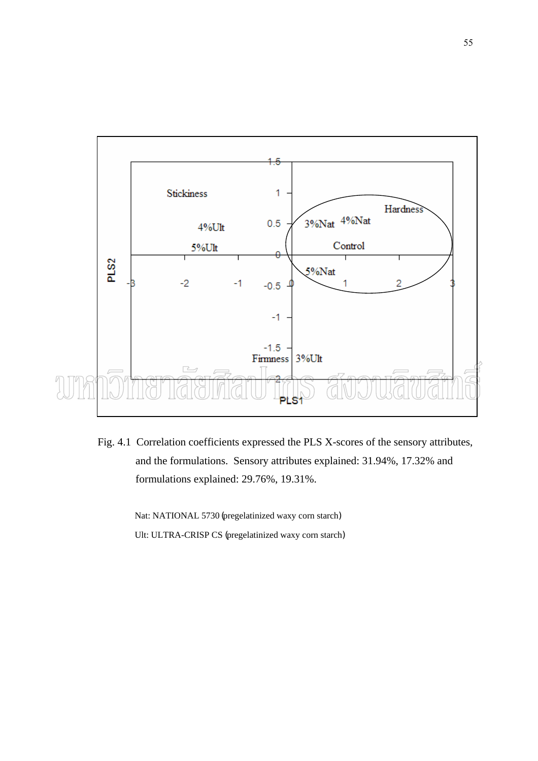Fig. 4.1 Correlation coefficients expressed the PLS X-scores of the sensory attributes, and the formulations. Sensory attributes explained: 31.94%, 17.32% and formulations explained: 29.76%, 19.31%.

Nat: NATIONAL 5730 (pregelatinized waxy corn starch)

Ult: ULTRA-CRISP CS (pregelatinized waxy corn starch)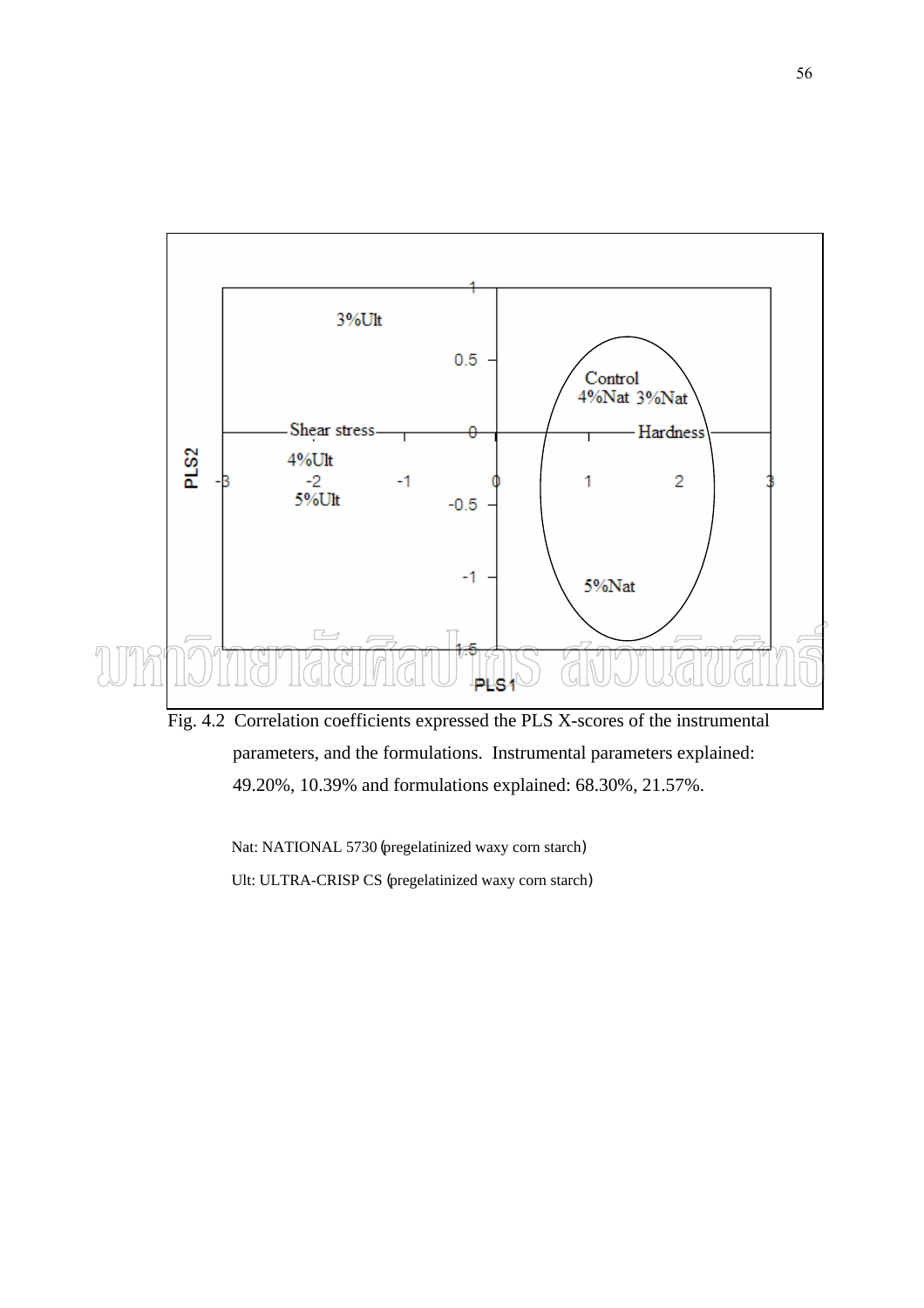Fig. 4.2 Correlation coefficients expressed the PLS X-scores of the instrumental parameters, and the formulations. Instrumental parameters explained: 49.20%, 10.39% and formulations explained: 68.30%, 21.57%.

Nat: NATIONAL 5730 (pregelatinized waxy corn starch)

Ult: ULTRA-CRISP CS (pregelatinized waxy corn starch)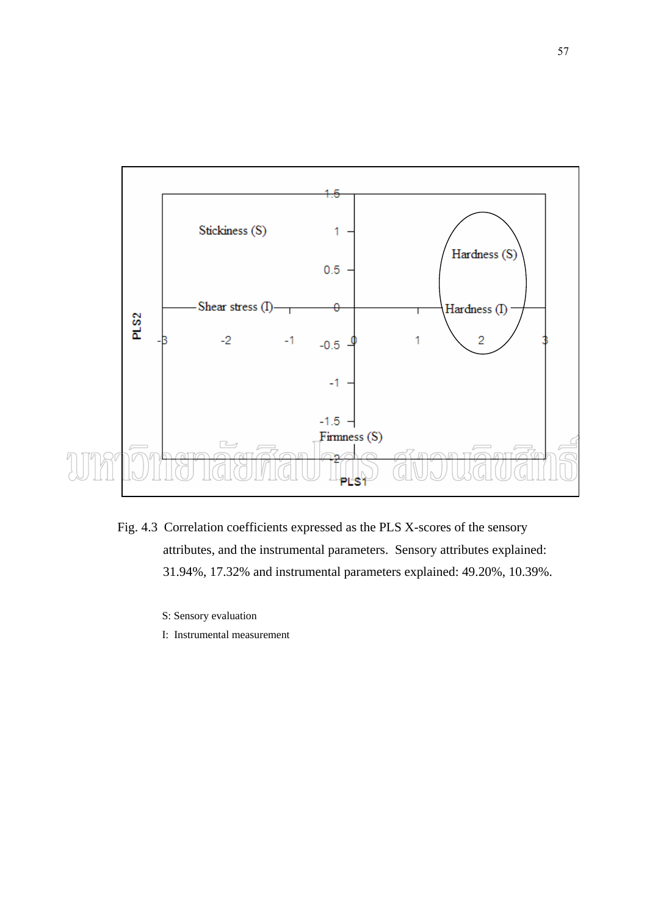Fig. 4.3 Correlation coefficients expressed as the PLS X-scores of the sensory attributes, and the instrumental parameters. Sensory attributes explained: 31.94%, 17.32% and instrumental parameters explained: 49.20%, 10.39%.

S: Sensory evaluation

I: Instrumental measurement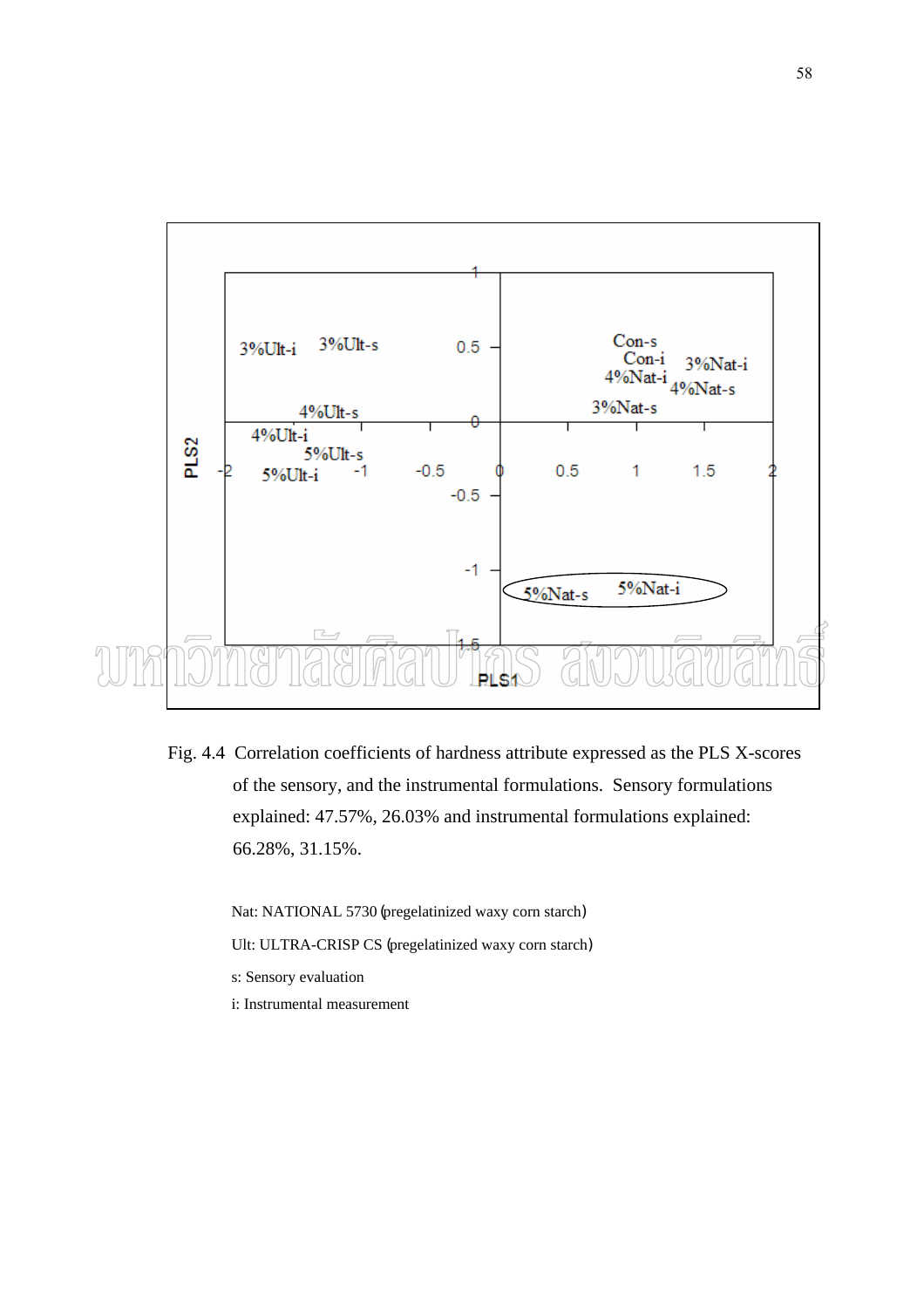Fig. 4.4 Correlation coefficients of hardness attribute expressed as the PLS X-scores of the sensory, and the instrumental formulations. Sensory formulations explained: 47.57%, 26.03% and instrumental formulations explained: 66.28%, 31.15%.

Nat: NATIONAL 5730 (pregelatinized waxy corn starch)

Ult: ULTRA-CRISP CS (pregelatinized waxy corn starch)

s: Sensory evaluation

i: Instrumental measurement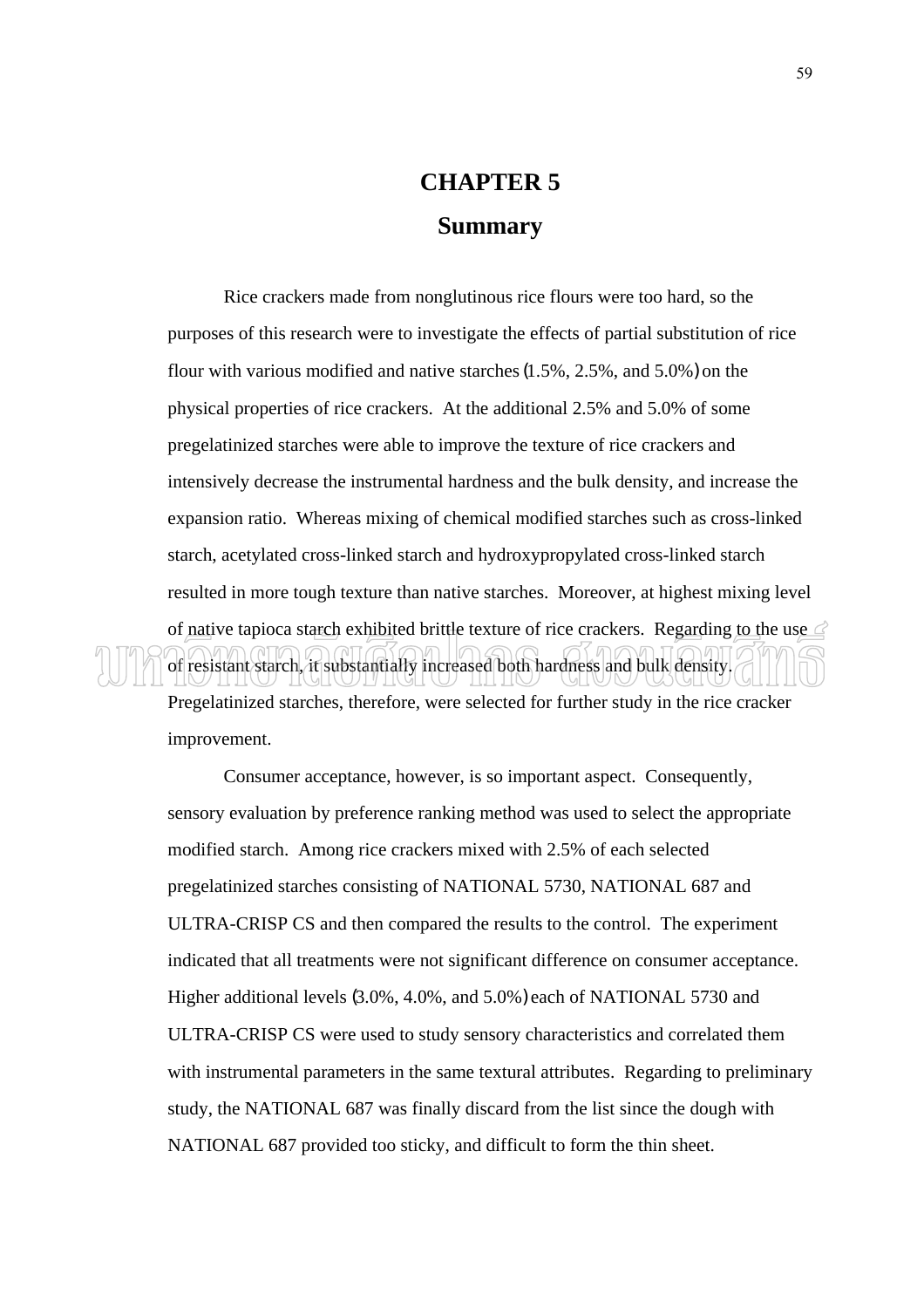# CHAPTER 5

## Summary

Rice crackers made from nonglutinous rice flours were too hard, so the purposes of this research were to investigate the effects of partial substitution of rice flour with various modified and native starches (1.5%, 2.5%, and 5.0%) on the physical properties of rice crackers. At the additional 2.5% and 5.0% of some pregelatinized starches were able to improve the texture of rice crackers and intensively decrease the instrumental hardness and the bulk density, and increase the expansion ratio. Whereas mixing of chemical modified starches such as cross-linked starch, acetylated cross-linked starch and hydroxypropylated cross-linked starch resulted in more tough texture than native starches. Moreover, at highest mixing level of native tapioca starch exhibited brittle texture of rice crackers. Regarding to the use of resistant starch, it substantially increased both hardness and bulk density. Pregelatinized starches, therefore, were selected for further study in the rice cracker improvement.

Consumer acceptance, however, is so important aspect. Consequently, sensory evaluation by preference ranking method was used to select the appropriate modified starch. Among rice crackers mixed with 2.5% of each selected pregelatinized starches consisting of NATIONAL 5730, NATIONAL 687 and ULTRA-CRISP CS and then compared the results to the control. The experiment indicated that all treatments were not significant difference on consumer acceptance. Higher additional levels (3.0%, 4.0%, and 5.0%) each of NATIONAL 5730 and ULTRA-CRISP CS were used to study sensory characteristics and correlated them with instrumental parameters in the same textural attributes. Regarding to preliminary study, the NATIONAL 687 was finally discard from the list since the dough with NATIONAL 687 provided too sticky, and difficult to form the thin sheet.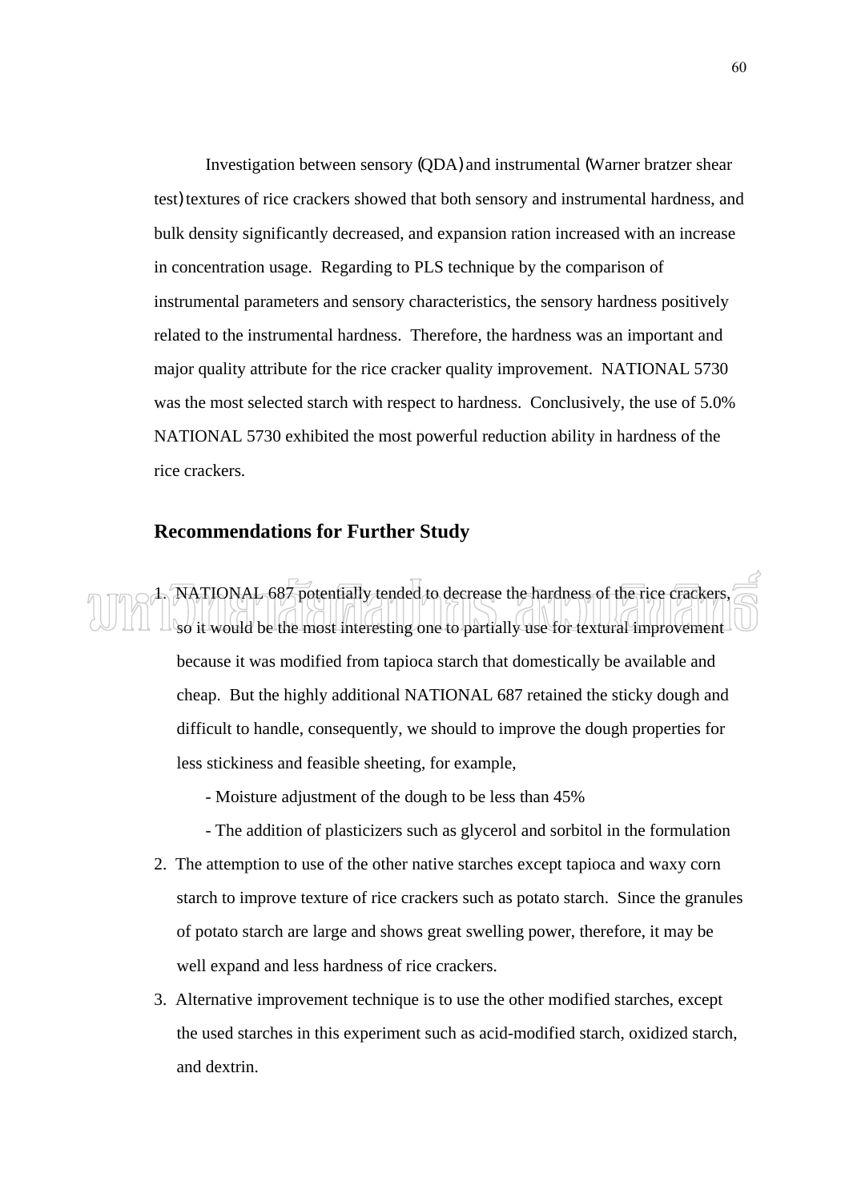Investigation between sensory (QDA) and instrumental (Warner bratzer shear test) textures of rice crackers showed that both sensory and instrumental hardness, and bulk density significantly decreased, and expansion ration increased with an increase in concentration usage. Regarding to PLS technique by the comparison of instrumental parameters and sensory characteristics, the sensory hardness positively related to the instrumental hardness. Therefore, the hardness was an important and major quality attribute for the rice cracker quality improvement. NATIONAL 5730 was the most selected starch with respect to hardness. Conclusively, the use of 5.0% NATIONAL 5730 exhibited the most powerful reduction ability in hardness of the rice crackers.

## Recommendations for Further Study

1. NATIONAL 687 potentially tended to decrease the hardness of the rice crackers, so it would be the most interesting one to partially use for textural improvement because it was modified from tapioca starch that domestically be available and cheap. But the highly additional NATIONAL 687 retained the sticky dough and difficult to handle, consequently, we should to improve the dough properties for less stickiness and feasible sheeting, for example,
   - Moisture adjustment of the dough to be less than 45%
   - The addition of plasticizers such as glycerol and sorbitol in the formulation
2. The attemption to use of the other native starches except tapioca and waxy corn starch to improve texture of rice crackers such as potato starch. Since the granules of potato starch are large and shows great swelling power, therefore, it may be well expand and less hardness of rice crackers.
3. Alternative improvement technique is to use the other modified starches, except the used starches in this experiment such as acid-modified starch, oxidized starch, and dextrin.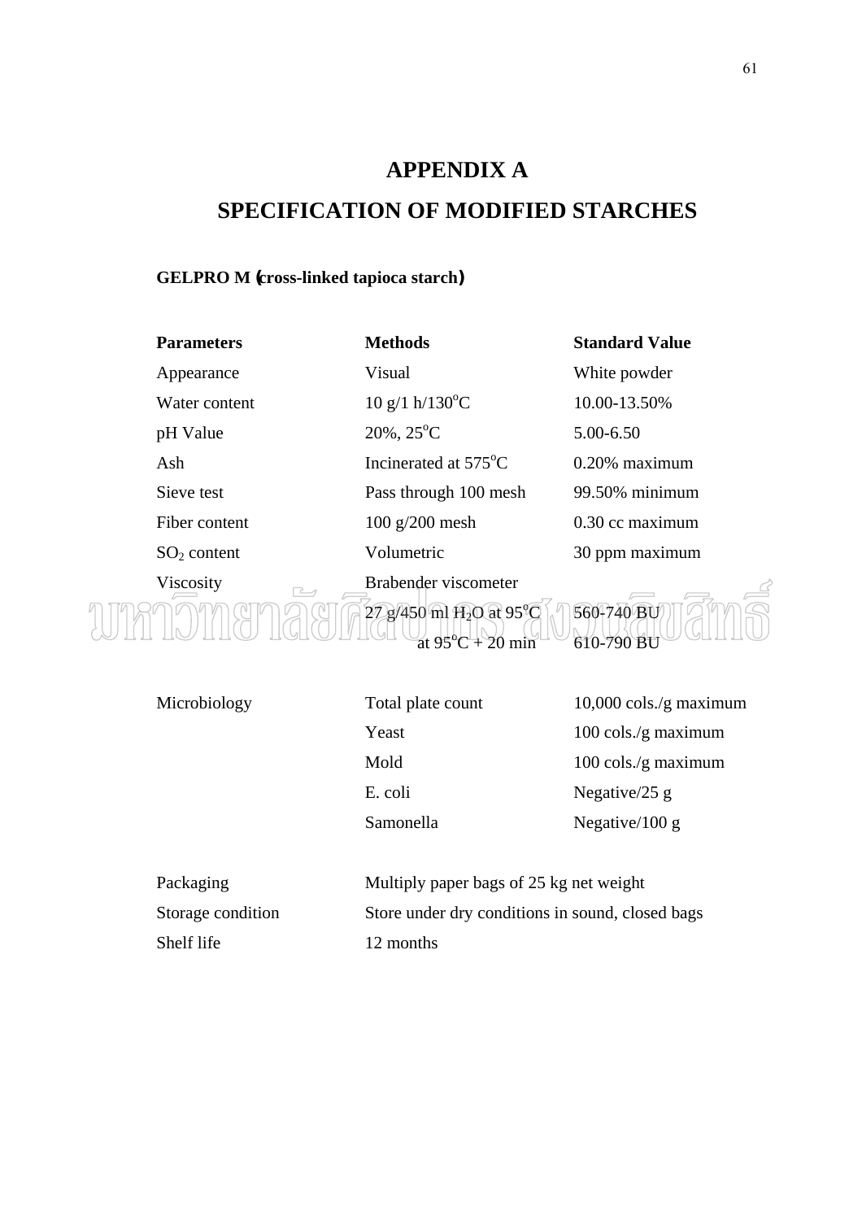# APPENDIX A

# SPECIFICATION OF MODIFIED STARCHES

**GELPRO M (cross-linked tapioca starch)**

| **Parameters** | **Methods** | **Standard Value** |
|---|---|---|
| Appearance | Visual | White powder |
| Water content | 10 g/1 h/130$^{o}$C | 10.00-13.50% |
| pH Value | 20%, 25$^{o}$C | 5.00-6.50 |
| Ash | Incinerated at 575$^{o}$C | 0.20% maximum |
| Sieve test | Pass through 100 mesh | 99.50% minimum |
| Fiber content | 100 g/200 mesh | 0.30 cc maximum |
| $SO_2$ content | Volumetric | 30 ppm maximum |
| Viscosity | Brabender viscometer | |
| | 27 g/450 ml $H_2O$ at 95$^{o}$C | 560-740 BU |
| | at 95$^{o}$C + 20 min | 610-790 BU |
| Microbiology | Total plate count | 10,000 cols./g maximum |
| | Yeast | 100 cols./g maximum |
| | Mold | 100 cols./g maximum |
| | E. coli | Negative/25 g |
| | Samonella | Negative/100 g |

| | |
|---|---|
| Packaging | Multiply paper bags of 25 kg net weight |
| Storage condition | Store under dry conditions in sound, closed bags |
| Shelf life | 12 months |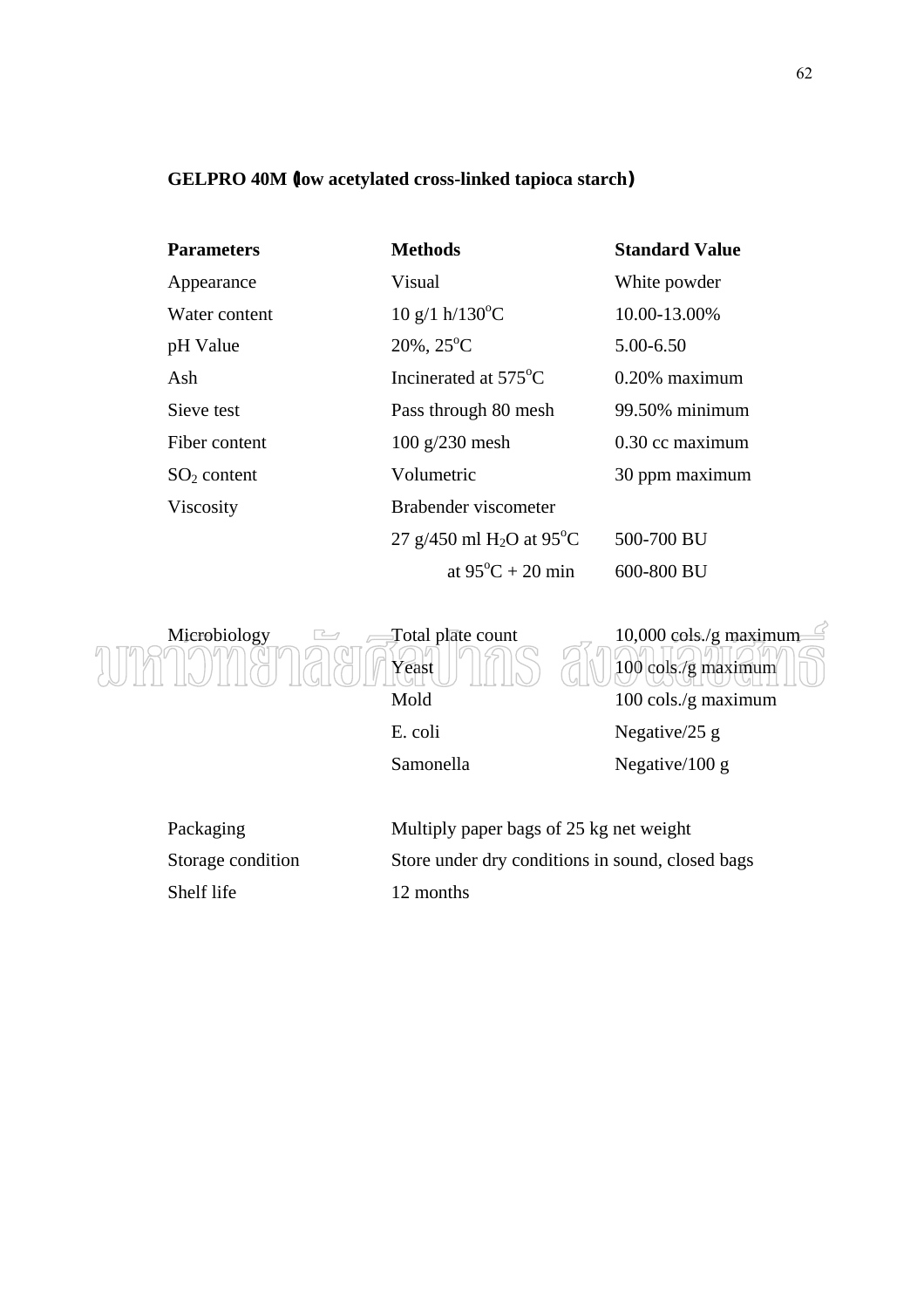**GELPRO 40M (low acetylated cross-linked tapioca starch)**

| Parameters | Methods | Standard Value |
|---|---|---|
| Appearance | Visual | White powder |
| Water content | 10 g/1 h/130$^o$C | 10.00-13.00% |
| pH Value | 20%, 25$^o$C | 5.00-6.50 |
| Ash | Incinerated at 575$^o$C | 0.20% maximum |
| Sieve test | Pass through 80 mesh | 99.50% minimum |
| Fiber content | 100 g/230 mesh | 0.30 cc maximum |
| $SO_2$ content | Volumetric | 30 ppm maximum |
| Viscosity | Brabender viscometer | |
| | 27 g/450 ml $H_2O$ at 95$^o$C | 500-700 BU |
| | at 95$^o$C + 20 min | 600-800 BU |
| | | |
| Microbiology | Total plate count | 10,000 cols./g maximum |
| | Yeast | 100 cols./g maximum |
| | Mold | 100 cols./g maximum |
| | E. coli | Negative/25 g |
| | Samonella | Negative/100 g |

| | |
|---|---|
| Packaging | Multiply paper bags of 25 kg net weight |
| Storage condition | Store under dry conditions in sound, closed bags |
| Shelf life | 12 months |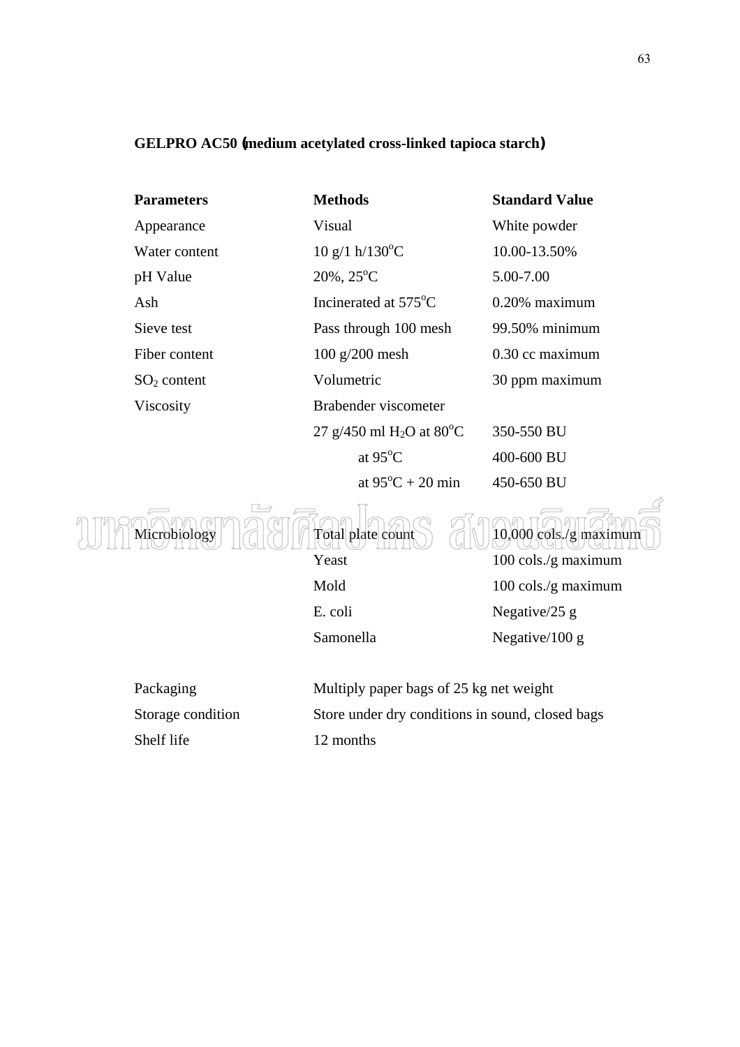**GELPRO AC50 (medium acetylated cross-linked tapioca starch)**

| **Parameters** | **Methods** | **Standard Value** |
|---|---|---|
| Appearance | Visual | White powder |
| Water content | 10 g/1 h/130$^{o}$C | 10.00-13.50% |
| pH Value | 20%, 25$^{o}$C | 5.00-7.00 |
| Ash | Incinerated at 575$^{o}$C | 0.20% maximum |
| Sieve test | Pass through 100 mesh | 99.50% minimum |
| Fiber content | 100 g/200 mesh | 0.30 cc maximum |
| $SO_2$ content | Volumetric | 30 ppm maximum |
| Viscosity | Brabender viscometer | |
| | 27 g/450 ml $H_2O$ at 80$^{o}$C | 350-550 BU |
| | at 95$^{o}$C | 400-600 BU |
| | at 95$^{o}$C + 20 min | 450-650 BU |
| Microbiology | Total plate count | 10,000 cols./g maximum |
| | Yeast | 100 cols./g maximum |
| | Mold | 100 cols./g maximum |
| | E. coli | Negative/25 g |
| | Samonella | Negative/100 g |

| | |
|---|---|
| Packaging | Multiply paper bags of 25 kg net weight |
| Storage condition | Store under dry conditions in sound, closed bags |
| Shelf life | 12 months |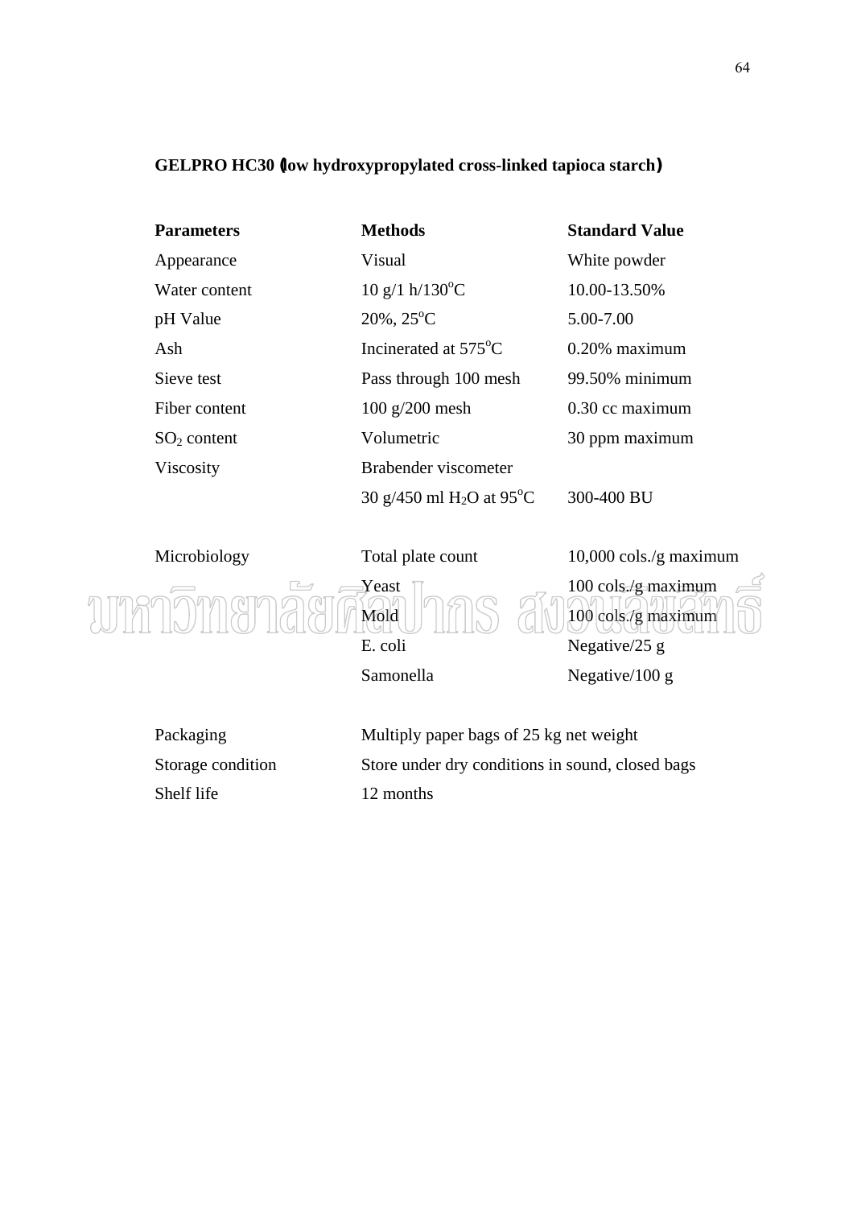**GELPRO HC30 (low hydroxypropylated cross-linked tapioca starch)**

| Parameters | Methods | Standard Value |
|---|---|---|
| Appearance | Visual | White powder |
| Water content | 10 g/1 h/130$^{o}$C | 10.00-13.50% |
| pH Value | 20%, 25$^{o}$C | 5.00-7.00 |
| Ash | Incinerated at 575$^{o}$C | 0.20% maximum |
| Sieve test | Pass through 100 mesh | 99.50% minimum |
| Fiber content | 100 g/200 mesh | 0.30 cc maximum |
| $SO_2$ content | Volumetric | 30 ppm maximum |
| Viscosity | Brabender viscometer | |
| | 30 g/450 ml $H_2O$ at 95$^{o}$C | 300-400 BU |
| | | |
| Microbiology | Total plate count | 10,000 cols./g maximum |
| | Yeast | 100 cols./g maximum |
| | Mold | 100 cols./g maximum |
| | E. coli | Negative/25 g |
| | Samonella | Negative/100 g |
| | | |
| Packaging | Multiply paper bags of 25 kg net weight | |
| Storage condition | Store under dry conditions in sound, closed bags | |
| Shelf life | 12 months | |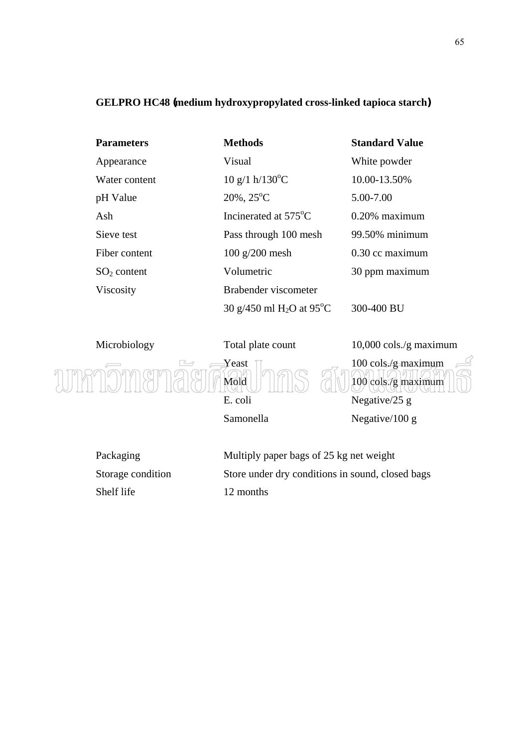**GELPRO HC48 (medium hydroxypropylated cross-linked tapioca starch)**

| Parameters | Methods | Standard Value |
|---|---|---|
| Appearance | Visual | White powder |
| Water content | 10 g/1 h/130$^{o}$C | 10.00-13.50% |
| pH Value | 20%, 25$^{o}$C | 5.00-7.00 |
| Ash | Incinerated at 575$^{o}$C | 0.20% maximum |
| Sieve test | Pass through 100 mesh | 99.50% minimum |
| Fiber content | 100 g/200 mesh | 0.30 cc maximum |
| $SO_2$ content | Volumetric | 30 ppm maximum |
| Viscosity | Brabender viscometer | |
| | 30 g/450 ml $H_2O$ at 95$^{o}$C | 300-400 BU |
| | | |
| Microbiology | Total plate count | 10,000 cols./g maximum |
| | Yeast | 100 cols./g maximum |
| | Mold | 100 cols./g maximum |
| | E. coli | Negative/25 g |
| | Samonella | Negative/100 g |

| | |
|---|---|
| Packaging | Multiply paper bags of 25 kg net weight |
| Storage condition | Store under dry conditions in sound, closed bags |
| Shelf life | 12 months |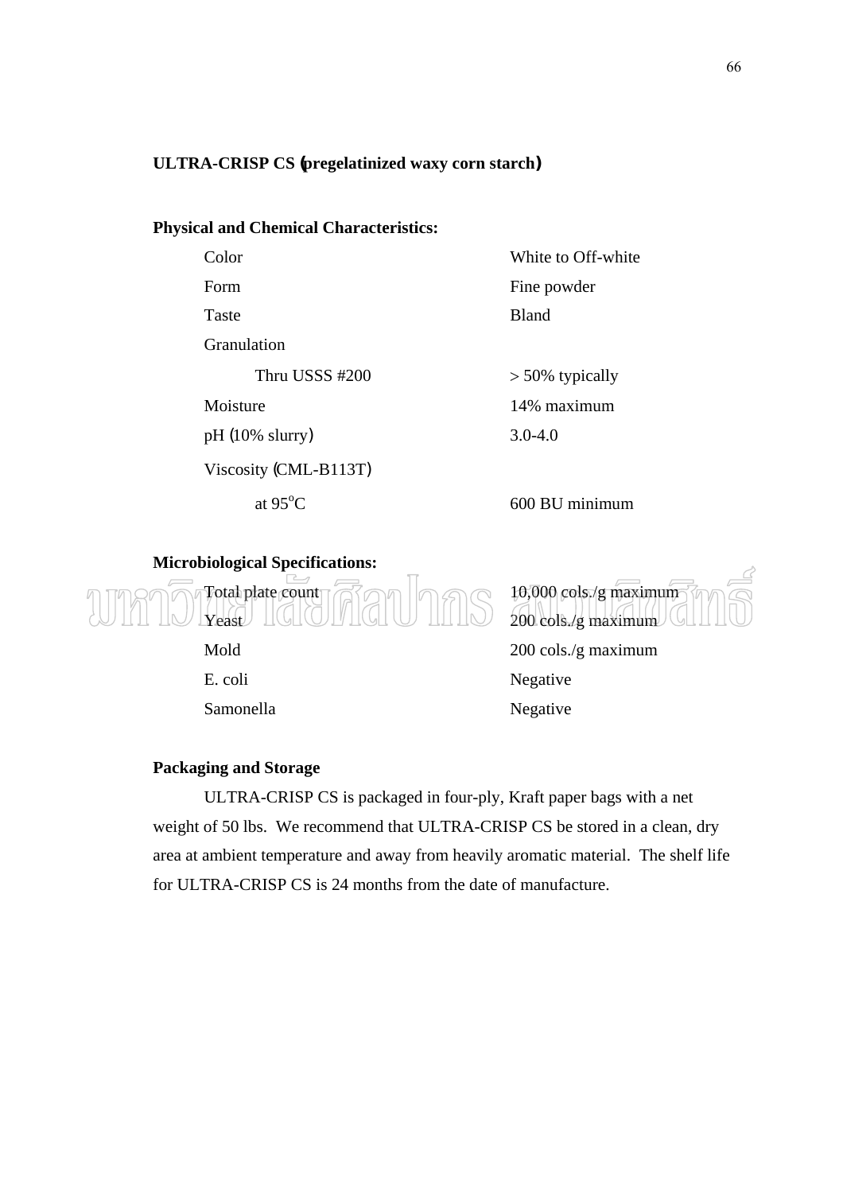**ULTRA-CRISP CS (pregelatinized waxy corn starch)**

**Physical and Chemical Characteristics:**

| | |
|---|---|
| Color | White to Off-white |
| Form | Fine powder |
| Taste | Bland |
| Granulation | |
| Thru USSS #200 | > 50% typically |
| Moisture | 14% maximum |
| pH (10% slurry) | 3.0-4.0 |
| Viscosity (CML-B113T) | |
| at 95$^{o}$C | 600 BU minimum |

**Microbiological Specifications:**

| | |
|---|---|
| Total plate count | 10,000 cols./g maximum |
| Yeast | 200 cols./g maximum |
| Mold | 200 cols./g maximum |
| E. coli | Negative |
| Samonella | Negative |

**Packaging and Storage**

ULTRA-CRISP CS is packaged in four-ply, Kraft paper bags with a net weight of 50 lbs. We recommend that ULTRA-CRISP CS be stored in a clean, dry area at ambient temperature and away from heavily aromatic material. The shelf life for ULTRA-CRISP CS is 24 months from the date of manufacture.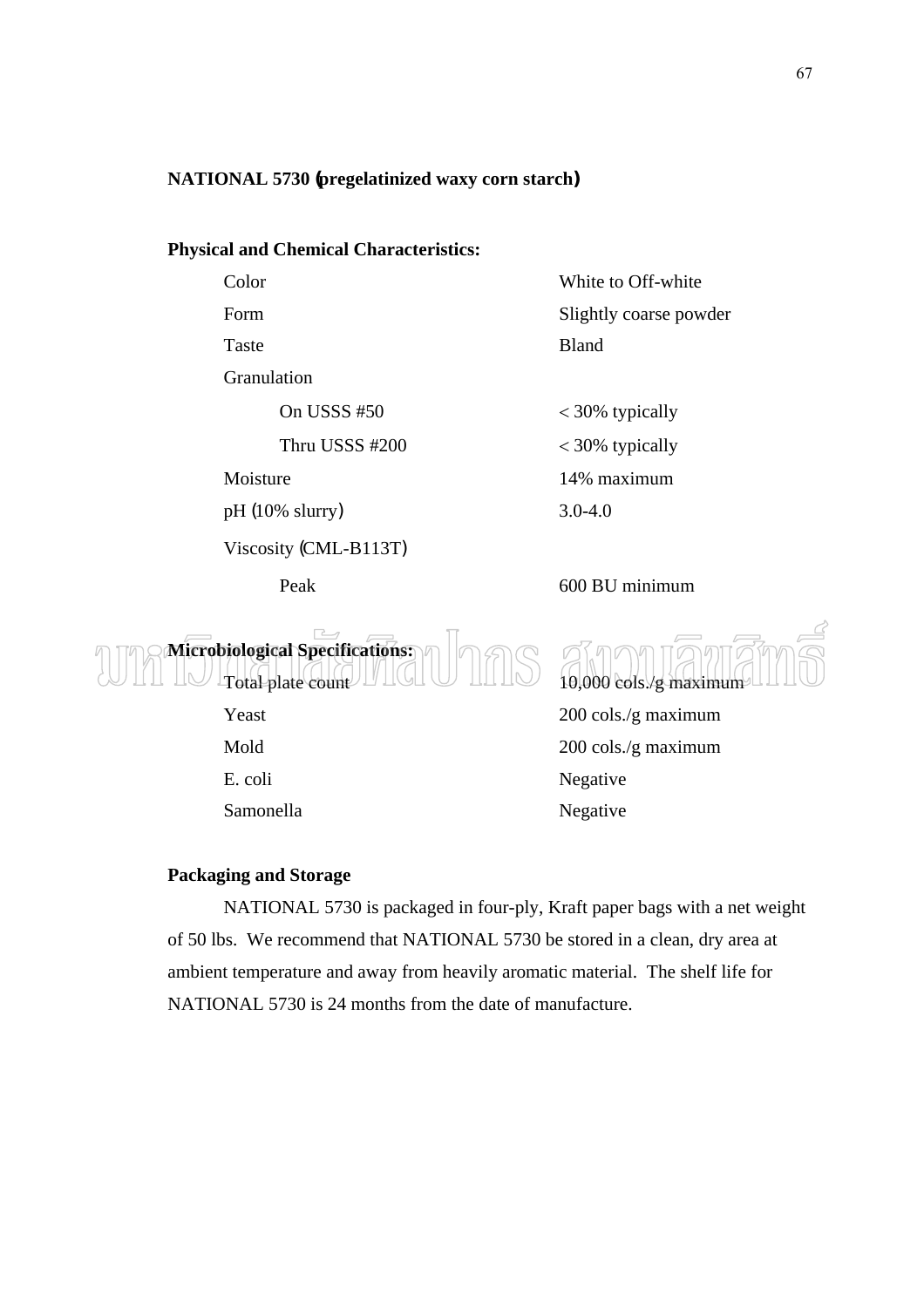**NATIONAL 5730 (pregelatinized waxy corn starch)**

**Physical and Chemical Characteristics:**

| | |
|---|---|
| Color | White to Off-white |
| Form | Slightly coarse powder |
| Taste | Bland |
| Granulation | |
| On USSS #50 | < 30% typically |
| Thru USSS #200 | < 30% typically |
| Moisture | 14% maximum |
| pH (10% slurry) | 3.0-4.0 |
| Viscosity (CML-B113T) | |
| Peak | 600 BU minimum |

**Microbiological Specifications:**

| | |
|---|---|
| Total plate count | 10,000 cols./g maximum |
| Yeast | 200 cols./g maximum |
| Mold | 200 cols./g maximum |
| E. coli | Negative |
| Samonella | Negative |

**Packaging and Storage**

NATIONAL 5730 is packaged in four-ply, Kraft paper bags with a net weight of 50 lbs. We recommend that NATIONAL 5730 be stored in a clean, dry area at ambient temperature and away from heavily aromatic material. The shelf life for NATIONAL 5730 is 24 months from the date of manufacture.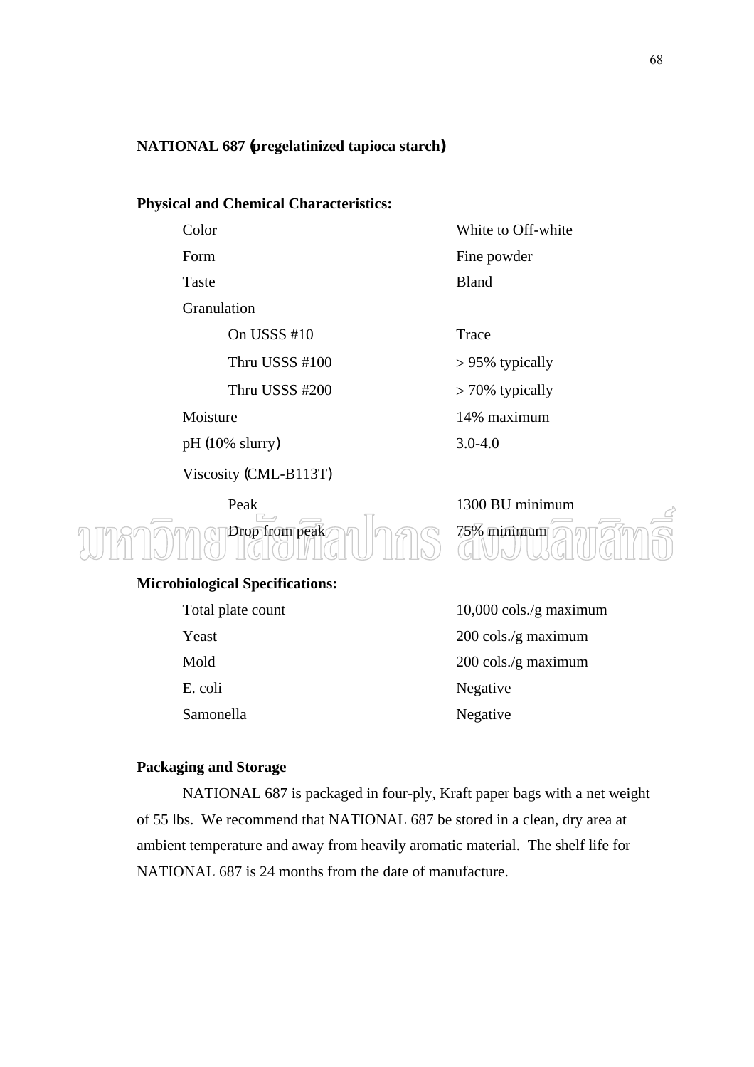**NATIONAL 687 (pregelatinized tapioca starch)**

**Physical and Chemical Characteristics:**

| | |
|---|---|
| Color | White to Off-white |
| Form | Fine powder |
| Taste | Bland |
| Granulation | |
| On USSS #10 | Trace |
| Thru USSS #100 | > 95% typically |
| Thru USSS #200 | > 70% typically |
| Moisture | 14% maximum |
| pH (10% slurry) | 3.0-4.0 |
| Viscosity (CML-B113T) | |
| Peak | 1300 BU minimum |
| Drop from peak | 75% minimum |

**Microbiological Specifications:**

| | |
|---|---|
| Total plate count | 10,000 cols./g maximum |
| Yeast | 200 cols./g maximum |
| Mold | 200 cols./g maximum |
| E. coli | Negative |
| Samonella | Negative |

**Packaging and Storage**

NATIONAL 687 is packaged in four-ply, Kraft paper bags with a net weight of 55 lbs. We recommend that NATIONAL 687 be stored in a clean, dry area at ambient temperature and away from heavily aromatic material. The shelf life for NATIONAL 687 is 24 months from the date of manufacture.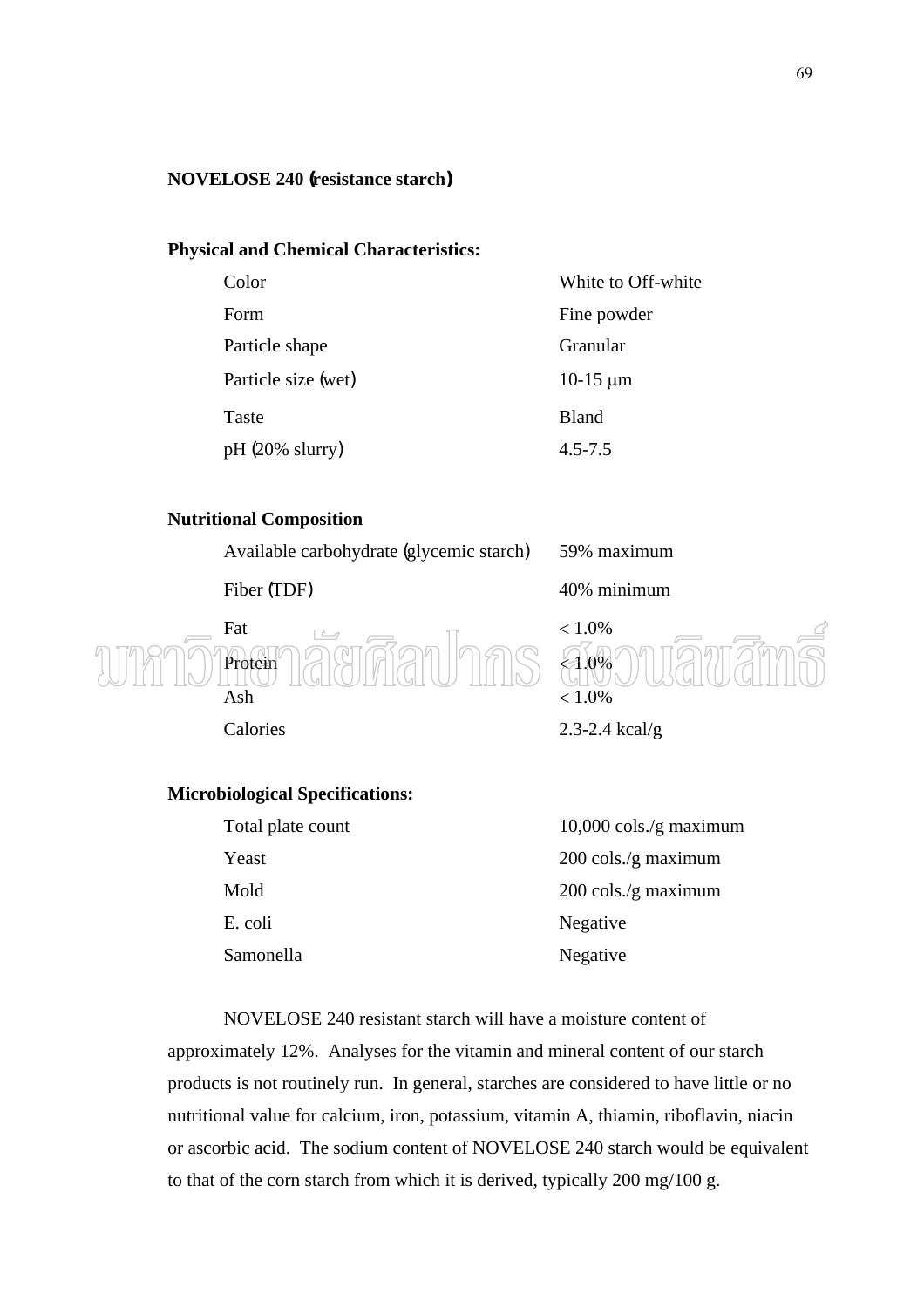**NOVELOSE 240 (resistance starch)**

**Physical and Chemical Characteristics:**

| | |
|---|---|
| Color | White to Off-white |
| Form | Fine powder |
| Particle shape | Granular |
| Particle size (wet) | 10-15 µm |
| Taste | Bland |
| pH (20% slurry) | 4.5-7.5 |

**Nutritional Composition**

| | |
|---|---|
| Available carbohydrate (glycemic starch) | 59% maximum |
| Fiber (TDF) | 40% minimum |
| Fat | < 1.0% |
| Protein | < 1.0% |
| Ash | < 1.0% |
| Calories | 2.3-2.4 kcal/g |

**Microbiological Specifications:**

| | |
|---|---|
| Total plate count | 10,000 cols./g maximum |
| Yeast | 200 cols./g maximum |
| Mold | 200 cols./g maximum |
| E. coli | Negative |
| Samonella | Negative |

NOVELOSE 240 resistant starch will have a moisture content of approximately 12%. Analyses for the vitamin and mineral content of our starch products is not routinely run. In general, starches are considered to have little or no nutritional value for calcium, iron, potassium, vitamin A, thiamin, riboflavin, niacin or ascorbic acid. The sodium content of NOVELOSE 240 starch would be equivalent to that of the corn starch from which it is derived, typically 200 mg/100 g.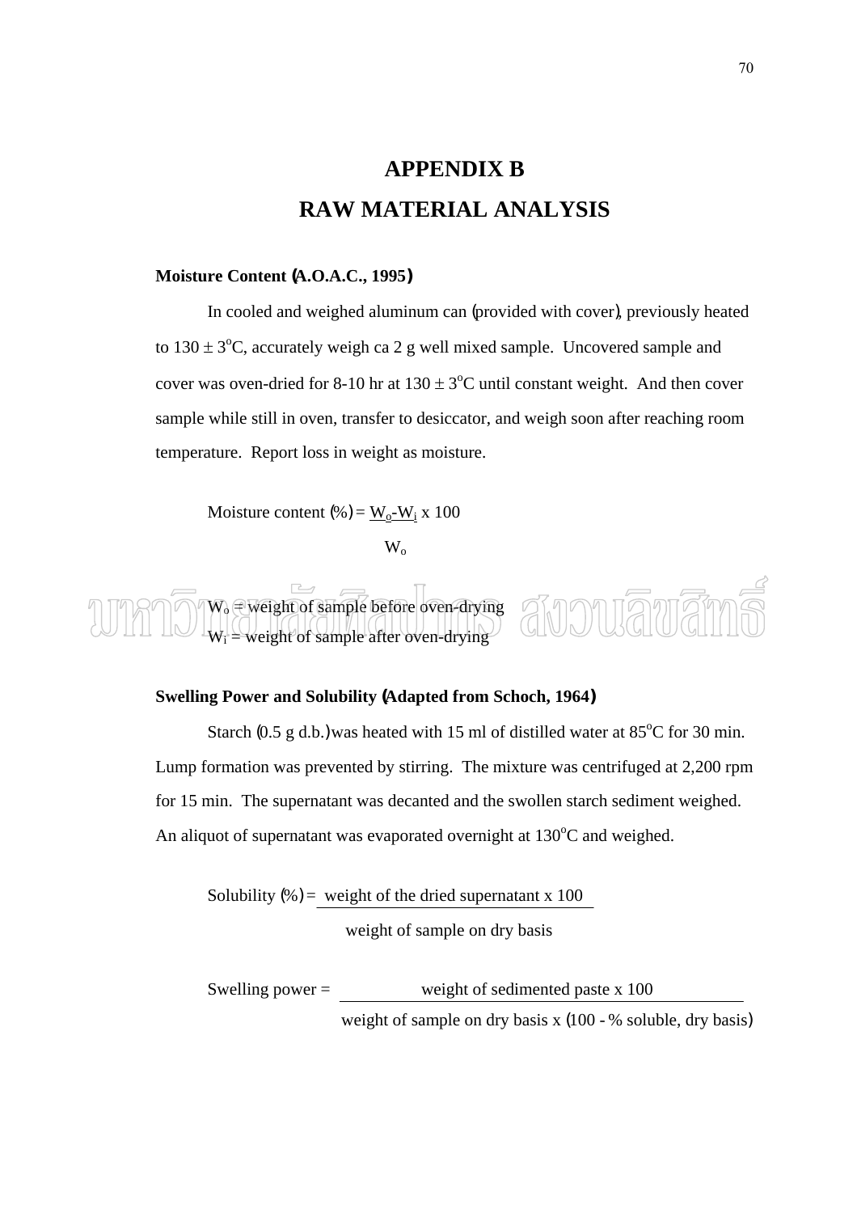# APPENDIX B

# RAW MATERIAL ANALYSIS

**Moisture Content (A.O.A.C., 1995)**

In cooled and weighed aluminum can (provided with cover), previously heated to $130 \pm 3^{o}C$, accurately weigh ca 2 g well mixed sample. Uncovered sample and cover was oven-dried for 8-10 hr at $130 \pm 3^{o}C$ until constant weight. And then cover sample while still in oven, transfer to desiccator, and weigh soon after reaching room temperature. Report loss in weight as moisture.

$$\text{Moisture content (\%)} = \frac{W_o - W_i}{W_o} \times 100$$

$W_o$ = weight of sample before oven-drying

$W_i$ = weight of sample after oven-drying

**Swelling Power and Solubility (Adapted from Schoch, 1964)**

Starch (0.5 g d.b.) was heated with 15 ml of distilled water at $85^{o}C$ for 30 min. Lump formation was prevented by stirring. The mixture was centrifuged at 2,200 rpm for 15 min. The supernatant was decanted and the swollen starch sediment weighed. An aliquot of supernatant was evaporated overnight at $130^{o}C$ and weighed.

$$\text{Solubility (\%)} = \frac{\text{weight of the dried supernatant} \times 100}{\text{weight of sample on dry basis}}$$

$$\text{Swelling power} = \frac{\text{weight of sedimented paste} \times 100}{\text{weight of sample on dry basis} \times (100 - \text{\% soluble, dry basis})}$$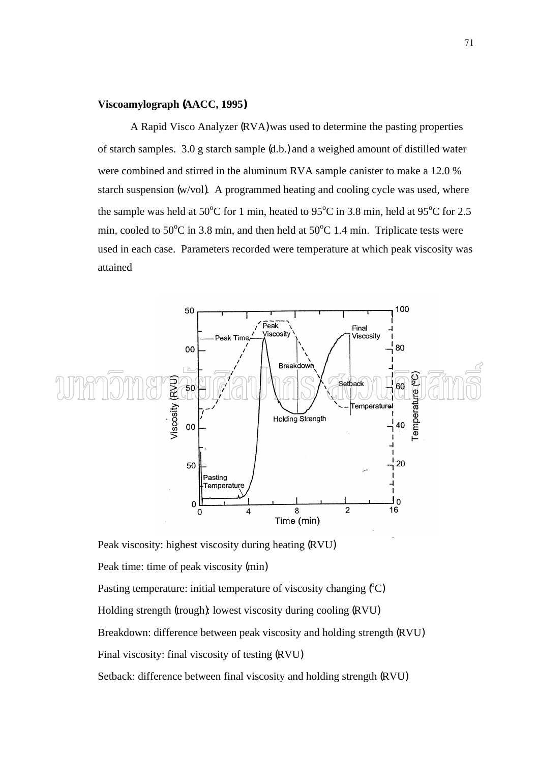**Viscoamylograph (AACC, 1995)**

A Rapid Visco Analyzer (RVA) was used to determine the pasting properties of starch samples. 3.0 g starch sample (d.b.) and a weighed amount of distilled water were combined and stirred in the aluminum RVA sample canister to make a 12.0 % starch suspension (w/vol). A programmed heating and cooling cycle was used, where the sample was held at 50°C for 1 min, heated to 95°C in 3.8 min, held at 95°C for 2.5 min, cooled to 50°C in 3.8 min, and then held at 50°C 1.4 min. Triplicate tests were used in each case. Parameters recorded were temperature at which peak viscosity was attained

Peak viscosity: highest viscosity during heating (RVU)

Peak time: time of peak viscosity (min)

Pasting temperature: initial temperature of viscosity changing (°C)

Holding strength (trough): lowest viscosity during cooling (RVU)

Breakdown: difference between peak viscosity and holding strength (RVU)

Final viscosity: final viscosity of testing (RVU)

Setback: difference between final viscosity and holding strength (RVU)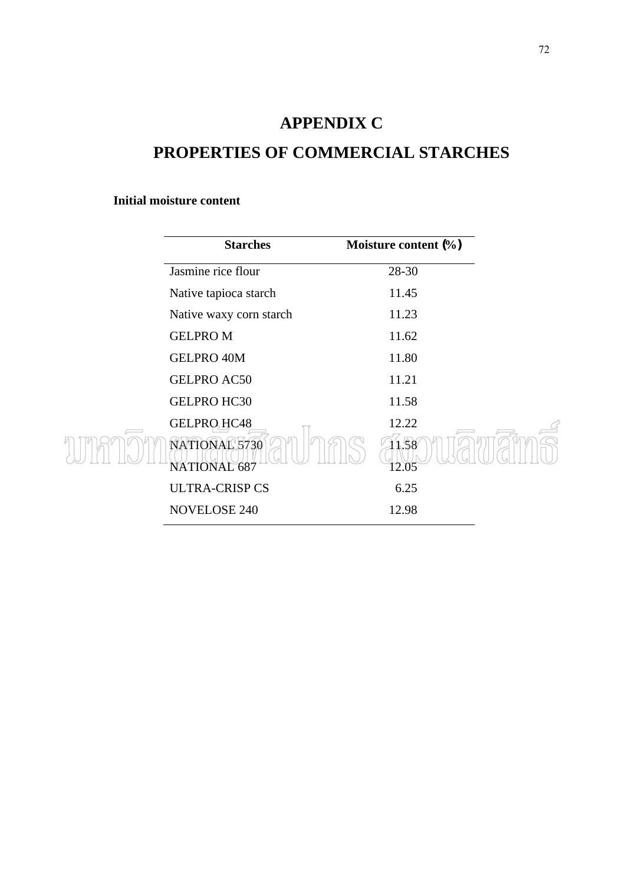# APPENDIX C

# PROPERTIES OF COMMERCIAL STARCHES

**Initial moisture content**

| **Starches** | **Moisture content (%)** |
|---|---|
| Jasmine rice flour | 28-30 |
| Native tapioca starch | 11.45 |
| Native waxy corn starch | 11.23 |
| GELPRO M | 11.62 |
| GELPRO 40M | 11.80 |
| GELPRO AC50 | 11.21 |
| GELPRO HC30 | 11.58 |
| GELPRO HC48 | 12.22 |
| NATIONAL 5730 | 11.58 |
| NATIONAL 687 | 12.05 |
| ULTRA-CRISP CS | 6.25 |
| NOVELOSE 240 | 12.98 |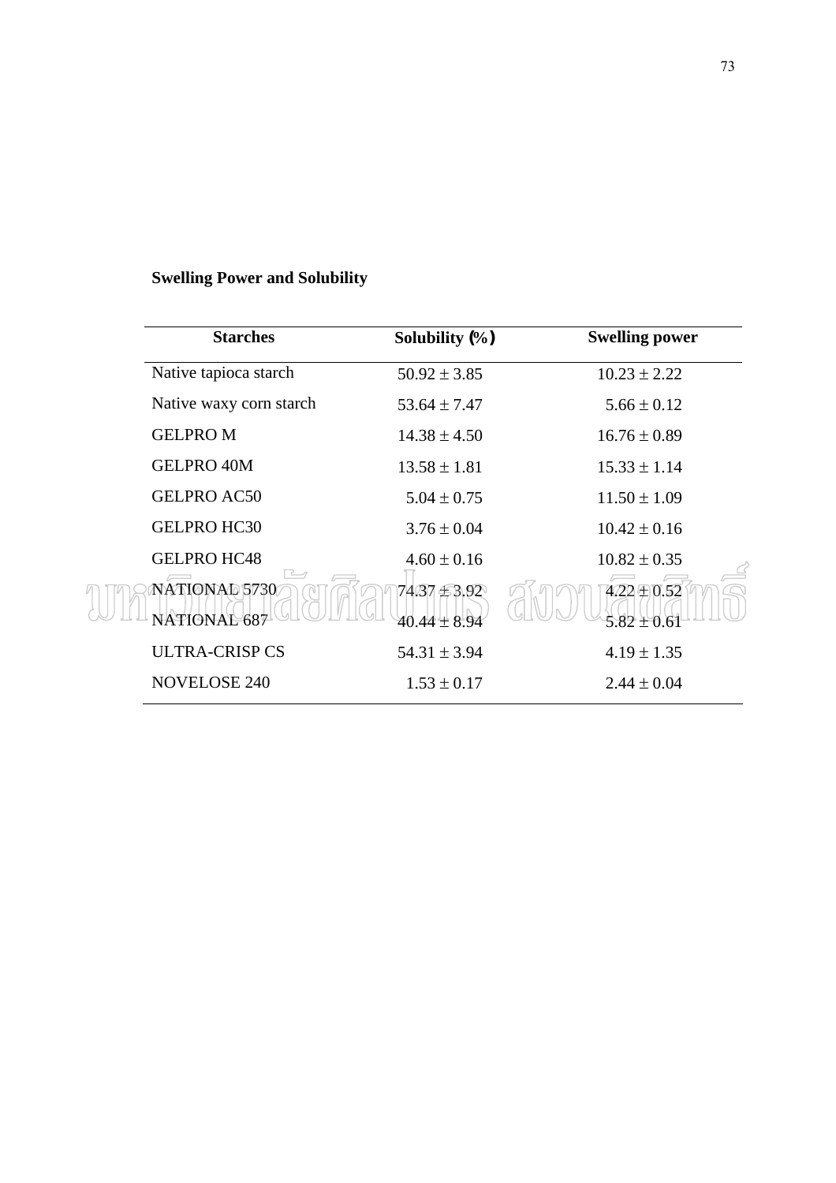**Swelling Power and Solubility**

| Starches | Solubility (%) | Swelling power |
|---|---|---|
| Native tapioca starch | $50.92 \pm 3.85$ | $10.23 \pm 2.22$ |
| Native waxy corn starch | $53.64 \pm 7.47$ | $5.66 \pm 0.12$ |
| GELPRO M | $14.38 \pm 4.50$ | $16.76 \pm 0.89$ |
| GELPRO 40M | $13.58 \pm 1.81$ | $15.33 \pm 1.14$ |
| GELPRO AC50 | $5.04 \pm 0.75$ | $11.50 \pm 1.09$ |
| GELPRO HC30 | $3.76 \pm 0.04$ | $10.42 \pm 0.16$ |
| GELPRO HC48 | $4.60 \pm 0.16$ | $10.82 \pm 0.35$ |
| NATIONAL 5730 | $74.37 \pm 3.92$ | $4.22 \pm 0.52$ |
| NATIONAL 687 | $40.44 \pm 8.94$ | $5.82 \pm 0.61$ |
| ULTRA-CRISP CS | $54.31 \pm 3.94$ | $4.19 \pm 1.35$ |
| NOVELOSE 240 | $1.53 \pm 0.17$ | $2.44 \pm 0.04$ |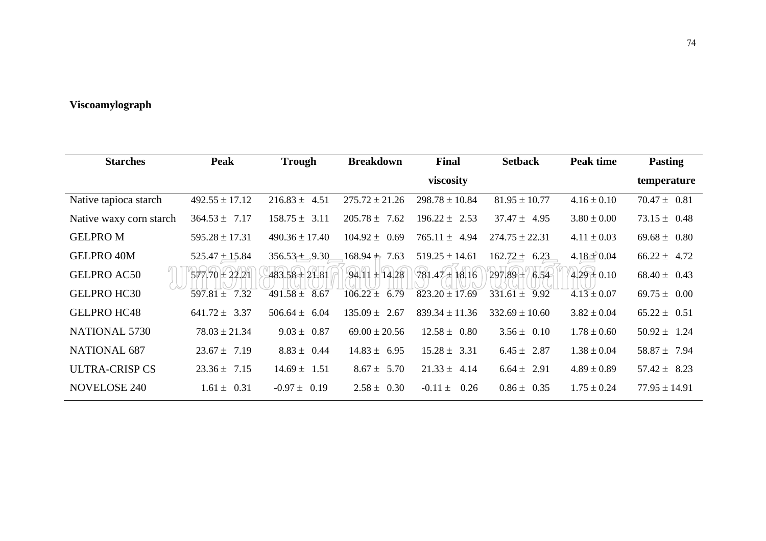**Viscoamylograph**

| Starches | Peak | Trough | Breakdown | Final viscosity | Setback | Peak time | Pasting temperature |
|---|---|---|---|---|---|---|---|
| Native tapioca starch | 492.55 ± 17.12 | 216.83 ± 4.51 | 275.72 ± 21.26 | 298.78 ± 10.84 | 81.95 ± 10.77 | 4.16 ± 0.10 | 70.47 ± 0.81 |
| Native waxy corn starch | 364.53 ± 7.17 | 158.75 ± 3.11 | 205.78 ± 7.62 | 196.22 ± 2.53 | 37.47 ± 4.95 | 3.80 ± 0.00 | 73.15 ± 0.48 |
| GELPRO M | 595.28 ± 17.31 | 490.36 ± 17.40 | 104.92 ± 0.69 | 765.11 ± 4.94 | 274.75 ± 22.31 | 4.11 ± 0.03 | 69.68 ± 0.80 |
| GELPRO 40M | 525.47 ± 15.84 | 356.53 ± 9.30 | 168.94 ± 7.63 | 519.25 ± 14.61 | 162.72 ± 6.23 | 4.18 ± 0.04 | 66.22 ± 4.72 |
| GELPRO AC50 | 577.70 ± 22.21 | 483.58 ± 21.81 | 94.11 ± 14.28 | 781.47 ± 18.16 | 297.89 ± 6.54 | 4.29 ± 0.10 | 68.40 ± 0.43 |
| GELPRO HC30 | 597.81 ± 7.32 | 491.58 ± 8.67 | 106.22 ± 6.79 | 823.20 ± 17.69 | 331.61 ± 9.92 | 4.13 ± 0.07 | 69.75 ± 0.00 |
| GELPRO HC48 | 641.72 ± 3.37 | 506.64 ± 6.04 | 135.09 ± 2.67 | 839.34 ± 11.36 | 332.69 ± 10.60 | 3.82 ± 0.04 | 65.22 ± 0.51 |
| NATIONAL 5730 | 78.03 ± 21.34 | 9.03 ± 0.87 | 69.00 ± 20.56 | 12.58 ± 0.80 | 3.56 ± 0.10 | 1.78 ± 0.60 | 50.92 ± 1.24 |
| NATIONAL 687 | 23.67 ± 7.19 | 8.83 ± 0.44 | 14.83 ± 6.95 | 15.28 ± 3.31 | 6.45 ± 2.87 | 1.38 ± 0.04 | 58.87 ± 7.94 |
| ULTRA-CRISP CS | 23.36 ± 7.15 | 14.69 ± 1.51 | 8.67 ± 5.70 | 21.33 ± 4.14 | 6.64 ± 2.91 | 4.89 ± 0.89 | 57.42 ± 8.23 |
| NOVELOSE 240 | 1.61 ± 0.31 | -0.97 ± 0.19 | 2.58 ± 0.30 | -0.11 ± 0.26 | 0.86 ± 0.35 | 1.75 ± 0.24 | 77.95 ± 14.91 |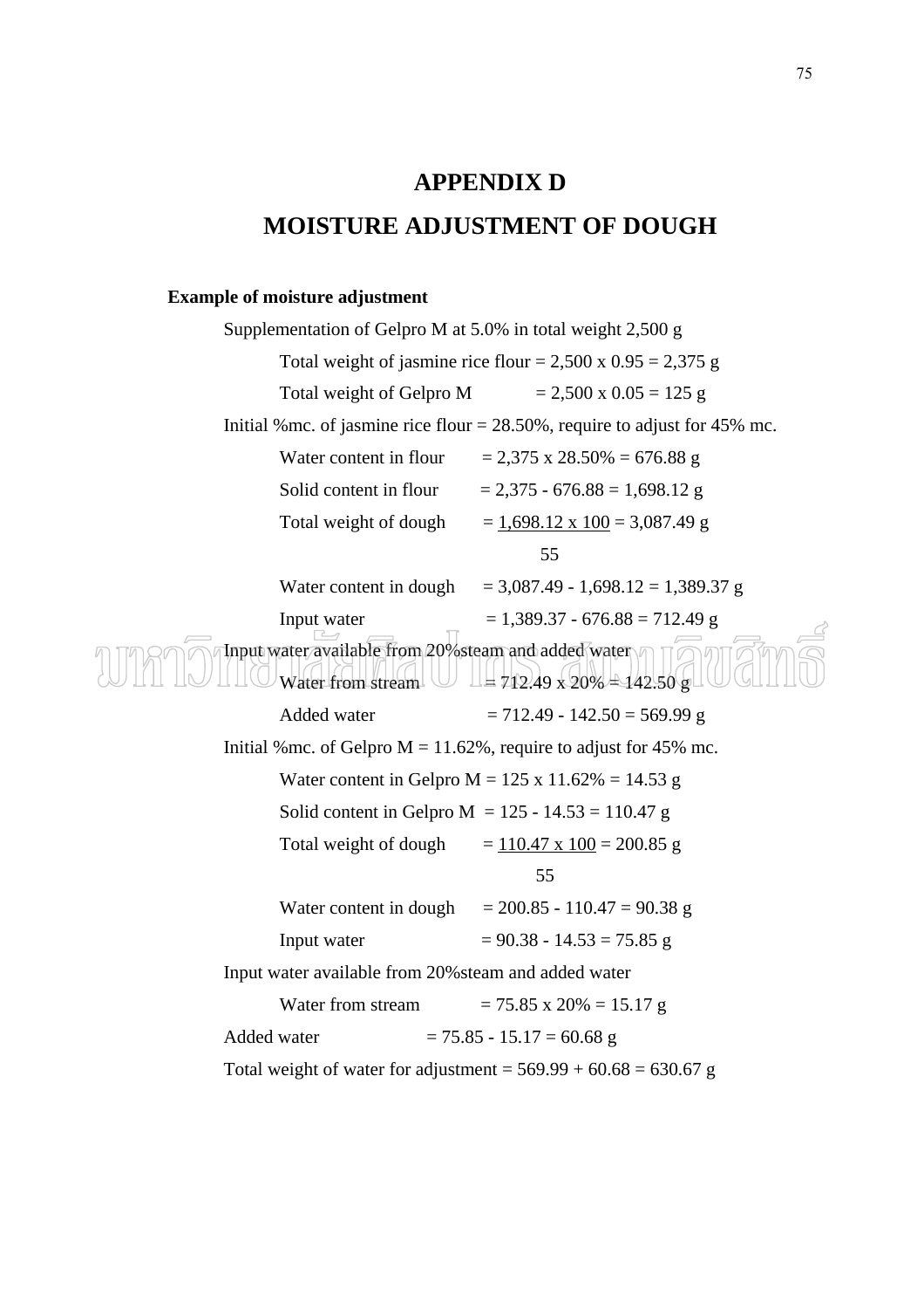# APPENDIX D

# MOISTURE ADJUSTMENT OF DOUGH

**Example of moisture adjustment**

Supplementation of Gelpro M at 5.0% in total weight 2,500 g

Total weight of jasmine rice flour = 2,500 x 0.95 = 2,375 g

Total weight of Gelpro M = 2,500 x 0.05 = 125 g

Initial %mc. of jasmine rice flour = 28.50%, require to adjust for 45% mc.

Water content in flour = 2,375 x 28.50% = 676.88 g

Solid content in flour = 2,375 - 676.88 = 1,698.12 g

Total weight of dough $= \frac{1{,}698.12 \times 100}{55} = 3{,}087.49$ g

Water content in dough = 3,087.49 - 1,698.12 = 1,389.37 g

Input water = 1,389.37 - 676.88 = 712.49 g

Input water available from 20%steam and added water

Water from stream = 712.49 x 20% = 142.50 g

Added water = 712.49 - 142.50 = 569.99 g

Initial %mc. of Gelpro M = 11.62%, require to adjust for 45% mc.

Water content in Gelpro M = 125 x 11.62% = 14.53 g

Solid content in Gelpro M = 125 - 14.53 = 110.47 g

Total weight of dough $= \frac{110.47 \times 100}{55} = 200.85$ g

Water content in dough = 200.85 - 110.47 = 90.38 g

Input water = 90.38 - 14.53 = 75.85 g

Input water available from 20%steam and added water

Water from stream = 75.85 x 20% = 15.17 g

Added water = 75.85 - 15.17 = 60.68 g

Total weight of water for adjustment = 569.99 + 60.68 = 630.67 g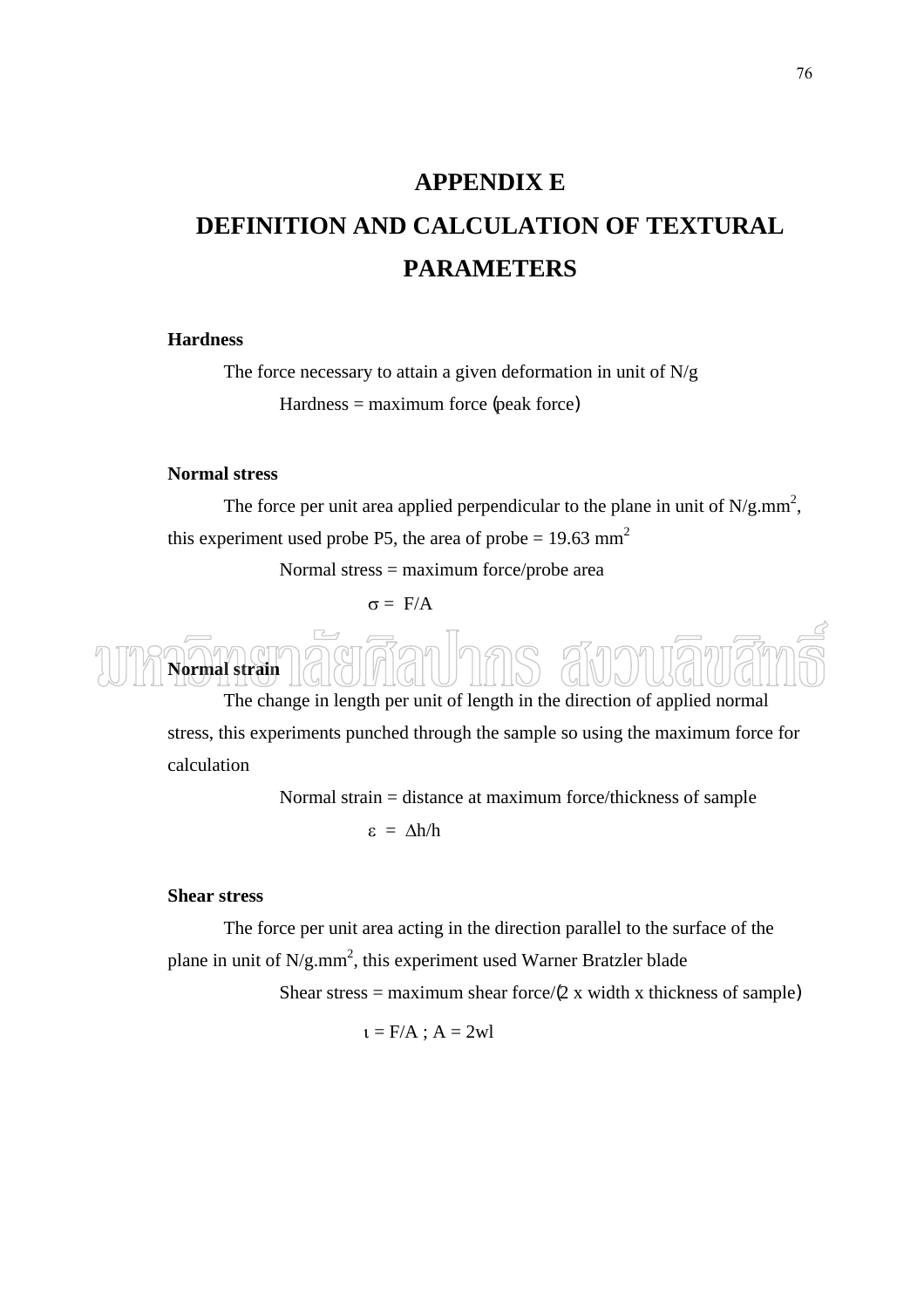# APPENDIX E

# DEFINITION AND CALCULATION OF TEXTURAL PARAMETERS

**Hardness**

The force necessary to attain a given deformation in unit of N/g

Hardness = maximum force (peak force)

**Normal stress**

The force per unit area applied perpendicular to the plane in unit of N/g.mm$^2$, this experiment used probe P5, the area of probe = 19.63 mm$^2$

Normal stress = maximum force/probe area

$$\sigma = F/A$$

**Normal strain**

The change in length per unit of length in the direction of applied normal stress, this experiments punched through the sample so using the maximum force for calculation

Normal strain = distance at maximum force/thickness of sample

$$\varepsilon = \Delta h/h$$

**Shear stress**

The force per unit area acting in the direction parallel to the surface of the plane in unit of N/g.mm$^2$, this experiment used Warner Bratzler blade

Shear stress = maximum shear force/(2 x width x thickness of sample)

$$\iota = F/A \; ; \; A = 2wl$$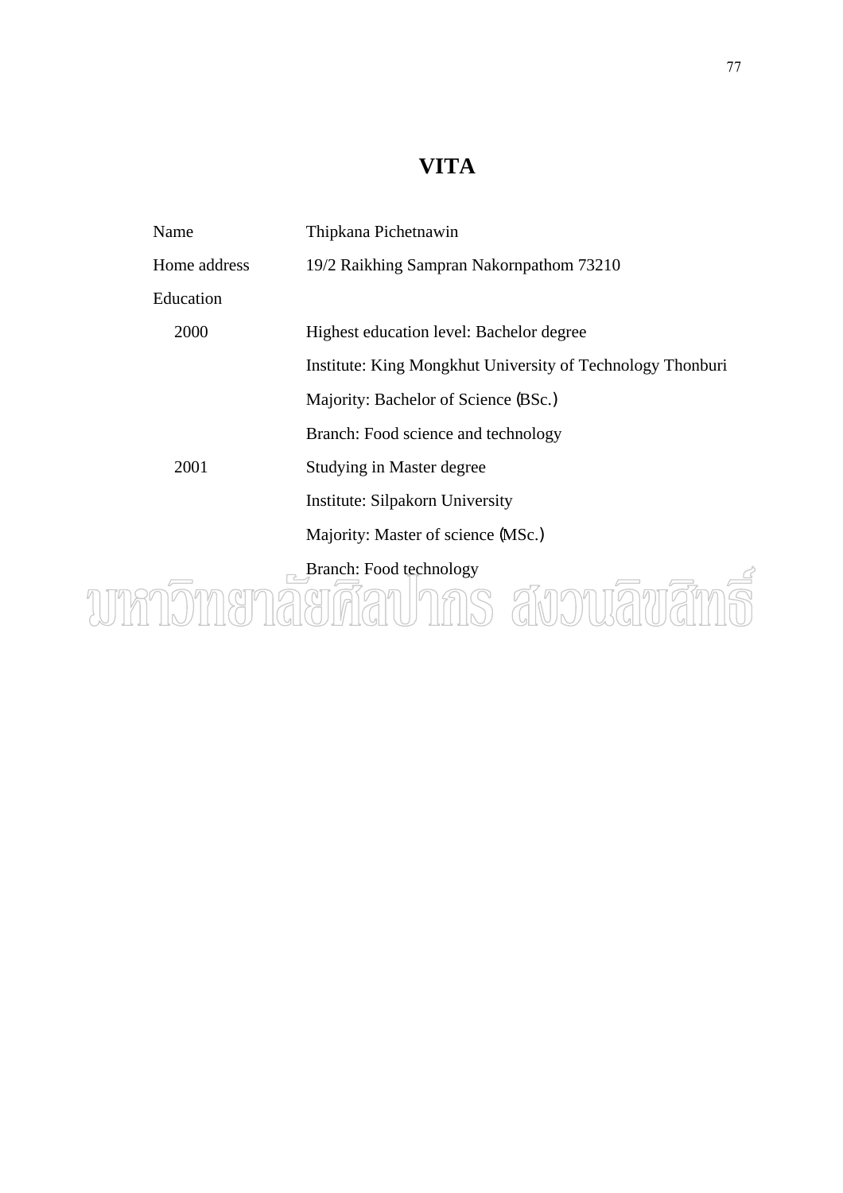# VITA

| | |
|---|---|
| Name | Thipkana Pichetnawin |
| Home address | 19/2 Raikhing Sampran Nakornpathom 73210 |
| Education | |
| 2000 | Highest education level: Bachelor degree |
| | Institute: King Mongkhut University of Technology Thonburi |
| | Majority: Bachelor of Science (BSc.) |
| | Branch: Food science and technology |
| 2001 | Studying in Master degree |
| | Institute: Silpakorn University |
| | Majority: Master of science (MSc.) |
| | Branch: Food technology |